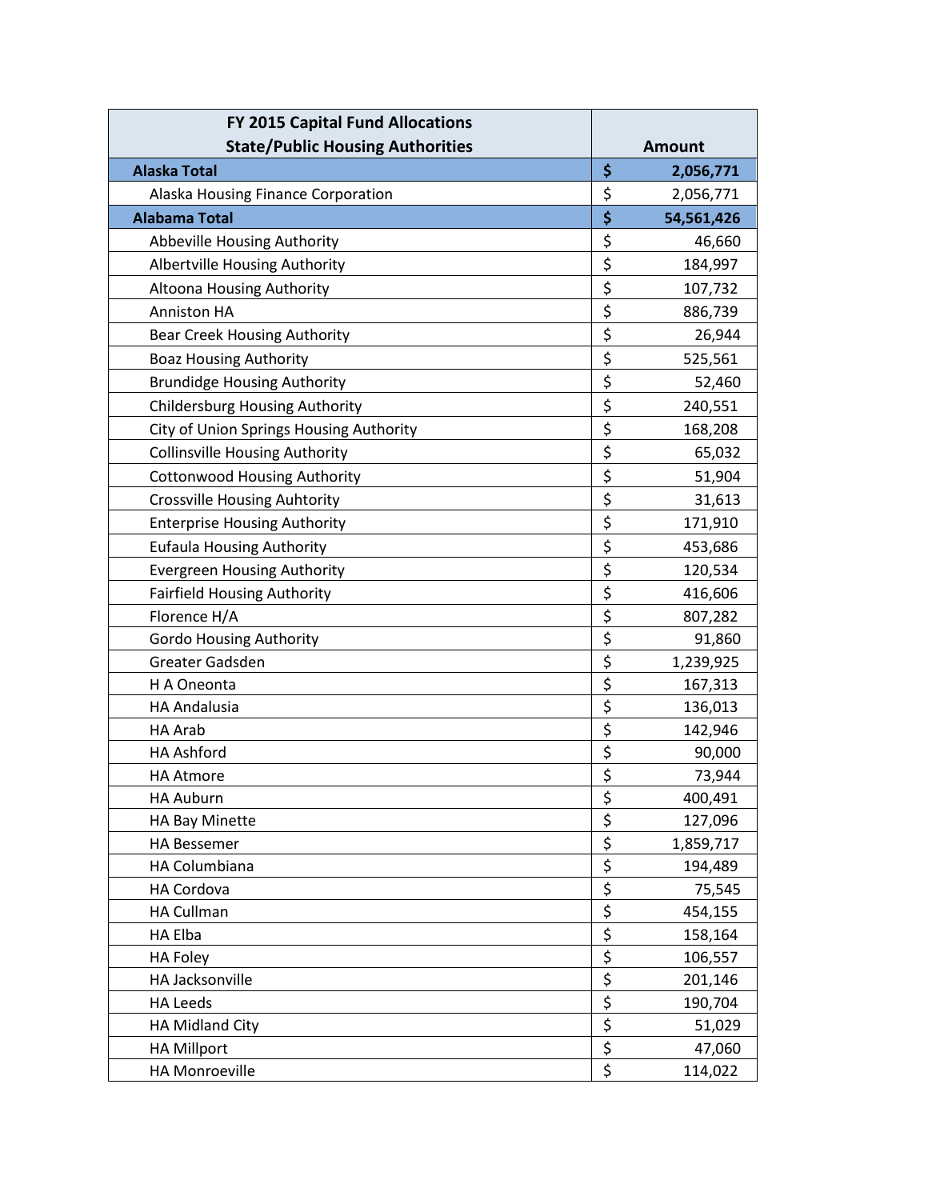| FY 2015 Capital Fund Allocations<br>State/Public Housing Authorities | Amount |
|---|---|
| **Alaska Total** | **$ 2,056,771** |
| Alaska Housing Finance Corporation | $ 2,056,771 |
| **Alabama Total** | **$ 54,561,426** |
| Abbeville Housing Authority | $ 46,660 |
| Albertville Housing Authority | $ 184,997 |
| Altoona Housing Authority | $ 107,732 |
| Anniston HA | $ 886,739 |
| Bear Creek Housing Authority | $ 26,944 |
| Boaz Housing Authority | $ 525,561 |
| Brundidge Housing Authority | $ 52,460 |
| Childersburg Housing Authority | $ 240,551 |
| City of Union Springs Housing Authority | $ 168,208 |
| Collinsville Housing Authority | $ 65,032 |
| Cottonwood Housing Authority | $ 51,904 |
| Crossville Housing Auhtority | $ 31,613 |
| Enterprise Housing Authority | $ 171,910 |
| Eufaula Housing Authority | $ 453,686 |
| Evergreen Housing Authority | $ 120,534 |
| Fairfield Housing Authority | $ 416,606 |
| Florence H/A | $ 807,282 |
| Gordo Housing Authority | $ 91,860 |
| Greater Gadsden | $ 1,239,925 |
| H A Oneonta | $ 167,313 |
| HA Andalusia | $ 136,013 |
| HA Arab | $ 142,946 |
| HA Ashford | $ 90,000 |
| HA Atmore | $ 73,944 |
| HA Auburn | $ 400,491 |
| HA Bay Minette | $ 127,096 |
| HA Bessemer | $ 1,859,717 |
| HA Columbiana | $ 194,489 |
| HA Cordova | $ 75,545 |
| HA Cullman | $ 454,155 |
| HA Elba | $ 158,164 |
| HA Foley | $ 106,557 |
| HA Jacksonville | $ 201,146 |
| HA Leeds | $ 190,704 |
| HA Midland City | $ 51,029 |
| HA Millport | $ 47,060 |
| HA Monroeville | $ 114,022 |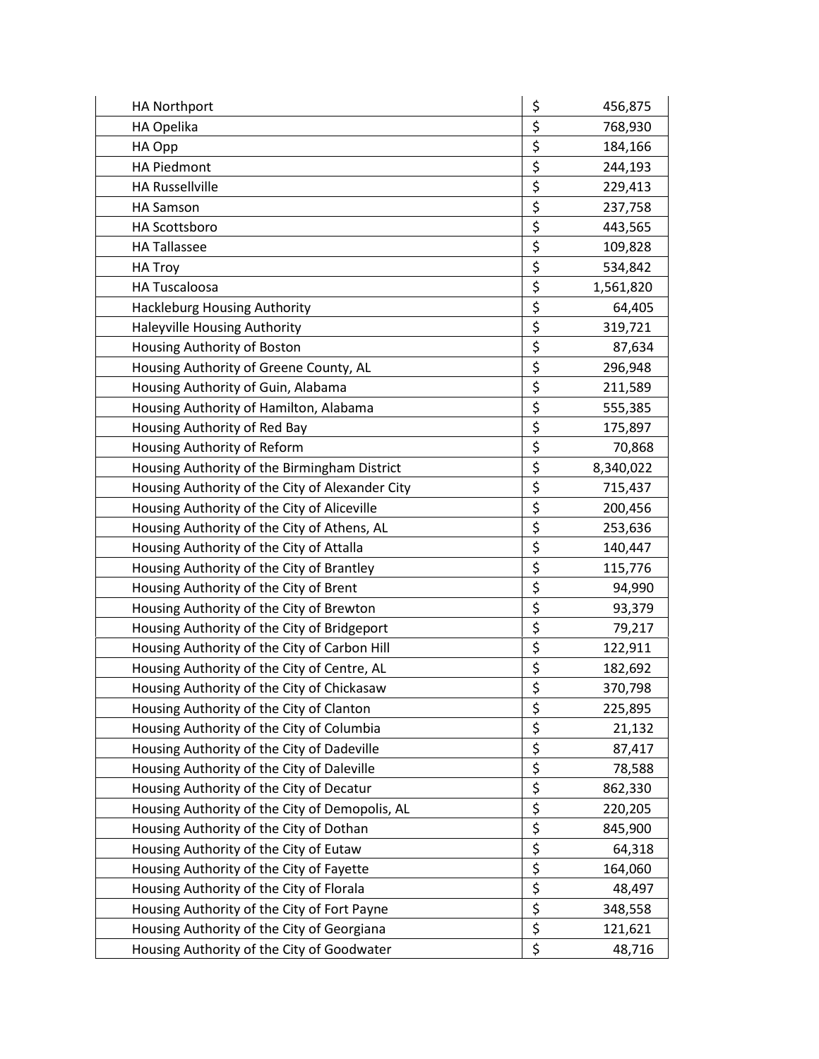| | |
|---|---|
| HA Northport | $ 456,875 |
| HA Opelika | $ 768,930 |
| HA Opp | $ 184,166 |
| HA Piedmont | $ 244,193 |
| HA Russellville | $ 229,413 |
| HA Samson | $ 237,758 |
| HA Scottsboro | $ 443,565 |
| HA Tallassee | $ 109,828 |
| HA Troy | $ 534,842 |
| HA Tuscaloosa | $ 1,561,820 |
| Hackleburg Housing Authority | $ 64,405 |
| Haleyville Housing Authority | $ 319,721 |
| Housing Authority of Boston | $ 87,634 |
| Housing Authority of Greene County, AL | $ 296,948 |
| Housing Authority of Guin, Alabama | $ 211,589 |
| Housing Authority of Hamilton, Alabama | $ 555,385 |
| Housing Authority of Red Bay | $ 175,897 |
| Housing Authority of Reform | $ 70,868 |
| Housing Authority of the Birmingham District | $ 8,340,022 |
| Housing Authority of the City of Alexander City | $ 715,437 |
| Housing Authority of the City of Aliceville | $ 200,456 |
| Housing Authority of the City of Athens, AL | $ 253,636 |
| Housing Authority of the City of Attalla | $ 140,447 |
| Housing Authority of the City of Brantley | $ 115,776 |
| Housing Authority of the City of Brent | $ 94,990 |
| Housing Authority of the City of Brewton | $ 93,379 |
| Housing Authority of the City of Bridgeport | $ 79,217 |
| Housing Authority of the City of Carbon Hill | $ 122,911 |
| Housing Authority of the City of Centre, AL | $ 182,692 |
| Housing Authority of the City of Chickasaw | $ 370,798 |
| Housing Authority of the City of Clanton | $ 225,895 |
| Housing Authority of the City of Columbia | $ 21,132 |
| Housing Authority of the City of Dadeville | $ 87,417 |
| Housing Authority of the City of Daleville | $ 78,588 |
| Housing Authority of the City of Decatur | $ 862,330 |
| Housing Authority of the City of Demopolis, AL | $ 220,205 |
| Housing Authority of the City of Dothan | $ 845,900 |
| Housing Authority of the City of Eutaw | $ 64,318 |
| Housing Authority of the City of Fayette | $ 164,060 |
| Housing Authority of the City of Florala | $ 48,497 |
| Housing Authority of the City of Fort Payne | $ 348,558 |
| Housing Authority of the City of Georgiana | $ 121,621 |
| Housing Authority of the City of Goodwater | $ 48,716 |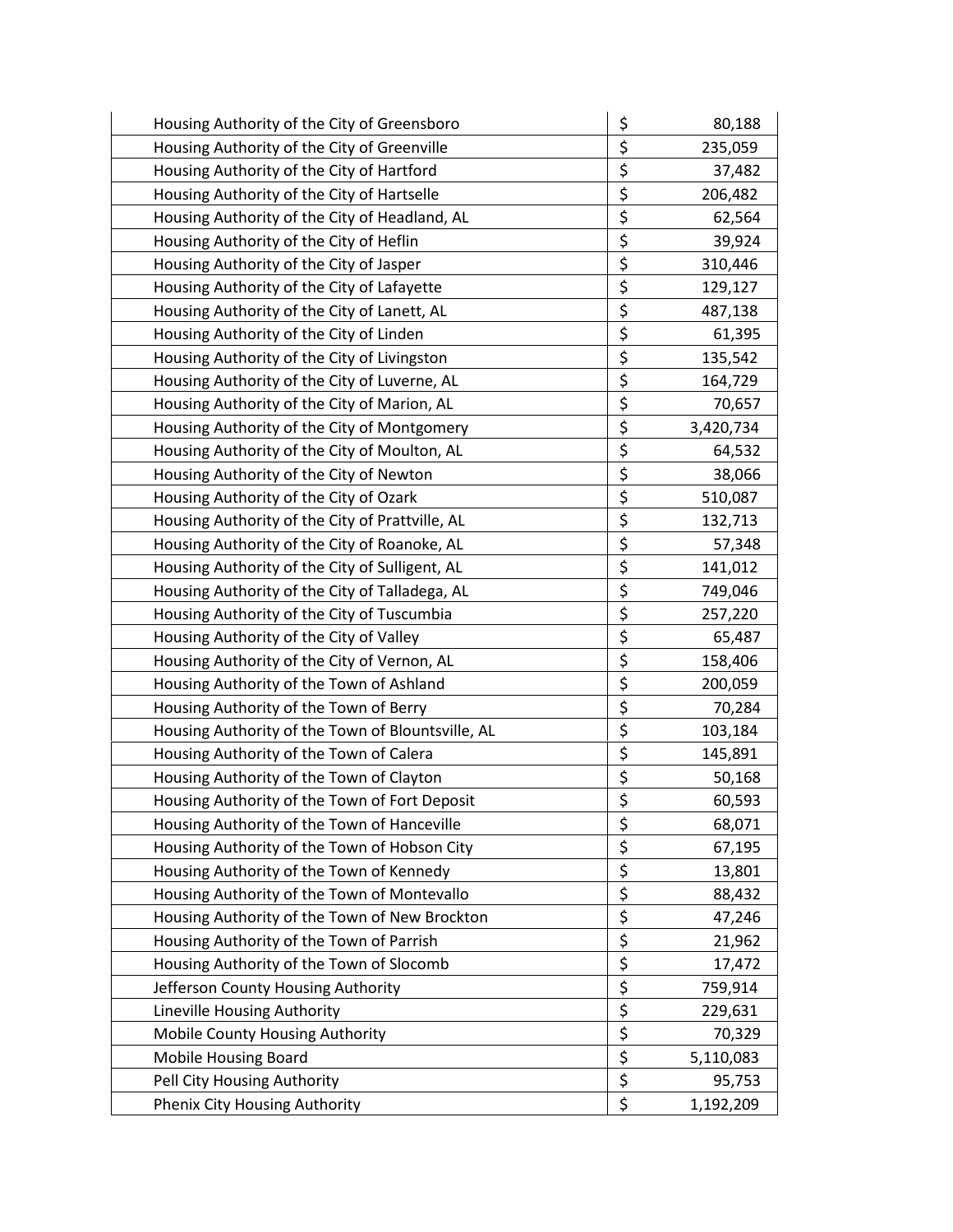| | | |
|---|---|---|
| Housing Authority of the City of Greensboro | $ | 80,188 |
| Housing Authority of the City of Greenville | $ | 235,059 |
| Housing Authority of the City of Hartford | $ | 37,482 |
| Housing Authority of the City of Hartselle | $ | 206,482 |
| Housing Authority of the City of Headland, AL | $ | 62,564 |
| Housing Authority of the City of Heflin | $ | 39,924 |
| Housing Authority of the City of Jasper | $ | 310,446 |
| Housing Authority of the City of Lafayette | $ | 129,127 |
| Housing Authority of the City of Lanett, AL | $ | 487,138 |
| Housing Authority of the City of Linden | $ | 61,395 |
| Housing Authority of the City of Livingston | $ | 135,542 |
| Housing Authority of the City of Luverne, AL | $ | 164,729 |
| Housing Authority of the City of Marion, AL | $ | 70,657 |
| Housing Authority of the City of Montgomery | $ | 3,420,734 |
| Housing Authority of the City of Moulton, AL | $ | 64,532 |
| Housing Authority of the City of Newton | $ | 38,066 |
| Housing Authority of the City of Ozark | $ | 510,087 |
| Housing Authority of the City of Prattville, AL | $ | 132,713 |
| Housing Authority of the City of Roanoke, AL | $ | 57,348 |
| Housing Authority of the City of Sulligent, AL | $ | 141,012 |
| Housing Authority of the City of Talladega, AL | $ | 749,046 |
| Housing Authority of the City of Tuscumbia | $ | 257,220 |
| Housing Authority of the City of Valley | $ | 65,487 |
| Housing Authority of the City of Vernon, AL | $ | 158,406 |
| Housing Authority of the Town of Ashland | $ | 200,059 |
| Housing Authority of the Town of Berry | $ | 70,284 |
| Housing Authority of the Town of Blountsville, AL | $ | 103,184 |
| Housing Authority of the Town of Calera | $ | 145,891 |
| Housing Authority of the Town of Clayton | $ | 50,168 |
| Housing Authority of the Town of Fort Deposit | $ | 60,593 |
| Housing Authority of the Town of Hanceville | $ | 68,071 |
| Housing Authority of the Town of Hobson City | $ | 67,195 |
| Housing Authority of the Town of Kennedy | $ | 13,801 |
| Housing Authority of the Town of Montevallo | $ | 88,432 |
| Housing Authority of the Town of New Brockton | $ | 47,246 |
| Housing Authority of the Town of Parrish | $ | 21,962 |
| Housing Authority of the Town of Slocomb | $ | 17,472 |
| Jefferson County Housing Authority | $ | 759,914 |
| Lineville Housing Authority | $ | 229,631 |
| Mobile County Housing Authority | $ | 70,329 |
| Mobile Housing Board | $ | 5,110,083 |
| Pell City Housing Authority | $ | 95,753 |
| Phenix City Housing Authority | $ | 1,192,209 |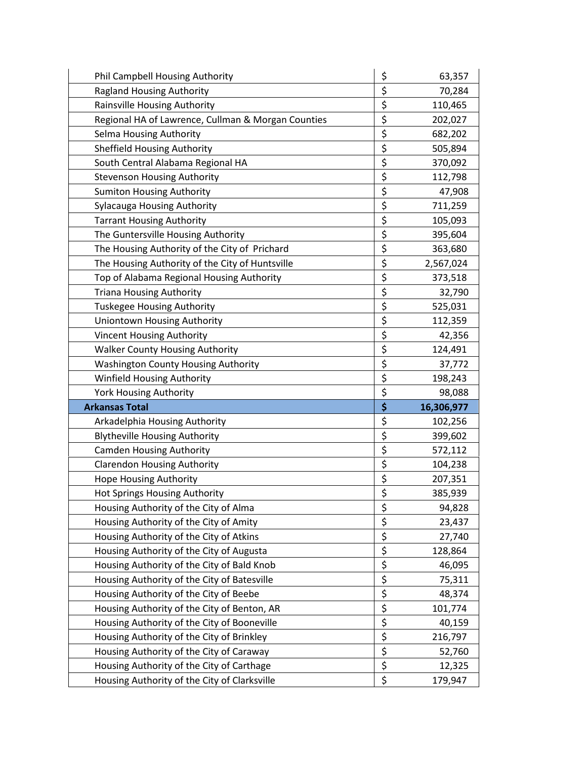| | | |
|---|---|---|
| Phil Campbell Housing Authority | $ | 63,357 |
| Ragland Housing Authority | $ | 70,284 |
| Rainsville Housing Authority | $ | 110,465 |
| Regional HA of Lawrence, Cullman & Morgan Counties | $ | 202,027 |
| Selma Housing Authority | $ | 682,202 |
| Sheffield Housing Authority | $ | 505,894 |
| South Central Alabama Regional HA | $ | 370,092 |
| Stevenson Housing Authority | $ | 112,798 |
| Sumiton Housing Authority | $ | 47,908 |
| Sylacauga Housing Authority | $ | 711,259 |
| Tarrant Housing Authority | $ | 105,093 |
| The Guntersville Housing Authority | $ | 395,604 |
| The Housing Authority of the City of Prichard | $ | 363,680 |
| The Housing Authority of the City of Huntsville | $ | 2,567,024 |
| Top of Alabama Regional Housing Authority | $ | 373,518 |
| Triana Housing Authority | $ | 32,790 |
| Tuskegee Housing Authority | $ | 525,031 |
| Uniontown Housing Authority | $ | 112,359 |
| Vincent Housing Authority | $ | 42,356 |
| Walker County Housing Authority | $ | 124,491 |
| Washington County Housing Authority | $ | 37,772 |
| Winfield Housing Authority | $ | 198,243 |
| York Housing Authority | $ | 98,088 |
| **Arkansas Total** | **$** | **16,306,977** |
| Arkadelphia Housing Authority | $ | 102,256 |
| Blytheville Housing Authority | $ | 399,602 |
| Camden Housing Authority | $ | 572,112 |
| Clarendon Housing Authority | $ | 104,238 |
| Hope Housing Authority | $ | 207,351 |
| Hot Springs Housing Authority | $ | 385,939 |
| Housing Authority of the City of Alma | $ | 94,828 |
| Housing Authority of the City of Amity | $ | 23,437 |
| Housing Authority of the City of Atkins | $ | 27,740 |
| Housing Authority of the City of Augusta | $ | 128,864 |
| Housing Authority of the City of Bald Knob | $ | 46,095 |
| Housing Authority of the City of Batesville | $ | 75,311 |
| Housing Authority of the City of Beebe | $ | 48,374 |
| Housing Authority of the City of Benton, AR | $ | 101,774 |
| Housing Authority of the City of Booneville | $ | 40,159 |
| Housing Authority of the City of Brinkley | $ | 216,797 |
| Housing Authority of the City of Caraway | $ | 52,760 |
| Housing Authority of the City of Carthage | $ | 12,325 |
| Housing Authority of the City of Clarksville | $ | 179,947 |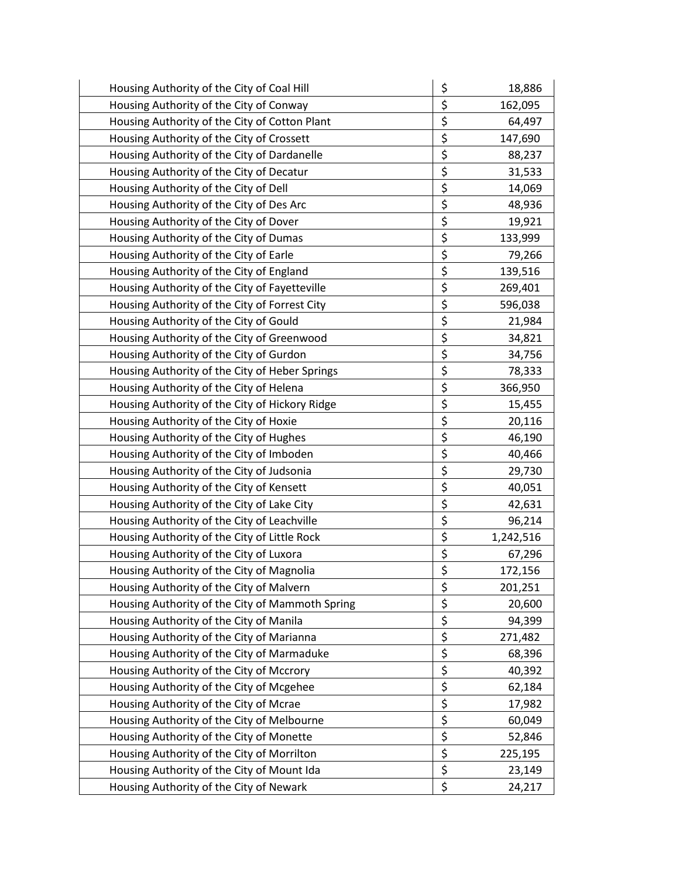| | | |
|---|---|---|
| Housing Authority of the City of Coal Hill | $ | 18,886 |
| Housing Authority of the City of Conway | $ | 162,095 |
| Housing Authority of the City of Cotton Plant | $ | 64,497 |
| Housing Authority of the City of Crossett | $ | 147,690 |
| Housing Authority of the City of Dardanelle | $ | 88,237 |
| Housing Authority of the City of Decatur | $ | 31,533 |
| Housing Authority of the City of Dell | $ | 14,069 |
| Housing Authority of the City of Des Arc | $ | 48,936 |
| Housing Authority of the City of Dover | $ | 19,921 |
| Housing Authority of the City of Dumas | $ | 133,999 |
| Housing Authority of the City of Earle | $ | 79,266 |
| Housing Authority of the City of England | $ | 139,516 |
| Housing Authority of the City of Fayetteville | $ | 269,401 |
| Housing Authority of the City of Forrest City | $ | 596,038 |
| Housing Authority of the City of Gould | $ | 21,984 |
| Housing Authority of the City of Greenwood | $ | 34,821 |
| Housing Authority of the City of Gurdon | $ | 34,756 |
| Housing Authority of the City of Heber Springs | $ | 78,333 |
| Housing Authority of the City of Helena | $ | 366,950 |
| Housing Authority of the City of Hickory Ridge | $ | 15,455 |
| Housing Authority of the City of Hoxie | $ | 20,116 |
| Housing Authority of the City of Hughes | $ | 46,190 |
| Housing Authority of the City of Imboden | $ | 40,466 |
| Housing Authority of the City of Judsonia | $ | 29,730 |
| Housing Authority of the City of Kensett | $ | 40,051 |
| Housing Authority of the City of Lake City | $ | 42,631 |
| Housing Authority of the City of Leachville | $ | 96,214 |
| Housing Authority of the City of Little Rock | $ | 1,242,516 |
| Housing Authority of the City of Luxora | $ | 67,296 |
| Housing Authority of the City of Magnolia | $ | 172,156 |
| Housing Authority of the City of Malvern | $ | 201,251 |
| Housing Authority of the City of Mammoth Spring | $ | 20,600 |
| Housing Authority of the City of Manila | $ | 94,399 |
| Housing Authority of the City of Marianna | $ | 271,482 |
| Housing Authority of the City of Marmaduke | $ | 68,396 |
| Housing Authority of the City of Mccrory | $ | 40,392 |
| Housing Authority of the City of Mcgehee | $ | 62,184 |
| Housing Authority of the City of Mcrae | $ | 17,982 |
| Housing Authority of the City of Melbourne | $ | 60,049 |
| Housing Authority of the City of Monette | $ | 52,846 |
| Housing Authority of the City of Morrilton | $ | 225,195 |
| Housing Authority of the City of Mount Ida | $ | 23,149 |
| Housing Authority of the City of Newark | $ | 24,217 |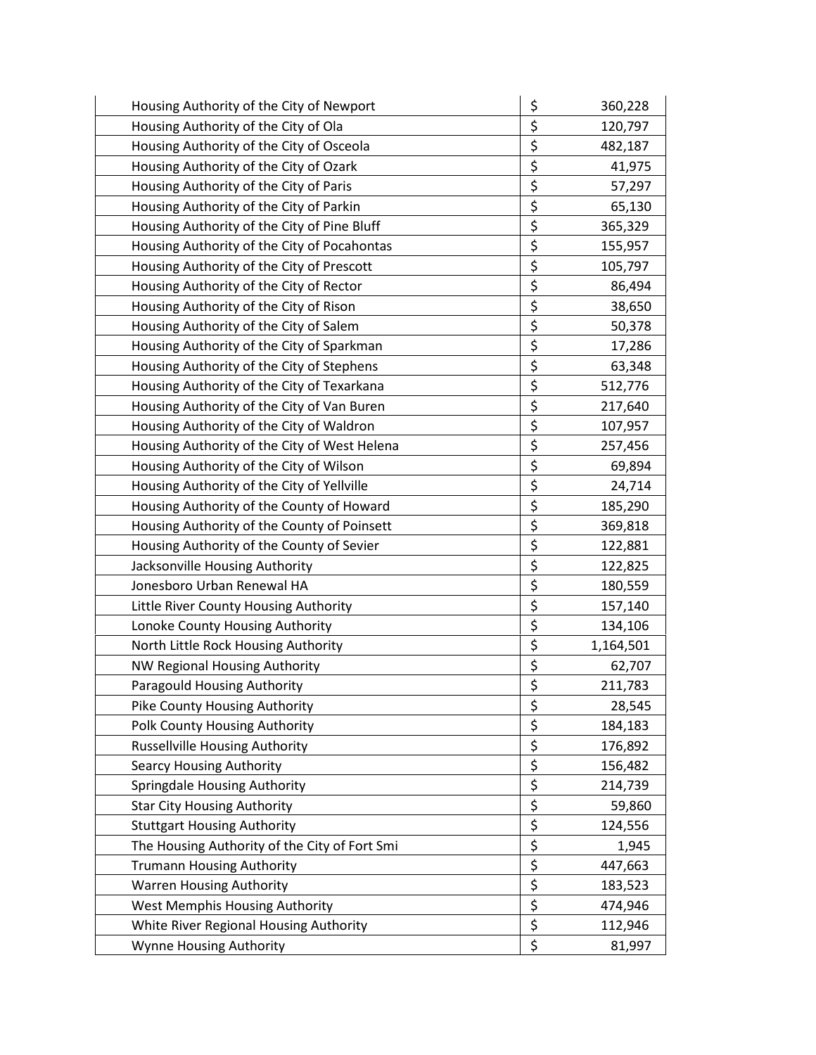| | | |
|---|---|---|
| Housing Authority of the City of Newport | $ | 360,228 |
| Housing Authority of the City of Ola | $ | 120,797 |
| Housing Authority of the City of Osceola | $ | 482,187 |
| Housing Authority of the City of Ozark | $ | 41,975 |
| Housing Authority of the City of Paris | $ | 57,297 |
| Housing Authority of the City of Parkin | $ | 65,130 |
| Housing Authority of the City of Pine Bluff | $ | 365,329 |
| Housing Authority of the City of Pocahontas | $ | 155,957 |
| Housing Authority of the City of Prescott | $ | 105,797 |
| Housing Authority of the City of Rector | $ | 86,494 |
| Housing Authority of the City of Rison | $ | 38,650 |
| Housing Authority of the City of Salem | $ | 50,378 |
| Housing Authority of the City of Sparkman | $ | 17,286 |
| Housing Authority of the City of Stephens | $ | 63,348 |
| Housing Authority of the City of Texarkana | $ | 512,776 |
| Housing Authority of the City of Van Buren | $ | 217,640 |
| Housing Authority of the City of Waldron | $ | 107,957 |
| Housing Authority of the City of West Helena | $ | 257,456 |
| Housing Authority of the City of Wilson | $ | 69,894 |
| Housing Authority of the City of Yellville | $ | 24,714 |
| Housing Authority of the County of Howard | $ | 185,290 |
| Housing Authority of the County of Poinsett | $ | 369,818 |
| Housing Authority of the County of Sevier | $ | 122,881 |
| Jacksonville Housing Authority | $ | 122,825 |
| Jonesboro Urban Renewal HA | $ | 180,559 |
| Little River County Housing Authority | $ | 157,140 |
| Lonoke County Housing Authority | $ | 134,106 |
| North Little Rock Housing Authority | $ | 1,164,501 |
| NW Regional Housing Authority | $ | 62,707 |
| Paragould Housing Authority | $ | 211,783 |
| Pike County Housing Authority | $ | 28,545 |
| Polk County Housing Authority | $ | 184,183 |
| Russellville Housing Authority | $ | 176,892 |
| Searcy Housing Authority | $ | 156,482 |
| Springdale Housing Authority | $ | 214,739 |
| Star City Housing Authority | $ | 59,860 |
| Stuttgart Housing Authority | $ | 124,556 |
| The Housing Authority of the City of Fort Smi | $ | 1,945 |
| Trumann Housing Authority | $ | 447,663 |
| Warren Housing Authority | $ | 183,523 |
| West Memphis Housing Authority | $ | 474,946 |
| White River Regional Housing Authority | $ | 112,946 |
| Wynne Housing Authority | $ | 81,997 |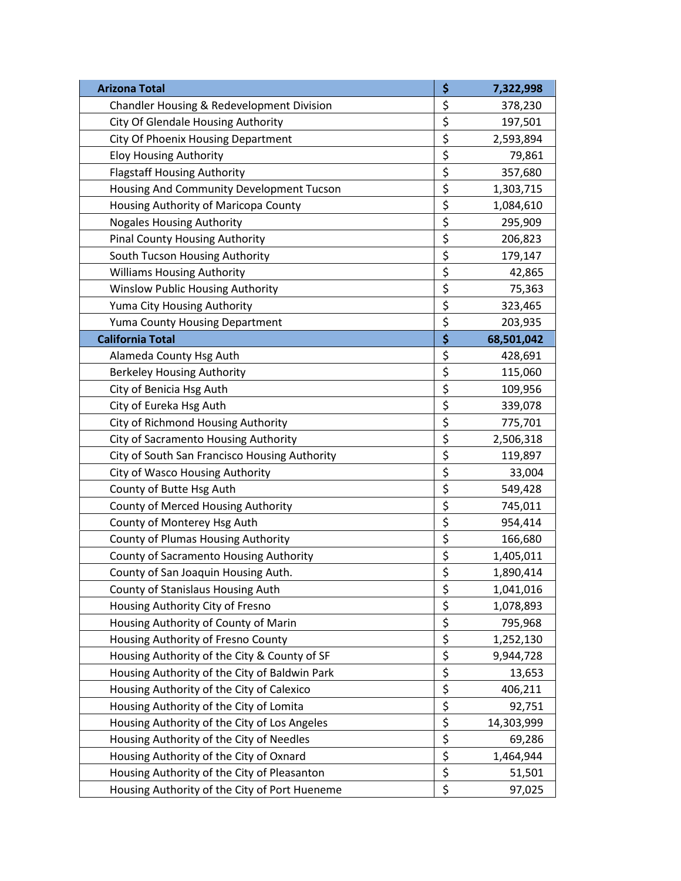| Arizona Total | $ | 7,322,998 |
|---|---|---|
| Chandler Housing & Redevelopment Division | $ | 378,230 |
| City Of Glendale Housing Authority | $ | 197,501 |
| City Of Phoenix Housing Department | $ | 2,593,894 |
| Eloy Housing Authority | $ | 79,861 |
| Flagstaff Housing Authority | $ | 357,680 |
| Housing And Community Development Tucson | $ | 1,303,715 |
| Housing Authority of Maricopa County | $ | 1,084,610 |
| Nogales Housing Authority | $ | 295,909 |
| Pinal County Housing Authority | $ | 206,823 |
| South Tucson Housing Authority | $ | 179,147 |
| Williams Housing Authority | $ | 42,865 |
| Winslow Public Housing Authority | $ | 75,363 |
| Yuma City Housing Authority | $ | 323,465 |
| Yuma County Housing Department | $ | 203,935 |
| **California Total** | **$** | **68,501,042** |
| Alameda County Hsg Auth | $ | 428,691 |
| Berkeley Housing Authority | $ | 115,060 |
| City of Benicia Hsg Auth | $ | 109,956 |
| City of Eureka Hsg Auth | $ | 339,078 |
| City of Richmond Housing Authority | $ | 775,701 |
| City of Sacramento Housing Authority | $ | 2,506,318 |
| City of South San Francisco Housing Authority | $ | 119,897 |
| City of Wasco Housing Authority | $ | 33,004 |
| County of Butte Hsg Auth | $ | 549,428 |
| County of Merced Housing Authority | $ | 745,011 |
| County of Monterey Hsg Auth | $ | 954,414 |
| County of Plumas Housing Authority | $ | 166,680 |
| County of Sacramento Housing Authority | $ | 1,405,011 |
| County of San Joaquin Housing Auth. | $ | 1,890,414 |
| County of Stanislaus Housing Auth | $ | 1,041,016 |
| Housing Authority City of Fresno | $ | 1,078,893 |
| Housing Authority of County of Marin | $ | 795,968 |
| Housing Authority of Fresno County | $ | 1,252,130 |
| Housing Authority of the City & County of SF | $ | 9,944,728 |
| Housing Authority of the City of Baldwin Park | $ | 13,653 |
| Housing Authority of the City of Calexico | $ | 406,211 |
| Housing Authority of the City of Lomita | $ | 92,751 |
| Housing Authority of the City of Los Angeles | $ | 14,303,999 |
| Housing Authority of the City of Needles | $ | 69,286 |
| Housing Authority of the City of Oxnard | $ | 1,464,944 |
| Housing Authority of the City of Pleasanton | $ | 51,501 |
| Housing Authority of the City of Port Hueneme | $ | 97,025 |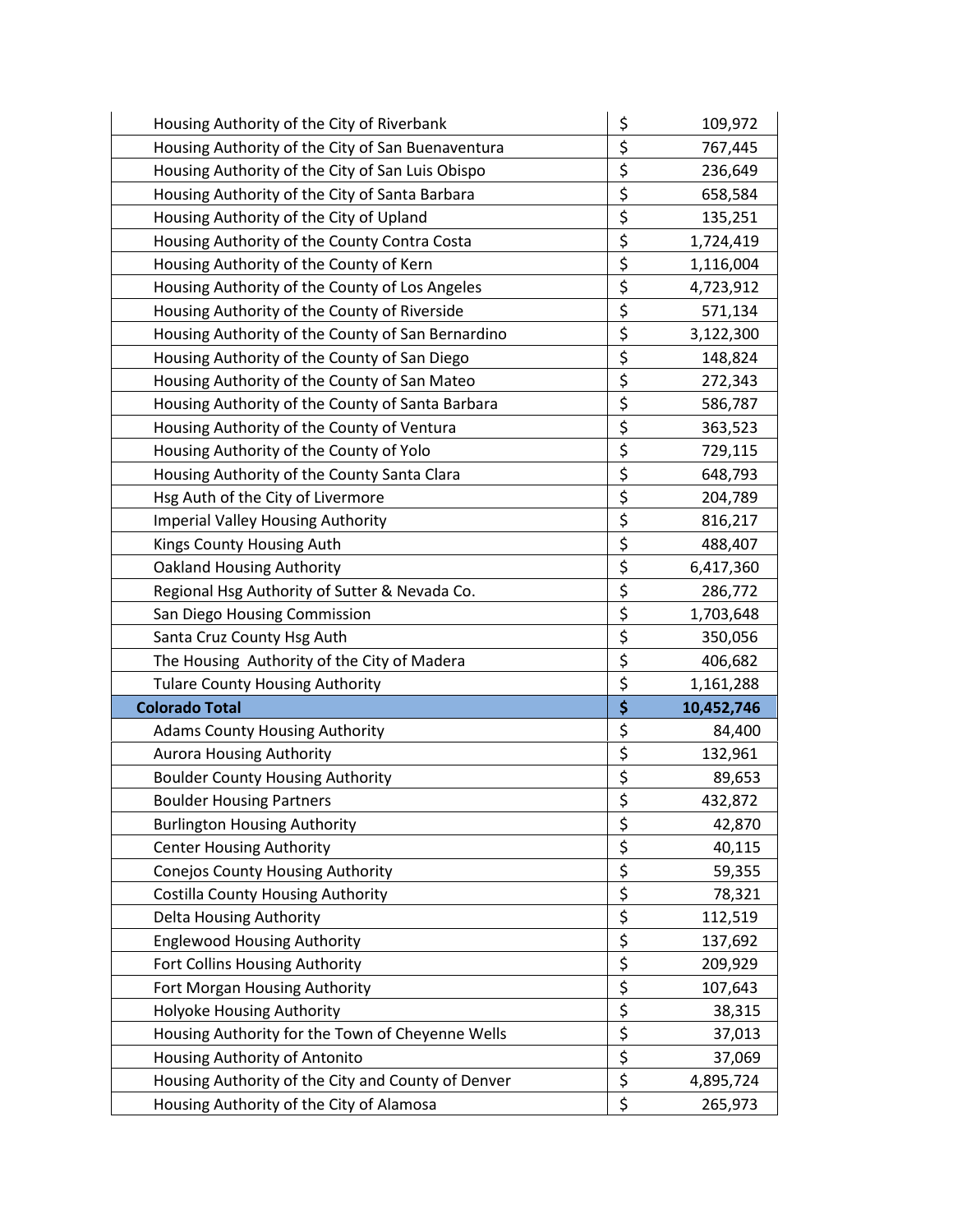| | | |
|---|---|---|
| Housing Authority of the City of Riverbank | $ | 109,972 |
| Housing Authority of the City of San Buenaventura | $ | 767,445 |
| Housing Authority of the City of San Luis Obispo | $ | 236,649 |
| Housing Authority of the City of Santa Barbara | $ | 658,584 |
| Housing Authority of the City of Upland | $ | 135,251 |
| Housing Authority of the County Contra Costa | $ | 1,724,419 |
| Housing Authority of the County of Kern | $ | 1,116,004 |
| Housing Authority of the County of Los Angeles | $ | 4,723,912 |
| Housing Authority of the County of Riverside | $ | 571,134 |
| Housing Authority of the County of San Bernardino | $ | 3,122,300 |
| Housing Authority of the County of San Diego | $ | 148,824 |
| Housing Authority of the County of San Mateo | $ | 272,343 |
| Housing Authority of the County of Santa Barbara | $ | 586,787 |
| Housing Authority of the County of Ventura | $ | 363,523 |
| Housing Authority of the County of Yolo | $ | 729,115 |
| Housing Authority of the County Santa Clara | $ | 648,793 |
| Hsg Auth of the City of Livermore | $ | 204,789 |
| Imperial Valley Housing Authority | $ | 816,217 |
| Kings County Housing Auth | $ | 488,407 |
| Oakland Housing Authority | $ | 6,417,360 |
| Regional Hsg Authority of Sutter & Nevada Co. | $ | 286,772 |
| San Diego Housing Commission | $ | 1,703,648 |
| Santa Cruz County Hsg Auth | $ | 350,056 |
| The Housing Authority of the City of Madera | $ | 406,682 |
| Tulare County Housing Authority | $ | 1,161,288 |
| **Colorado Total** | **$** | **10,452,746** |
| Adams County Housing Authority | $ | 84,400 |
| Aurora Housing Authority | $ | 132,961 |
| Boulder County Housing Authority | $ | 89,653 |
| Boulder Housing Partners | $ | 432,872 |
| Burlington Housing Authority | $ | 42,870 |
| Center Housing Authority | $ | 40,115 |
| Conejos County Housing Authority | $ | 59,355 |
| Costilla County Housing Authority | $ | 78,321 |
| Delta Housing Authority | $ | 112,519 |
| Englewood Housing Authority | $ | 137,692 |
| Fort Collins Housing Authority | $ | 209,929 |
| Fort Morgan Housing Authority | $ | 107,643 |
| Holyoke Housing Authority | $ | 38,315 |
| Housing Authority for the Town of Cheyenne Wells | $ | 37,013 |
| Housing Authority of Antonito | $ | 37,069 |
| Housing Authority of the City and County of Denver | $ | 4,895,724 |
| Housing Authority of the City of Alamosa | $ | 265,973 |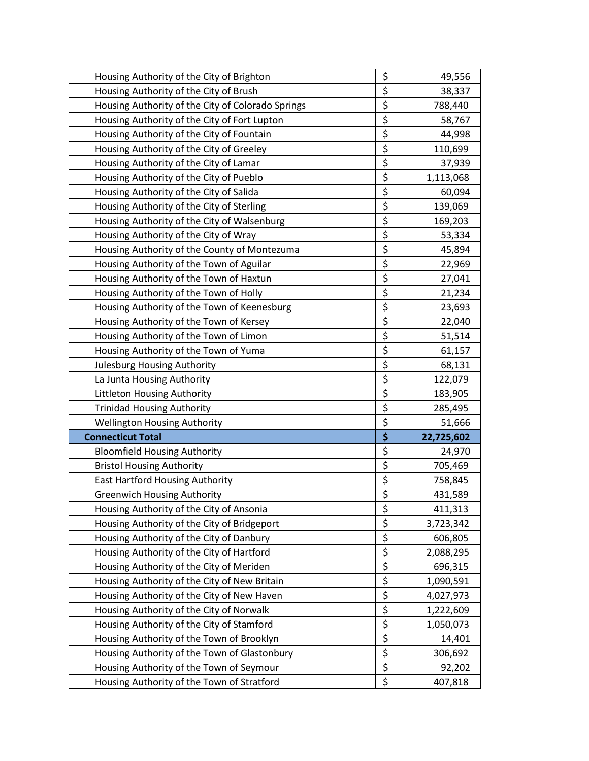| | | |
|---|---|---|
| Housing Authority of the City of Brighton | $ | 49,556 |
| Housing Authority of the City of Brush | $ | 38,337 |
| Housing Authority of the City of Colorado Springs | $ | 788,440 |
| Housing Authority of the City of Fort Lupton | $ | 58,767 |
| Housing Authority of the City of Fountain | $ | 44,998 |
| Housing Authority of the City of Greeley | $ | 110,699 |
| Housing Authority of the City of Lamar | $ | 37,939 |
| Housing Authority of the City of Pueblo | $ | 1,113,068 |
| Housing Authority of the City of Salida | $ | 60,094 |
| Housing Authority of the City of Sterling | $ | 139,069 |
| Housing Authority of the City of Walsenburg | $ | 169,203 |
| Housing Authority of the City of Wray | $ | 53,334 |
| Housing Authority of the County of Montezuma | $ | 45,894 |
| Housing Authority of the Town of Aguilar | $ | 22,969 |
| Housing Authority of the Town of Haxtun | $ | 27,041 |
| Housing Authority of the Town of Holly | $ | 21,234 |
| Housing Authority of the Town of Keenesburg | $ | 23,693 |
| Housing Authority of the Town of Kersey | $ | 22,040 |
| Housing Authority of the Town of Limon | $ | 51,514 |
| Housing Authority of the Town of Yuma | $ | 61,157 |
| Julesburg Housing Authority | $ | 68,131 |
| La Junta Housing Authority | $ | 122,079 |
| Littleton Housing Authority | $ | 183,905 |
| Trinidad Housing Authority | $ | 285,495 |
| Wellington Housing Authority | $ | 51,666 |
| **Connecticut Total** | **$** | **22,725,602** |
| Bloomfield Housing Authority | $ | 24,970 |
| Bristol Housing Authority | $ | 705,469 |
| East Hartford Housing Authority | $ | 758,845 |
| Greenwich Housing Authority | $ | 431,589 |
| Housing Authority of the City of Ansonia | $ | 411,313 |
| Housing Authority of the City of Bridgeport | $ | 3,723,342 |
| Housing Authority of the City of Danbury | $ | 606,805 |
| Housing Authority of the City of Hartford | $ | 2,088,295 |
| Housing Authority of the City of Meriden | $ | 696,315 |
| Housing Authority of the City of New Britain | $ | 1,090,591 |
| Housing Authority of the City of New Haven | $ | 4,027,973 |
| Housing Authority of the City of Norwalk | $ | 1,222,609 |
| Housing Authority of the City of Stamford | $ | 1,050,073 |
| Housing Authority of the Town of Brooklyn | $ | 14,401 |
| Housing Authority of the Town of Glastonbury | $ | 306,692 |
| Housing Authority of the Town of Seymour | $ | 92,202 |
| Housing Authority of the Town of Stratford | $ | 407,818 |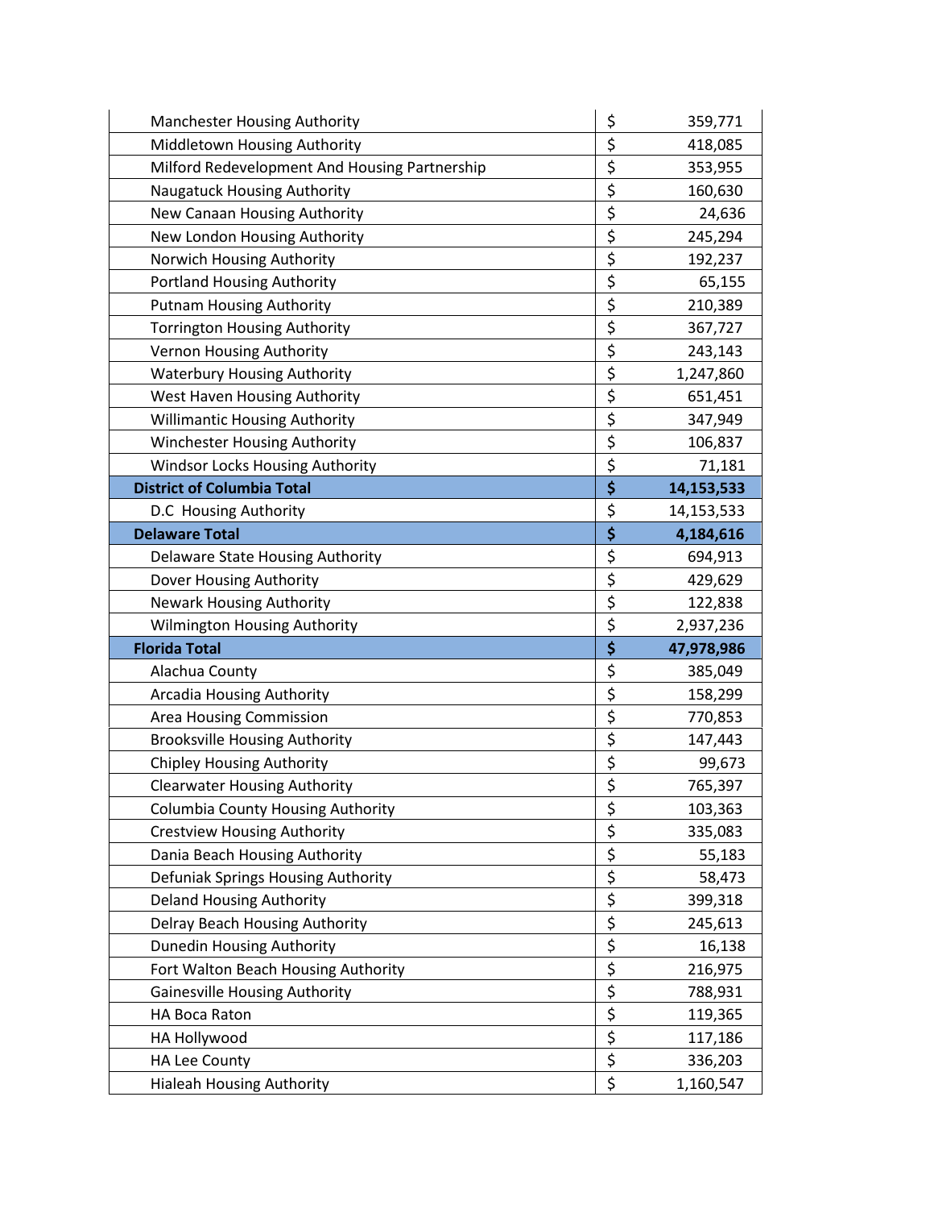| | | |
|---|---|---|
| Manchester Housing Authority | $ | 359,771 |
| Middletown Housing Authority | $ | 418,085 |
| Milford Redevelopment And Housing Partnership | $ | 353,955 |
| Naugatuck Housing Authority | $ | 160,630 |
| New Canaan Housing Authority | $ | 24,636 |
| New London Housing Authority | $ | 245,294 |
| Norwich Housing Authority | $ | 192,237 |
| Portland Housing Authority | $ | 65,155 |
| Putnam Housing Authority | $ | 210,389 |
| Torrington Housing Authority | $ | 367,727 |
| Vernon Housing Authority | $ | 243,143 |
| Waterbury Housing Authority | $ | 1,247,860 |
| West Haven Housing Authority | $ | 651,451 |
| Willimantic Housing Authority | $ | 347,949 |
| Winchester Housing Authority | $ | 106,837 |
| Windsor Locks Housing Authority | $ | 71,181 |
| **District of Columbia Total** | **$** | **14,153,533** |
| D.C Housing Authority | $ | 14,153,533 |
| **Delaware Total** | **$** | **4,184,616** |
| Delaware State Housing Authority | $ | 694,913 |
| Dover Housing Authority | $ | 429,629 |
| Newark Housing Authority | $ | 122,838 |
| Wilmington Housing Authority | $ | 2,937,236 |
| **Florida Total** | **$** | **47,978,986** |
| Alachua County | $ | 385,049 |
| Arcadia Housing Authority | $ | 158,299 |
| Area Housing Commission | $ | 770,853 |
| Brooksville Housing Authority | $ | 147,443 |
| Chipley Housing Authority | $ | 99,673 |
| Clearwater Housing Authority | $ | 765,397 |
| Columbia County Housing Authority | $ | 103,363 |
| Crestview Housing Authority | $ | 335,083 |
| Dania Beach Housing Authority | $ | 55,183 |
| Defuniak Springs Housing Authority | $ | 58,473 |
| Deland Housing Authority | $ | 399,318 |
| Delray Beach Housing Authority | $ | 245,613 |
| Dunedin Housing Authority | $ | 16,138 |
| Fort Walton Beach Housing Authority | $ | 216,975 |
| Gainesville Housing Authority | $ | 788,931 |
| HA Boca Raton | $ | 119,365 |
| HA Hollywood | $ | 117,186 |
| HA Lee County | $ | 336,203 |
| Hialeah Housing Authority | $ | 1,160,547 |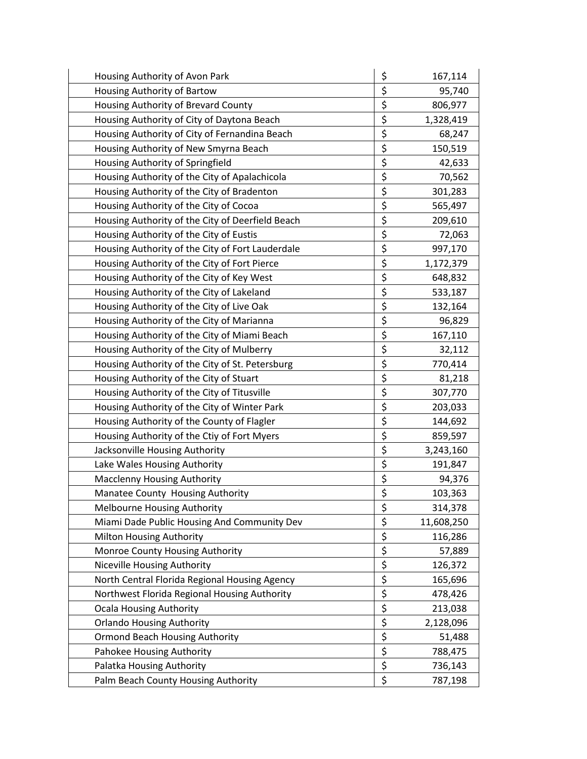| | | |
|---|---|---|
| Housing Authority of Avon Park | $ | 167,114 |
| Housing Authority of Bartow | $ | 95,740 |
| Housing Authority of Brevard County | $ | 806,977 |
| Housing Authority of City of Daytona Beach | $ | 1,328,419 |
| Housing Authority of City of Fernandina Beach | $ | 68,247 |
| Housing Authority of New Smyrna Beach | $ | 150,519 |
| Housing Authority of Springfield | $ | 42,633 |
| Housing Authority of the City of Apalachicola | $ | 70,562 |
| Housing Authority of the City of Bradenton | $ | 301,283 |
| Housing Authority of the City of Cocoa | $ | 565,497 |
| Housing Authority of the City of Deerfield Beach | $ | 209,610 |
| Housing Authority of the City of Eustis | $ | 72,063 |
| Housing Authority of the City of Fort Lauderdale | $ | 997,170 |
| Housing Authority of the City of Fort Pierce | $ | 1,172,379 |
| Housing Authority of the City of Key West | $ | 648,832 |
| Housing Authority of the City of Lakeland | $ | 533,187 |
| Housing Authority of the City of Live Oak | $ | 132,164 |
| Housing Authority of the City of Marianna | $ | 96,829 |
| Housing Authority of the City of Miami Beach | $ | 167,110 |
| Housing Authority of the City of Mulberry | $ | 32,112 |
| Housing Authority of the City of St. Petersburg | $ | 770,414 |
| Housing Authority of the City of Stuart | $ | 81,218 |
| Housing Authority of the City of Titusville | $ | 307,770 |
| Housing Authority of the City of Winter Park | $ | 203,033 |
| Housing Authority of the County of Flagler | $ | 144,692 |
| Housing Authority of the Ctiy of Fort Myers | $ | 859,597 |
| Jacksonville Housing Authority | $ | 3,243,160 |
| Lake Wales Housing Authority | $ | 191,847 |
| Macclenny Housing Authority | $ | 94,376 |
| Manatee County Housing Authority | $ | 103,363 |
| Melbourne Housing Authority | $ | 314,378 |
| Miami Dade Public Housing And Community Dev | $ | 11,608,250 |
| Milton Housing Authority | $ | 116,286 |
| Monroe County Housing Authority | $ | 57,889 |
| Niceville Housing Authority | $ | 126,372 |
| North Central Florida Regional Housing Agency | $ | 165,696 |
| Northwest Florida Regional Housing Authority | $ | 478,426 |
| Ocala Housing Authority | $ | 213,038 |
| Orlando Housing Authority | $ | 2,128,096 |
| Ormond Beach Housing Authority | $ | 51,488 |
| Pahokee Housing Authority | $ | 788,475 |
| Palatka Housing Authority | $ | 736,143 |
| Palm Beach County Housing Authority | $ | 787,198 |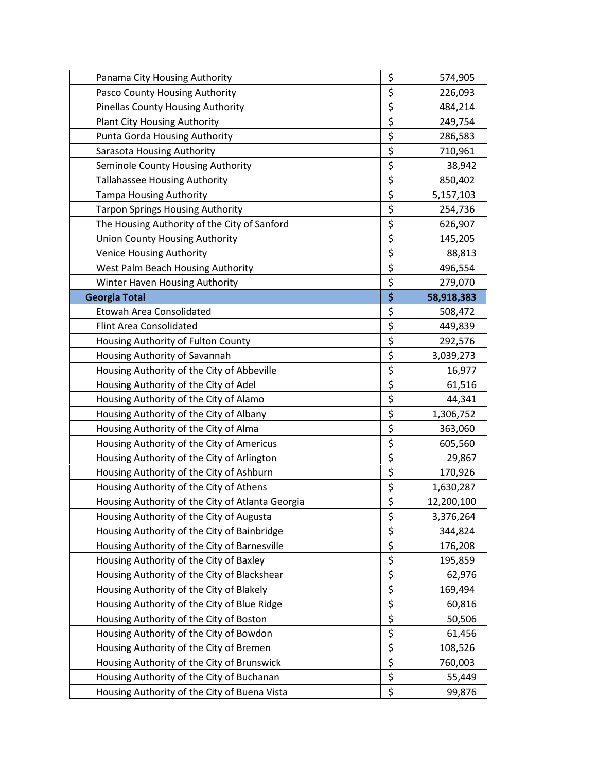| | | |
|---|---|---|
| Panama City Housing Authority | $ | 574,905 |
| Pasco County Housing Authority | $ | 226,093 |
| Pinellas County Housing Authority | $ | 484,214 |
| Plant City Housing Authority | $ | 249,754 |
| Punta Gorda Housing Authority | $ | 286,583 |
| Sarasota Housing Authority | $ | 710,961 |
| Seminole County Housing Authority | $ | 38,942 |
| Tallahassee Housing Authority | $ | 850,402 |
| Tampa Housing Authority | $ | 5,157,103 |
| Tarpon Springs Housing Authority | $ | 254,736 |
| The Housing Authority of the City of Sanford | $ | 626,907 |
| Union County Housing Authority | $ | 145,205 |
| Venice Housing Authority | $ | 88,813 |
| West Palm Beach Housing Authority | $ | 496,554 |
| Winter Haven Housing Authority | $ | 279,070 |
| **Georgia Total** | **$** | **58,918,383** |
| Etowah Area Consolidated | $ | 508,472 |
| Flint Area Consolidated | $ | 449,839 |
| Housing Authority of Fulton County | $ | 292,576 |
| Housing Authority of Savannah | $ | 3,039,273 |
| Housing Authority of the City of Abbeville | $ | 16,977 |
| Housing Authority of the City of Adel | $ | 61,516 |
| Housing Authority of the City of Alamo | $ | 44,341 |
| Housing Authority of the City of Albany | $ | 1,306,752 |
| Housing Authority of the City of Alma | $ | 363,060 |
| Housing Authority of the City of Americus | $ | 605,560 |
| Housing Authority of the City of Arlington | $ | 29,867 |
| Housing Authority of the City of Ashburn | $ | 170,926 |
| Housing Authority of the City of Athens | $ | 1,630,287 |
| Housing Authority of the City of Atlanta Georgia | $ | 12,200,100 |
| Housing Authority of the City of Augusta | $ | 3,376,264 |
| Housing Authority of the City of Bainbridge | $ | 344,824 |
| Housing Authority of the City of Barnesville | $ | 176,208 |
| Housing Authority of the City of Baxley | $ | 195,859 |
| Housing Authority of the City of Blackshear | $ | 62,976 |
| Housing Authority of the City of Blakely | $ | 169,494 |
| Housing Authority of the City of Blue Ridge | $ | 60,816 |
| Housing Authority of the City of Boston | $ | 50,506 |
| Housing Authority of the City of Bowdon | $ | 61,456 |
| Housing Authority of the City of Bremen | $ | 108,526 |
| Housing Authority of the City of Brunswick | $ | 760,003 |
| Housing Authority of the City of Buchanan | $ | 55,449 |
| Housing Authority of the City of Buena Vista | $ | 99,876 |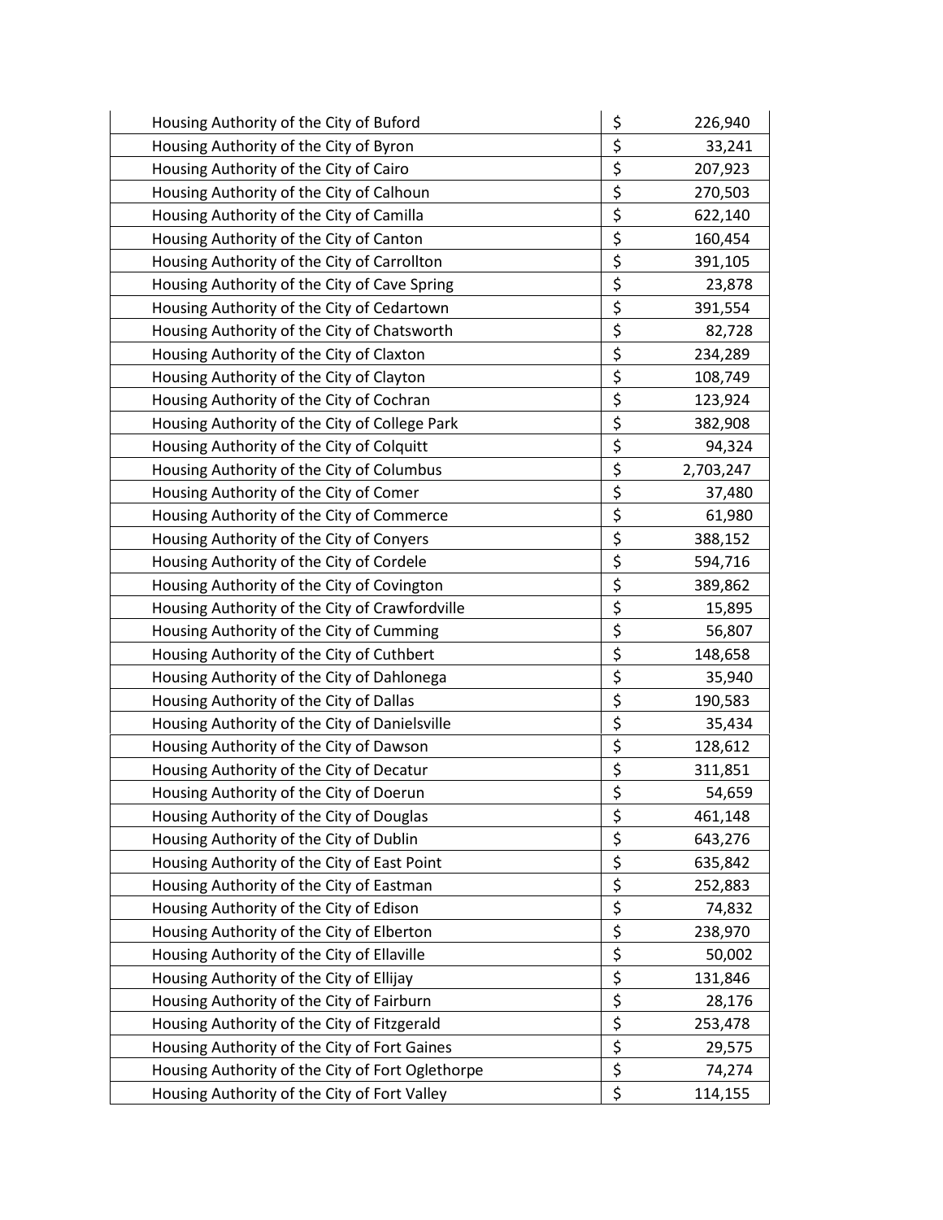| | | |
|---|---|---|
| Housing Authority of the City of Buford | $ | 226,940 |
| Housing Authority of the City of Byron | $ | 33,241 |
| Housing Authority of the City of Cairo | $ | 207,923 |
| Housing Authority of the City of Calhoun | $ | 270,503 |
| Housing Authority of the City of Camilla | $ | 622,140 |
| Housing Authority of the City of Canton | $ | 160,454 |
| Housing Authority of the City of Carrollton | $ | 391,105 |
| Housing Authority of the City of Cave Spring | $ | 23,878 |
| Housing Authority of the City of Cedartown | $ | 391,554 |
| Housing Authority of the City of Chatsworth | $ | 82,728 |
| Housing Authority of the City of Claxton | $ | 234,289 |
| Housing Authority of the City of Clayton | $ | 108,749 |
| Housing Authority of the City of Cochran | $ | 123,924 |
| Housing Authority of the City of College Park | $ | 382,908 |
| Housing Authority of the City of Colquitt | $ | 94,324 |
| Housing Authority of the City of Columbus | $ | 2,703,247 |
| Housing Authority of the City of Comer | $ | 37,480 |
| Housing Authority of the City of Commerce | $ | 61,980 |
| Housing Authority of the City of Conyers | $ | 388,152 |
| Housing Authority of the City of Cordele | $ | 594,716 |
| Housing Authority of the City of Covington | $ | 389,862 |
| Housing Authority of the City of Crawfordville | $ | 15,895 |
| Housing Authority of the City of Cumming | $ | 56,807 |
| Housing Authority of the City of Cuthbert | $ | 148,658 |
| Housing Authority of the City of Dahlonega | $ | 35,940 |
| Housing Authority of the City of Dallas | $ | 190,583 |
| Housing Authority of the City of Danielsville | $ | 35,434 |
| Housing Authority of the City of Dawson | $ | 128,612 |
| Housing Authority of the City of Decatur | $ | 311,851 |
| Housing Authority of the City of Doerun | $ | 54,659 |
| Housing Authority of the City of Douglas | $ | 461,148 |
| Housing Authority of the City of Dublin | $ | 643,276 |
| Housing Authority of the City of East Point | $ | 635,842 |
| Housing Authority of the City of Eastman | $ | 252,883 |
| Housing Authority of the City of Edison | $ | 74,832 |
| Housing Authority of the City of Elberton | $ | 238,970 |
| Housing Authority of the City of Ellaville | $ | 50,002 |
| Housing Authority of the City of Ellijay | $ | 131,846 |
| Housing Authority of the City of Fairburn | $ | 28,176 |
| Housing Authority of the City of Fitzgerald | $ | 253,478 |
| Housing Authority of the City of Fort Gaines | $ | 29,575 |
| Housing Authority of the City of Fort Oglethorpe | $ | 74,274 |
| Housing Authority of the City of Fort Valley | $ | 114,155 |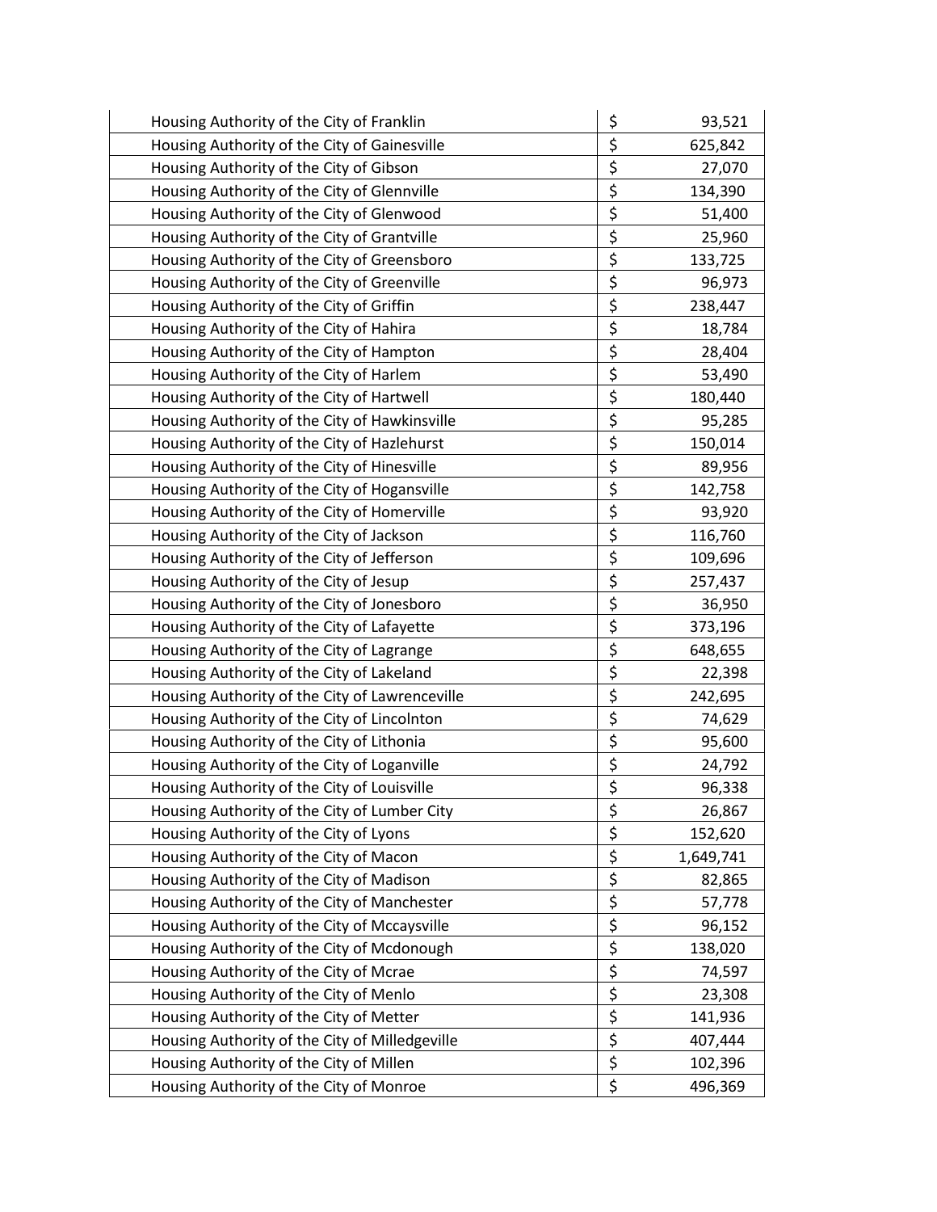| | | |
|---|---|---|
| Housing Authority of the City of Franklin | $ | 93,521 |
| Housing Authority of the City of Gainesville | $ | 625,842 |
| Housing Authority of the City of Gibson | $ | 27,070 |
| Housing Authority of the City of Glennville | $ | 134,390 |
| Housing Authority of the City of Glenwood | $ | 51,400 |
| Housing Authority of the City of Grantville | $ | 25,960 |
| Housing Authority of the City of Greensboro | $ | 133,725 |
| Housing Authority of the City of Greenville | $ | 96,973 |
| Housing Authority of the City of Griffin | $ | 238,447 |
| Housing Authority of the City of Hahira | $ | 18,784 |
| Housing Authority of the City of Hampton | $ | 28,404 |
| Housing Authority of the City of Harlem | $ | 53,490 |
| Housing Authority of the City of Hartwell | $ | 180,440 |
| Housing Authority of the City of Hawkinsville | $ | 95,285 |
| Housing Authority of the City of Hazlehurst | $ | 150,014 |
| Housing Authority of the City of Hinesville | $ | 89,956 |
| Housing Authority of the City of Hogansville | $ | 142,758 |
| Housing Authority of the City of Homerville | $ | 93,920 |
| Housing Authority of the City of Jackson | $ | 116,760 |
| Housing Authority of the City of Jefferson | $ | 109,696 |
| Housing Authority of the City of Jesup | $ | 257,437 |
| Housing Authority of the City of Jonesboro | $ | 36,950 |
| Housing Authority of the City of Lafayette | $ | 373,196 |
| Housing Authority of the City of Lagrange | $ | 648,655 |
| Housing Authority of the City of Lakeland | $ | 22,398 |
| Housing Authority of the City of Lawrenceville | $ | 242,695 |
| Housing Authority of the City of Lincolnton | $ | 74,629 |
| Housing Authority of the City of Lithonia | $ | 95,600 |
| Housing Authority of the City of Loganville | $ | 24,792 |
| Housing Authority of the City of Louisville | $ | 96,338 |
| Housing Authority of the City of Lumber City | $ | 26,867 |
| Housing Authority of the City of Lyons | $ | 152,620 |
| Housing Authority of the City of Macon | $ | 1,649,741 |
| Housing Authority of the City of Madison | $ | 82,865 |
| Housing Authority of the City of Manchester | $ | 57,778 |
| Housing Authority of the City of Mccaysville | $ | 96,152 |
| Housing Authority of the City of Mcdonough | $ | 138,020 |
| Housing Authority of the City of Mcrae | $ | 74,597 |
| Housing Authority of the City of Menlo | $ | 23,308 |
| Housing Authority of the City of Metter | $ | 141,936 |
| Housing Authority of the City of Milledgeville | $ | 407,444 |
| Housing Authority of the City of Millen | $ | 102,396 |
| Housing Authority of the City of Monroe | $ | 496,369 |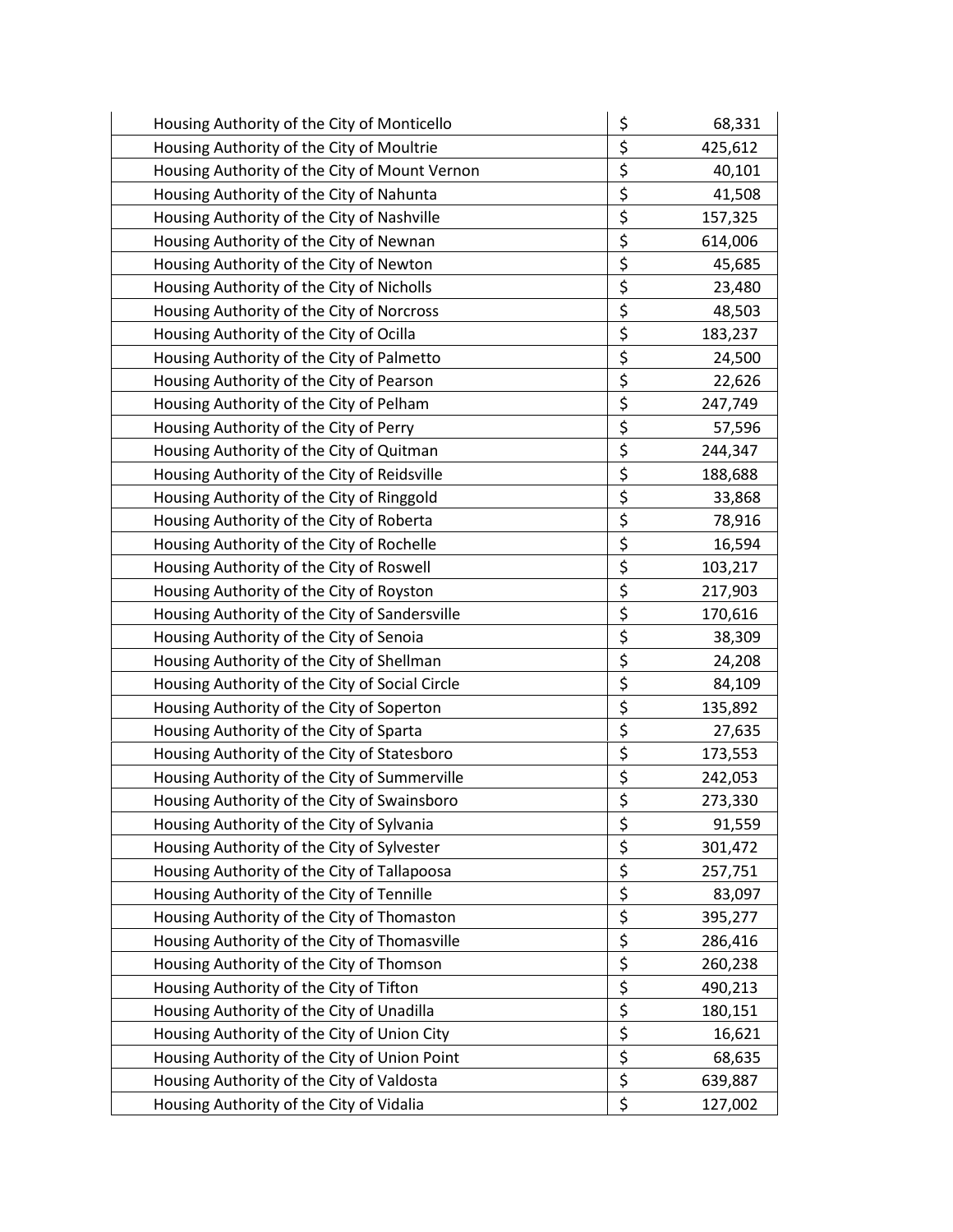| | | |
|---|---|---|
| Housing Authority of the City of Monticello | $ | 68,331 |
| Housing Authority of the City of Moultrie | $ | 425,612 |
| Housing Authority of the City of Mount Vernon | $ | 40,101 |
| Housing Authority of the City of Nahunta | $ | 41,508 |
| Housing Authority of the City of Nashville | $ | 157,325 |
| Housing Authority of the City of Newnan | $ | 614,006 |
| Housing Authority of the City of Newton | $ | 45,685 |
| Housing Authority of the City of Nicholls | $ | 23,480 |
| Housing Authority of the City of Norcross | $ | 48,503 |
| Housing Authority of the City of Ocilla | $ | 183,237 |
| Housing Authority of the City of Palmetto | $ | 24,500 |
| Housing Authority of the City of Pearson | $ | 22,626 |
| Housing Authority of the City of Pelham | $ | 247,749 |
| Housing Authority of the City of Perry | $ | 57,596 |
| Housing Authority of the City of Quitman | $ | 244,347 |
| Housing Authority of the City of Reidsville | $ | 188,688 |
| Housing Authority of the City of Ringgold | $ | 33,868 |
| Housing Authority of the City of Roberta | $ | 78,916 |
| Housing Authority of the City of Rochelle | $ | 16,594 |
| Housing Authority of the City of Roswell | $ | 103,217 |
| Housing Authority of the City of Royston | $ | 217,903 |
| Housing Authority of the City of Sandersville | $ | 170,616 |
| Housing Authority of the City of Senoia | $ | 38,309 |
| Housing Authority of the City of Shellman | $ | 24,208 |
| Housing Authority of the City of Social Circle | $ | 84,109 |
| Housing Authority of the City of Soperton | $ | 135,892 |
| Housing Authority of the City of Sparta | $ | 27,635 |
| Housing Authority of the City of Statesboro | $ | 173,553 |
| Housing Authority of the City of Summerville | $ | 242,053 |
| Housing Authority of the City of Swainsboro | $ | 273,330 |
| Housing Authority of the City of Sylvania | $ | 91,559 |
| Housing Authority of the City of Sylvester | $ | 301,472 |
| Housing Authority of the City of Tallapoosa | $ | 257,751 |
| Housing Authority of the City of Tennille | $ | 83,097 |
| Housing Authority of the City of Thomaston | $ | 395,277 |
| Housing Authority of the City of Thomasville | $ | 286,416 |
| Housing Authority of the City of Thomson | $ | 260,238 |
| Housing Authority of the City of Tifton | $ | 490,213 |
| Housing Authority of the City of Unadilla | $ | 180,151 |
| Housing Authority of the City of Union City | $ | 16,621 |
| Housing Authority of the City of Union Point | $ | 68,635 |
| Housing Authority of the City of Valdosta | $ | 639,887 |
| Housing Authority of the City of Vidalia | $ | 127,002 |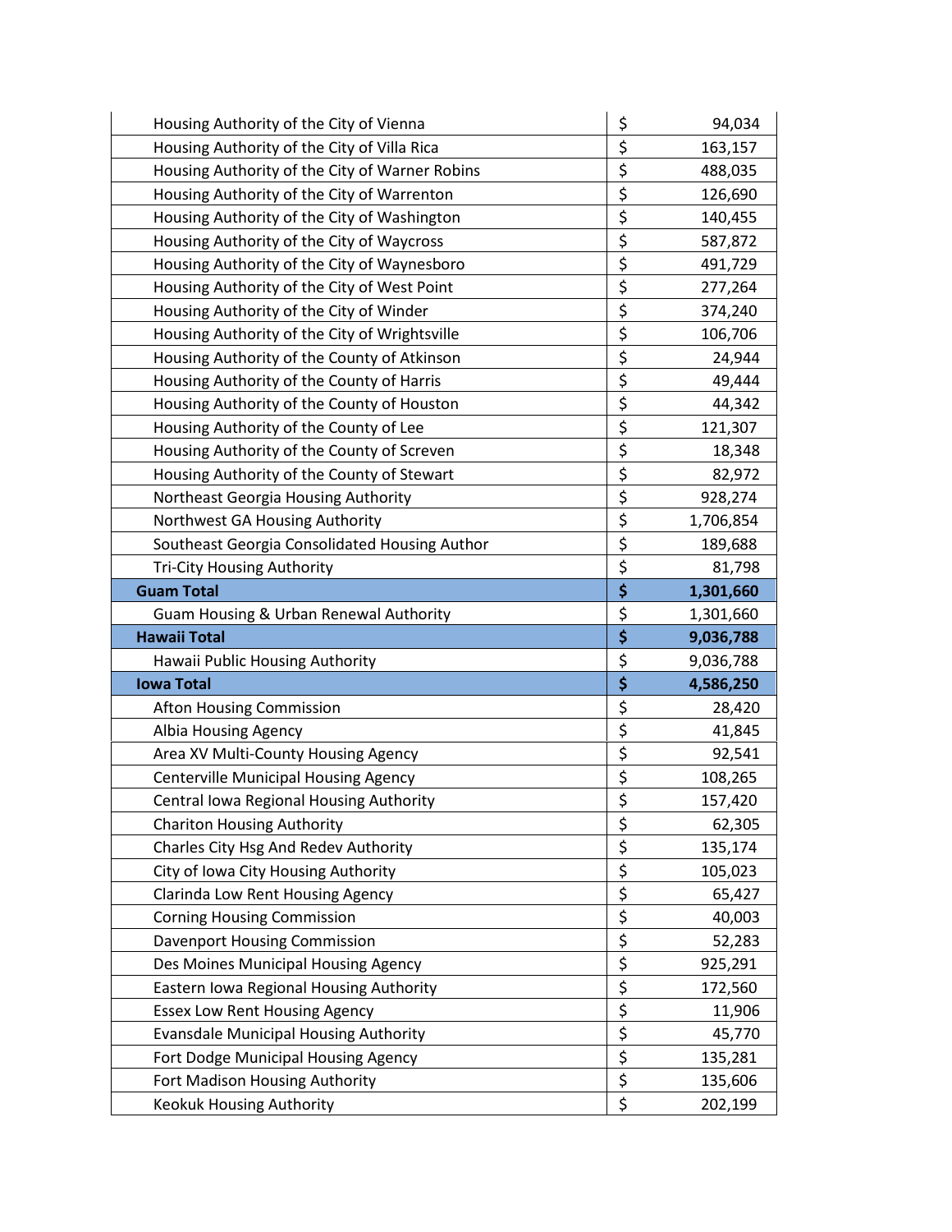| | | |
|---|---|---|
| Housing Authority of the City of Vienna | $ | 94,034 |
| Housing Authority of the City of Villa Rica | $ | 163,157 |
| Housing Authority of the City of Warner Robins | $ | 488,035 |
| Housing Authority of the City of Warrenton | $ | 126,690 |
| Housing Authority of the City of Washington | $ | 140,455 |
| Housing Authority of the City of Waycross | $ | 587,872 |
| Housing Authority of the City of Waynesboro | $ | 491,729 |
| Housing Authority of the City of West Point | $ | 277,264 |
| Housing Authority of the City of Winder | $ | 374,240 |
| Housing Authority of the City of Wrightsville | $ | 106,706 |
| Housing Authority of the County of Atkinson | $ | 24,944 |
| Housing Authority of the County of Harris | $ | 49,444 |
| Housing Authority of the County of Houston | $ | 44,342 |
| Housing Authority of the County of Lee | $ | 121,307 |
| Housing Authority of the County of Screven | $ | 18,348 |
| Housing Authority of the County of Stewart | $ | 82,972 |
| Northeast Georgia Housing Authority | $ | 928,274 |
| Northwest GA Housing Authority | $ | 1,706,854 |
| Southeast Georgia Consolidated Housing Author | $ | 189,688 |
| Tri-City Housing Authority | $ | 81,798 |
| **Guam Total** | **$** | **1,301,660** |
| Guam Housing & Urban Renewal Authority | $ | 1,301,660 |
| **Hawaii Total** | **$** | **9,036,788** |
| Hawaii Public Housing Authority | $ | 9,036,788 |
| **Iowa Total** | **$** | **4,586,250** |
| Afton Housing Commission | $ | 28,420 |
| Albia Housing Agency | $ | 41,845 |
| Area XV Multi-County Housing Agency | $ | 92,541 |
| Centerville Municipal Housing Agency | $ | 108,265 |
| Central Iowa Regional Housing Authority | $ | 157,420 |
| Chariton Housing Authority | $ | 62,305 |
| Charles City Hsg And Redev Authority | $ | 135,174 |
| City of Iowa City Housing Authority | $ | 105,023 |
| Clarinda Low Rent Housing Agency | $ | 65,427 |
| Corning Housing Commission | $ | 40,003 |
| Davenport Housing Commission | $ | 52,283 |
| Des Moines Municipal Housing Agency | $ | 925,291 |
| Eastern Iowa Regional Housing Authority | $ | 172,560 |
| Essex Low Rent Housing Agency | $ | 11,906 |
| Evansdale Municipal Housing Authority | $ | 45,770 |
| Fort Dodge Municipal Housing Agency | $ | 135,281 |
| Fort Madison Housing Authority | $ | 135,606 |
| Keokuk Housing Authority | $ | 202,199 |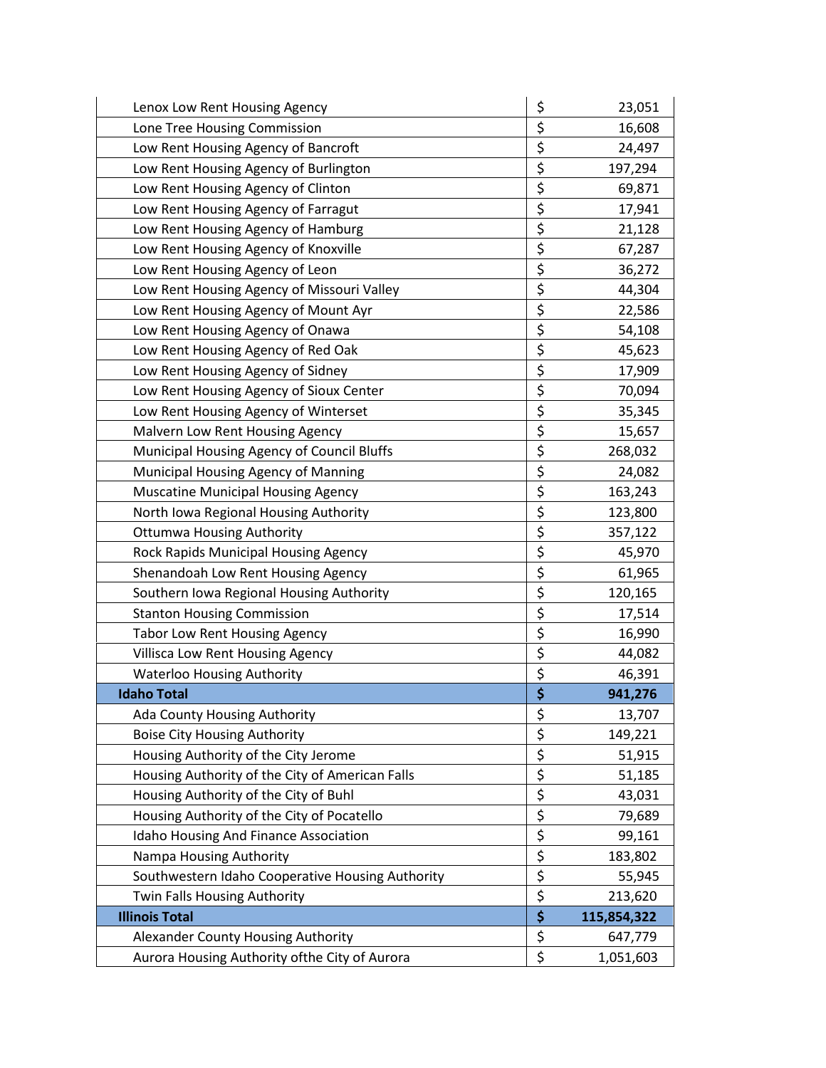| | | |
|---|---|---|
| Lenox Low Rent Housing Agency | $ | 23,051 |
| Lone Tree Housing Commission | $ | 16,608 |
| Low Rent Housing Agency of Bancroft | $ | 24,497 |
| Low Rent Housing Agency of Burlington | $ | 197,294 |
| Low Rent Housing Agency of Clinton | $ | 69,871 |
| Low Rent Housing Agency of Farragut | $ | 17,941 |
| Low Rent Housing Agency of Hamburg | $ | 21,128 |
| Low Rent Housing Agency of Knoxville | $ | 67,287 |
| Low Rent Housing Agency of Leon | $ | 36,272 |
| Low Rent Housing Agency of Missouri Valley | $ | 44,304 |
| Low Rent Housing Agency of Mount Ayr | $ | 22,586 |
| Low Rent Housing Agency of Onawa | $ | 54,108 |
| Low Rent Housing Agency of Red Oak | $ | 45,623 |
| Low Rent Housing Agency of Sidney | $ | 17,909 |
| Low Rent Housing Agency of Sioux Center | $ | 70,094 |
| Low Rent Housing Agency of Winterset | $ | 35,345 |
| Malvern Low Rent Housing Agency | $ | 15,657 |
| Municipal Housing Agency of Council Bluffs | $ | 268,032 |
| Municipal Housing Agency of Manning | $ | 24,082 |
| Muscatine Municipal Housing Agency | $ | 163,243 |
| North Iowa Regional Housing Authority | $ | 123,800 |
| Ottumwa Housing Authority | $ | 357,122 |
| Rock Rapids Municipal Housing Agency | $ | 45,970 |
| Shenandoah Low Rent Housing Agency | $ | 61,965 |
| Southern Iowa Regional Housing Authority | $ | 120,165 |
| Stanton Housing Commission | $ | 17,514 |
| Tabor Low Rent Housing Agency | $ | 16,990 |
| Villisca Low Rent Housing Agency | $ | 44,082 |
| Waterloo Housing Authority | $ | 46,391 |
| **Idaho Total** | **$** | **941,276** |
| Ada County Housing Authority | $ | 13,707 |
| Boise City Housing Authority | $ | 149,221 |
| Housing Authority of the City Jerome | $ | 51,915 |
| Housing Authority of the City of American Falls | $ | 51,185 |
| Housing Authority of the City of Buhl | $ | 43,031 |
| Housing Authority of the City of Pocatello | $ | 79,689 |
| Idaho Housing And Finance Association | $ | 99,161 |
| Nampa Housing Authority | $ | 183,802 |
| Southwestern Idaho Cooperative Housing Authority | $ | 55,945 |
| Twin Falls Housing Authority | $ | 213,620 |
| **Illinois Total** | **$** | **115,854,322** |
| Alexander County Housing Authority | $ | 647,779 |
| Aurora Housing Authority ofthe City of Aurora | $ | 1,051,603 |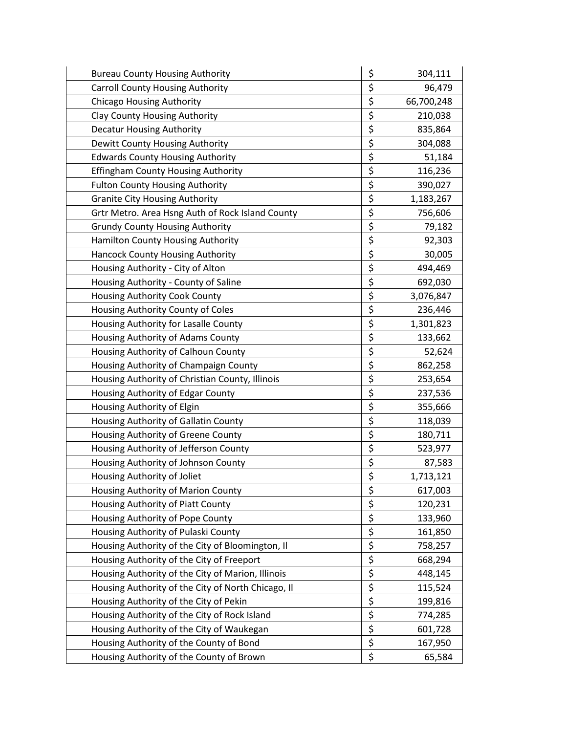| | | |
|---|---|---|
| Bureau County Housing Authority | $ | 304,111 |
| Carroll County Housing Authority | $ | 96,479 |
| Chicago Housing Authority | $ | 66,700,248 |
| Clay County Housing Authority | $ | 210,038 |
| Decatur Housing Authority | $ | 835,864 |
| Dewitt County Housing Authority | $ | 304,088 |
| Edwards County Housing Authority | $ | 51,184 |
| Effingham County Housing Authority | $ | 116,236 |
| Fulton County Housing Authority | $ | 390,027 |
| Granite City Housing Authority | $ | 1,183,267 |
| Grtr Metro. Area Hsng Auth of Rock Island County | $ | 756,606 |
| Grundy County Housing Authority | $ | 79,182 |
| Hamilton County Housing Authority | $ | 92,303 |
| Hancock County Housing Authority | $ | 30,005 |
| Housing Authority - City of Alton | $ | 494,469 |
| Housing Authority - County of Saline | $ | 692,030 |
| Housing Authority Cook County | $ | 3,076,847 |
| Housing Authority County of Coles | $ | 236,446 |
| Housing Authority for Lasalle County | $ | 1,301,823 |
| Housing Authority of Adams County | $ | 133,662 |
| Housing Authority of Calhoun County | $ | 52,624 |
| Housing Authority of Champaign County | $ | 862,258 |
| Housing Authority of Christian County, Illinois | $ | 253,654 |
| Housing Authority of Edgar County | $ | 237,536 |
| Housing Authority of Elgin | $ | 355,666 |
| Housing Authority of Gallatin County | $ | 118,039 |
| Housing Authority of Greene County | $ | 180,711 |
| Housing Authority of Jefferson County | $ | 523,977 |
| Housing Authority of Johnson County | $ | 87,583 |
| Housing Authority of Joliet | $ | 1,713,121 |
| Housing Authority of Marion County | $ | 617,003 |
| Housing Authority of Piatt County | $ | 120,231 |
| Housing Authority of Pope County | $ | 133,960 |
| Housing Authority of Pulaski County | $ | 161,850 |
| Housing Authority of the City of Bloomington, Il | $ | 758,257 |
| Housing Authority of the City of Freeport | $ | 668,294 |
| Housing Authority of the City of Marion, Illinois | $ | 448,145 |
| Housing Authority of the City of North Chicago, Il | $ | 115,524 |
| Housing Authority of the City of Pekin | $ | 199,816 |
| Housing Authority of the City of Rock Island | $ | 774,285 |
| Housing Authority of the City of Waukegan | $ | 601,728 |
| Housing Authority of the County of Bond | $ | 167,950 |
| Housing Authority of the County of Brown | $ | 65,584 |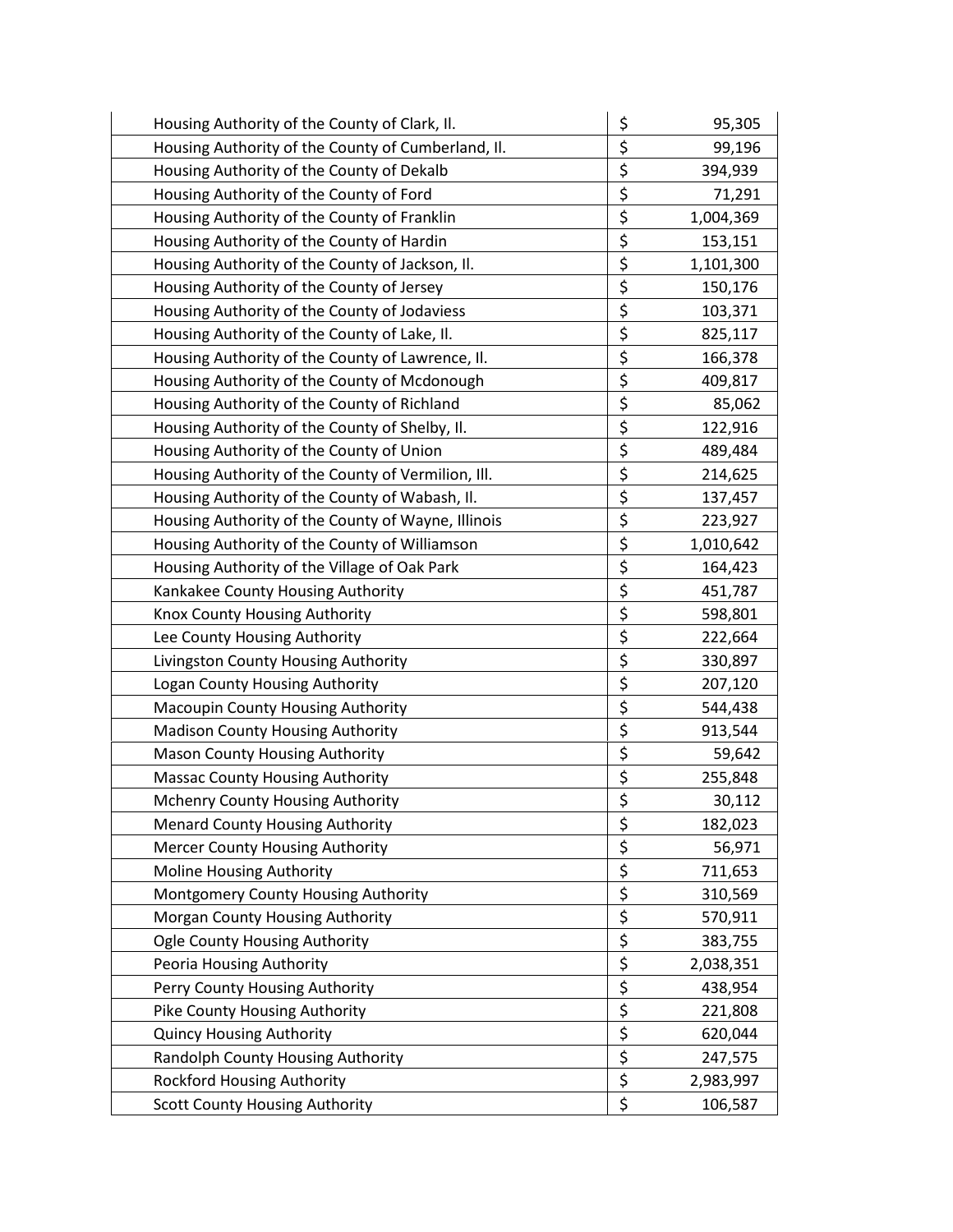| | | |
|---|---|---|
| Housing Authority of the County of Clark, Il. | $ | 95,305 |
| Housing Authority of the County of Cumberland, Il. | $ | 99,196 |
| Housing Authority of the County of Dekalb | $ | 394,939 |
| Housing Authority of the County of Ford | $ | 71,291 |
| Housing Authority of the County of Franklin | $ | 1,004,369 |
| Housing Authority of the County of Hardin | $ | 153,151 |
| Housing Authority of the County of Jackson, Il. | $ | 1,101,300 |
| Housing Authority of the County of Jersey | $ | 150,176 |
| Housing Authority of the County of Jodaviess | $ | 103,371 |
| Housing Authority of the County of Lake, Il. | $ | 825,117 |
| Housing Authority of the County of Lawrence, Il. | $ | 166,378 |
| Housing Authority of the County of Mcdonough | $ | 409,817 |
| Housing Authority of the County of Richland | $ | 85,062 |
| Housing Authority of the County of Shelby, Il. | $ | 122,916 |
| Housing Authority of the County of Union | $ | 489,484 |
| Housing Authority of the County of Vermilion, Ill. | $ | 214,625 |
| Housing Authority of the County of Wabash, Il. | $ | 137,457 |
| Housing Authority of the County of Wayne, Illinois | $ | 223,927 |
| Housing Authority of the County of Williamson | $ | 1,010,642 |
| Housing Authority of the Village of Oak Park | $ | 164,423 |
| Kankakee County Housing Authority | $ | 451,787 |
| Knox County Housing Authority | $ | 598,801 |
| Lee County Housing Authority | $ | 222,664 |
| Livingston County Housing Authority | $ | 330,897 |
| Logan County Housing Authority | $ | 207,120 |
| Macoupin County Housing Authority | $ | 544,438 |
| Madison County Housing Authority | $ | 913,544 |
| Mason County Housing Authority | $ | 59,642 |
| Massac County Housing Authority | $ | 255,848 |
| Mchenry County Housing Authority | $ | 30,112 |
| Menard County Housing Authority | $ | 182,023 |
| Mercer County Housing Authority | $ | 56,971 |
| Moline Housing Authority | $ | 711,653 |
| Montgomery County Housing Authority | $ | 310,569 |
| Morgan County Housing Authority | $ | 570,911 |
| Ogle County Housing Authority | $ | 383,755 |
| Peoria Housing Authority | $ | 2,038,351 |
| Perry County Housing Authority | $ | 438,954 |
| Pike County Housing Authority | $ | 221,808 |
| Quincy Housing Authority | $ | 620,044 |
| Randolph County Housing Authority | $ | 247,575 |
| Rockford Housing Authority | $ | 2,983,997 |
| Scott County Housing Authority | $ | 106,587 |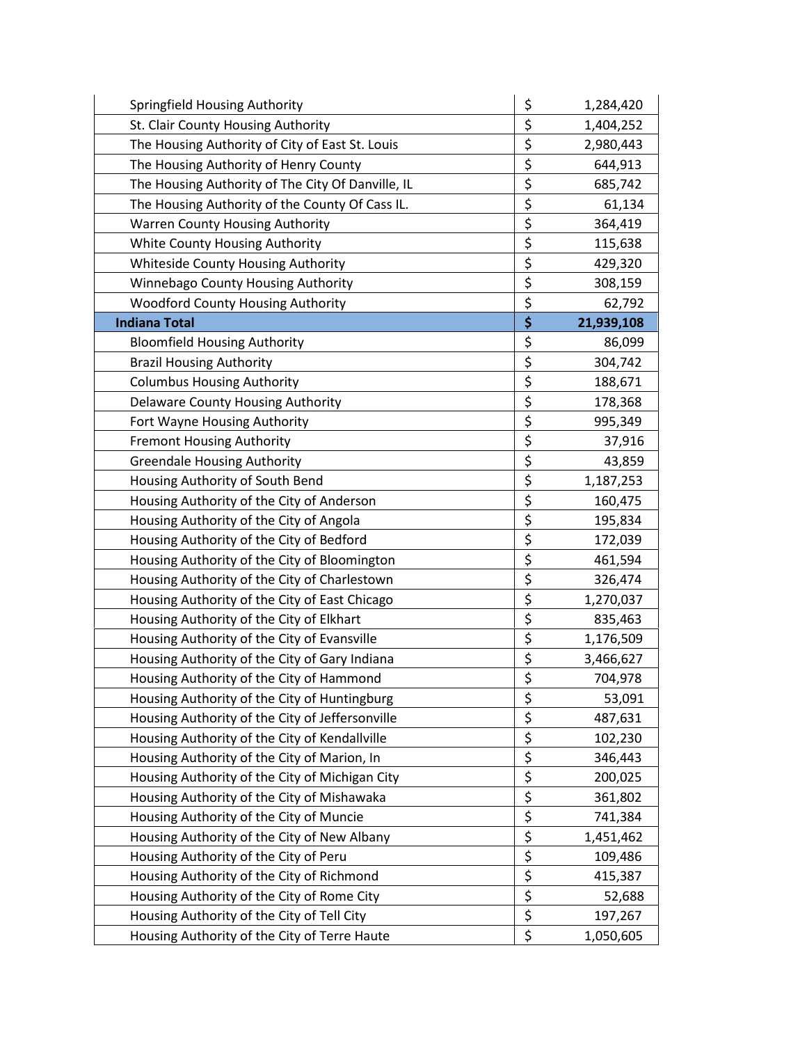| | | |
|---|---|---|
| Springfield Housing Authority | $ | 1,284,420 |
| St. Clair County Housing Authority | $ | 1,404,252 |
| The Housing Authority of City of East St. Louis | $ | 2,980,443 |
| The Housing Authority of Henry County | $ | 644,913 |
| The Housing Authority of The City Of Danville, IL | $ | 685,742 |
| The Housing Authority of the County Of Cass IL. | $ | 61,134 |
| Warren County Housing Authority | $ | 364,419 |
| White County Housing Authority | $ | 115,638 |
| Whiteside County Housing Authority | $ | 429,320 |
| Winnebago County Housing Authority | $ | 308,159 |
| Woodford County Housing Authority | $ | 62,792 |
| **Indiana Total** | **$** | **21,939,108** |
| Bloomfield Housing Authority | $ | 86,099 |
| Brazil Housing Authority | $ | 304,742 |
| Columbus Housing Authority | $ | 188,671 |
| Delaware County Housing Authority | $ | 178,368 |
| Fort Wayne Housing Authority | $ | 995,349 |
| Fremont Housing Authority | $ | 37,916 |
| Greendale Housing Authority | $ | 43,859 |
| Housing Authority of South Bend | $ | 1,187,253 |
| Housing Authority of the City of Anderson | $ | 160,475 |
| Housing Authority of the City of Angola | $ | 195,834 |
| Housing Authority of the City of Bedford | $ | 172,039 |
| Housing Authority of the City of Bloomington | $ | 461,594 |
| Housing Authority of the City of Charlestown | $ | 326,474 |
| Housing Authority of the City of East Chicago | $ | 1,270,037 |
| Housing Authority of the City of Elkhart | $ | 835,463 |
| Housing Authority of the City of Evansville | $ | 1,176,509 |
| Housing Authority of the City of Gary Indiana | $ | 3,466,627 |
| Housing Authority of the City of Hammond | $ | 704,978 |
| Housing Authority of the City of Huntingburg | $ | 53,091 |
| Housing Authority of the City of Jeffersonville | $ | 487,631 |
| Housing Authority of the City of Kendallville | $ | 102,230 |
| Housing Authority of the City of Marion, In | $ | 346,443 |
| Housing Authority of the City of Michigan City | $ | 200,025 |
| Housing Authority of the City of Mishawaka | $ | 361,802 |
| Housing Authority of the City of Muncie | $ | 741,384 |
| Housing Authority of the City of New Albany | $ | 1,451,462 |
| Housing Authority of the City of Peru | $ | 109,486 |
| Housing Authority of the City of Richmond | $ | 415,387 |
| Housing Authority of the City of Rome City | $ | 52,688 |
| Housing Authority of the City of Tell City | $ | 197,267 |
| Housing Authority of the City of Terre Haute | $ | 1,050,605 |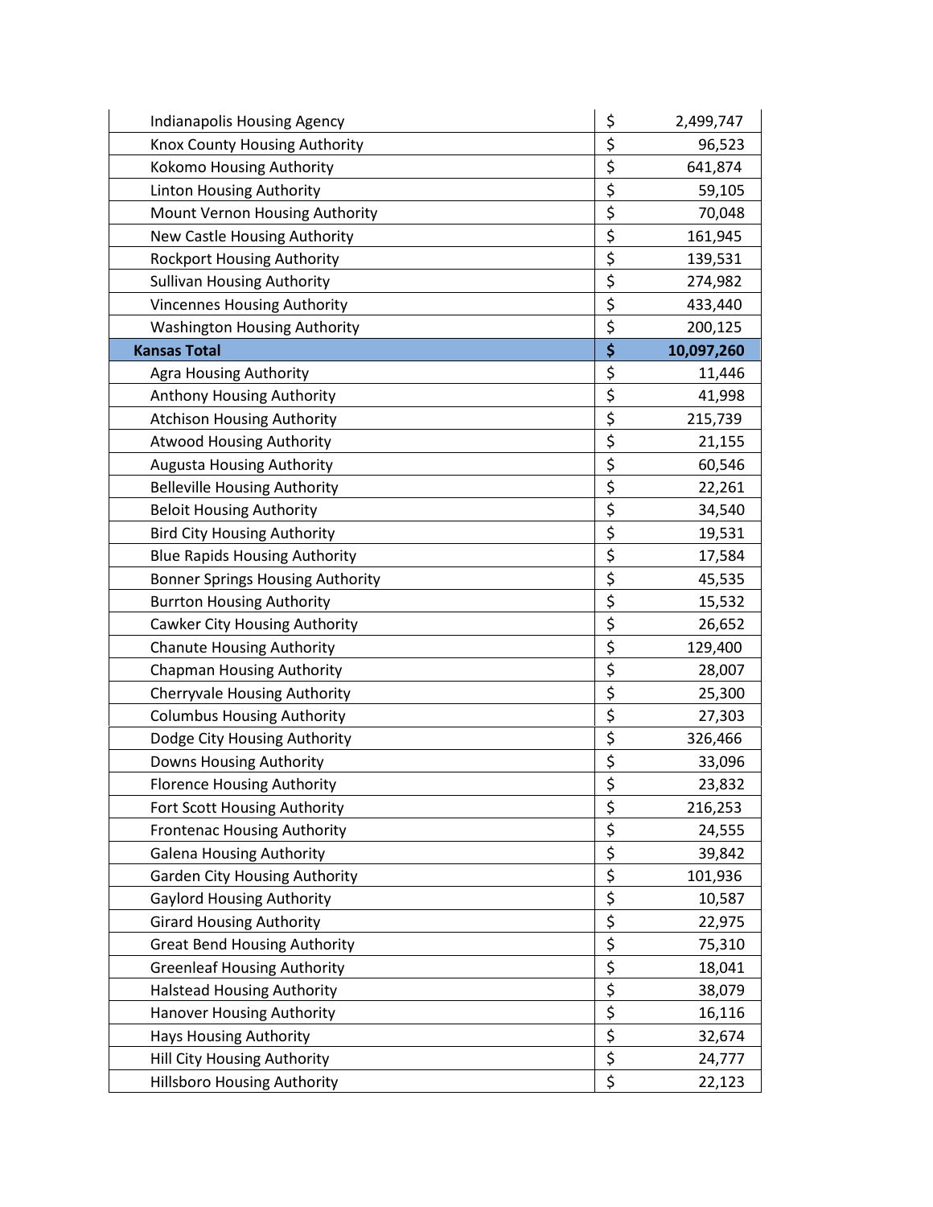| | |
|---|---|
| Indianapolis Housing Agency | $ 2,499,747 |
| Knox County Housing Authority | $ 96,523 |
| Kokomo Housing Authority | $ 641,874 |
| Linton Housing Authority | $ 59,105 |
| Mount Vernon Housing Authority | $ 70,048 |
| New Castle Housing Authority | $ 161,945 |
| Rockport Housing Authority | $ 139,531 |
| Sullivan Housing Authority | $ 274,982 |
| Vincennes Housing Authority | $ 433,440 |
| Washington Housing Authority | $ 200,125 |
| **Kansas Total** | **$ 10,097,260** |
| Agra Housing Authority | $ 11,446 |
| Anthony Housing Authority | $ 41,998 |
| Atchison Housing Authority | $ 215,739 |
| Atwood Housing Authority | $ 21,155 |
| Augusta Housing Authority | $ 60,546 |
| Belleville Housing Authority | $ 22,261 |
| Beloit Housing Authority | $ 34,540 |
| Bird City Housing Authority | $ 19,531 |
| Blue Rapids Housing Authority | $ 17,584 |
| Bonner Springs Housing Authority | $ 45,535 |
| Burrton Housing Authority | $ 15,532 |
| Cawker City Housing Authority | $ 26,652 |
| Chanute Housing Authority | $ 129,400 |
| Chapman Housing Authority | $ 28,007 |
| Cherryvale Housing Authority | $ 25,300 |
| Columbus Housing Authority | $ 27,303 |
| Dodge City Housing Authority | $ 326,466 |
| Downs Housing Authority | $ 33,096 |
| Florence Housing Authority | $ 23,832 |
| Fort Scott Housing Authority | $ 216,253 |
| Frontenac Housing Authority | $ 24,555 |
| Galena Housing Authority | $ 39,842 |
| Garden City Housing Authority | $ 101,936 |
| Gaylord Housing Authority | $ 10,587 |
| Girard Housing Authority | $ 22,975 |
| Great Bend Housing Authority | $ 75,310 |
| Greenleaf Housing Authority | $ 18,041 |
| Halstead Housing Authority | $ 38,079 |
| Hanover Housing Authority | $ 16,116 |
| Hays Housing Authority | $ 32,674 |
| Hill City Housing Authority | $ 24,777 |
| Hillsboro Housing Authority | $ 22,123 |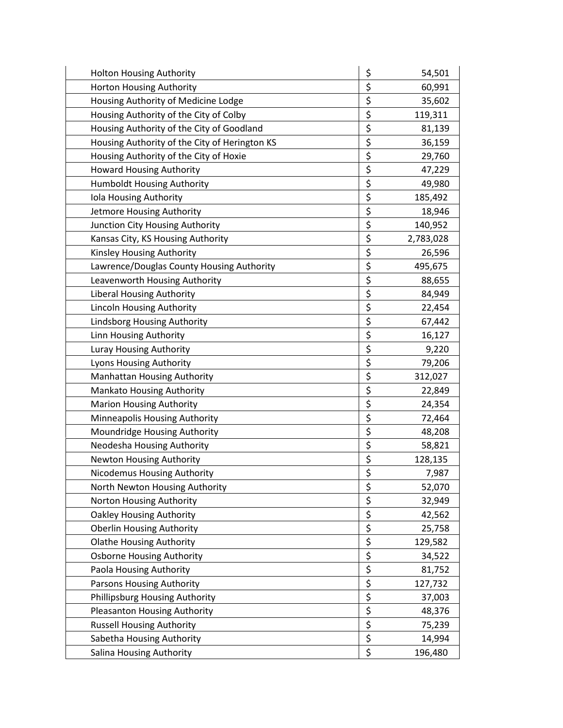| | | |
|---|---|---|
| Holton Housing Authority | $ | 54,501 |
| Horton Housing Authority | $ | 60,991 |
| Housing Authority of Medicine Lodge | $ | 35,602 |
| Housing Authority of the City of Colby | $ | 119,311 |
| Housing Authority of the City of Goodland | $ | 81,139 |
| Housing Authority of the City of Herington KS | $ | 36,159 |
| Housing Authority of the City of Hoxie | $ | 29,760 |
| Howard Housing Authority | $ | 47,229 |
| Humboldt Housing Authority | $ | 49,980 |
| Iola Housing Authority | $ | 185,492 |
| Jetmore Housing Authority | $ | 18,946 |
| Junction City Housing Authority | $ | 140,952 |
| Kansas City, KS Housing Authority | $ | 2,783,028 |
| Kinsley Housing Authority | $ | 26,596 |
| Lawrence/Douglas County Housing Authority | $ | 495,675 |
| Leavenworth Housing Authority | $ | 88,655 |
| Liberal Housing Authority | $ | 84,949 |
| Lincoln Housing Authority | $ | 22,454 |
| Lindsborg Housing Authority | $ | 67,442 |
| Linn Housing Authority | $ | 16,127 |
| Luray Housing Authority | $ | 9,220 |
| Lyons Housing Authority | $ | 79,206 |
| Manhattan Housing Authority | $ | 312,027 |
| Mankato Housing Authority | $ | 22,849 |
| Marion Housing Authority | $ | 24,354 |
| Minneapolis Housing Authority | $ | 72,464 |
| Moundridge Housing Authority | $ | 48,208 |
| Neodesha Housing Authority | $ | 58,821 |
| Newton Housing Authority | $ | 128,135 |
| Nicodemus Housing Authority | $ | 7,987 |
| North Newton Housing Authority | $ | 52,070 |
| Norton Housing Authority | $ | 32,949 |
| Oakley Housing Authority | $ | 42,562 |
| Oberlin Housing Authority | $ | 25,758 |
| Olathe Housing Authority | $ | 129,582 |
| Osborne Housing Authority | $ | 34,522 |
| Paola Housing Authority | $ | 81,752 |
| Parsons Housing Authority | $ | 127,732 |
| Phillipsburg Housing Authority | $ | 37,003 |
| Pleasanton Housing Authority | $ | 48,376 |
| Russell Housing Authority | $ | 75,239 |
| Sabetha Housing Authority | $ | 14,994 |
| Salina Housing Authority | $ | 196,480 |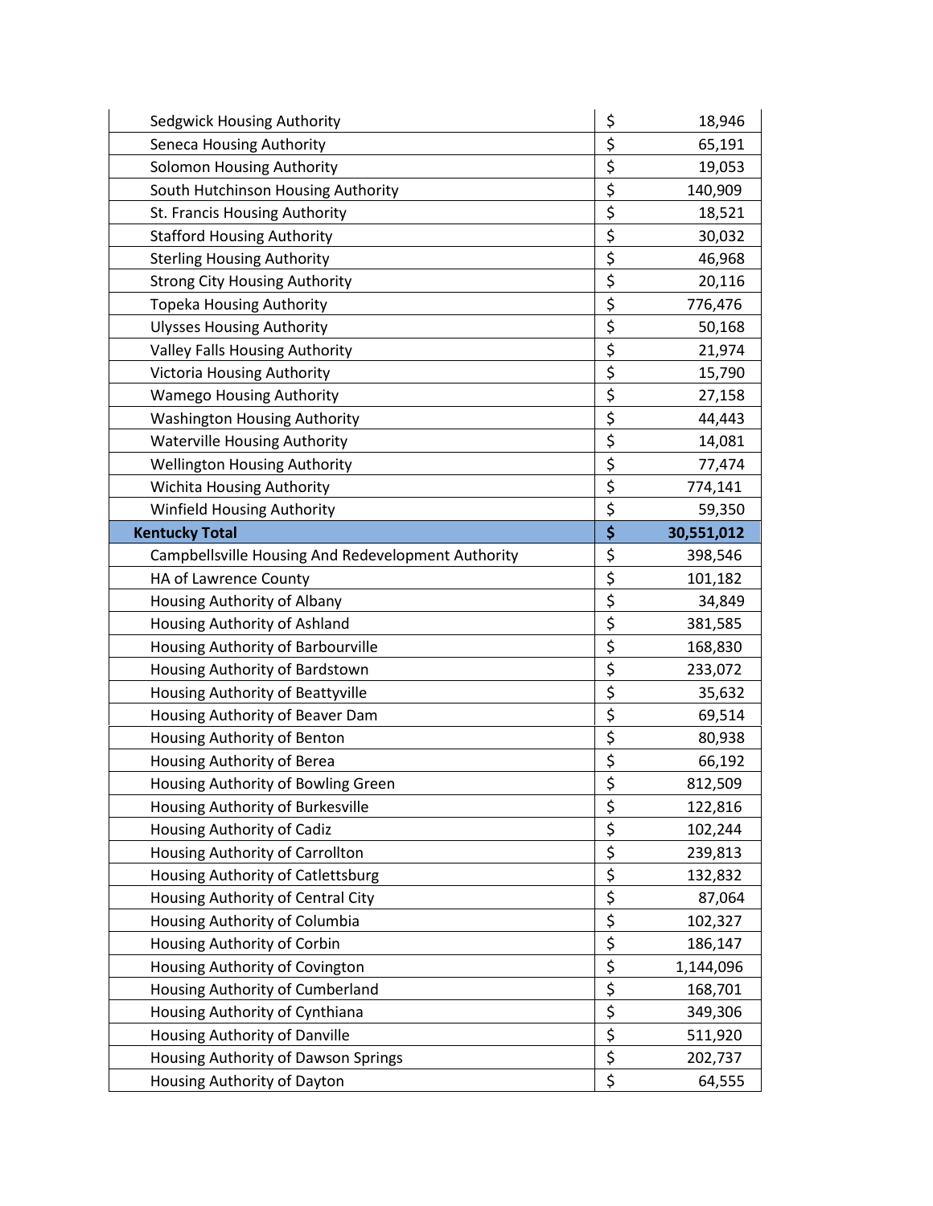| | | |
|---|---|---|
| Sedgwick Housing Authority | $ | 18,946 |
| Seneca Housing Authority | $ | 65,191 |
| Solomon Housing Authority | $ | 19,053 |
| South Hutchinson Housing Authority | $ | 140,909 |
| St. Francis Housing Authority | $ | 18,521 |
| Stafford Housing Authority | $ | 30,032 |
| Sterling Housing Authority | $ | 46,968 |
| Strong City Housing Authority | $ | 20,116 |
| Topeka Housing Authority | $ | 776,476 |
| Ulysses Housing Authority | $ | 50,168 |
| Valley Falls Housing Authority | $ | 21,974 |
| Victoria Housing Authority | $ | 15,790 |
| Wamego Housing Authority | $ | 27,158 |
| Washington Housing Authority | $ | 44,443 |
| Waterville Housing Authority | $ | 14,081 |
| Wellington Housing Authority | $ | 77,474 |
| Wichita Housing Authority | $ | 774,141 |
| Winfield Housing Authority | $ | 59,350 |
| **Kentucky Total** | **$** | **30,551,012** |
| Campbellsville Housing And Redevelopment Authority | $ | 398,546 |
| HA of Lawrence County | $ | 101,182 |
| Housing Authority of Albany | $ | 34,849 |
| Housing Authority of Ashland | $ | 381,585 |
| Housing Authority of Barbourville | $ | 168,830 |
| Housing Authority of Bardstown | $ | 233,072 |
| Housing Authority of Beattyville | $ | 35,632 |
| Housing Authority of Beaver Dam | $ | 69,514 |
| Housing Authority of Benton | $ | 80,938 |
| Housing Authority of Berea | $ | 66,192 |
| Housing Authority of Bowling Green | $ | 812,509 |
| Housing Authority of Burkesville | $ | 122,816 |
| Housing Authority of Cadiz | $ | 102,244 |
| Housing Authority of Carrollton | $ | 239,813 |
| Housing Authority of Catlettsburg | $ | 132,832 |
| Housing Authority of Central City | $ | 87,064 |
| Housing Authority of Columbia | $ | 102,327 |
| Housing Authority of Corbin | $ | 186,147 |
| Housing Authority of Covington | $ | 1,144,096 |
| Housing Authority of Cumberland | $ | 168,701 |
| Housing Authority of Cynthiana | $ | 349,306 |
| Housing Authority of Danville | $ | 511,920 |
| Housing Authority of Dawson Springs | $ | 202,737 |
| Housing Authority of Dayton | $ | 64,555 |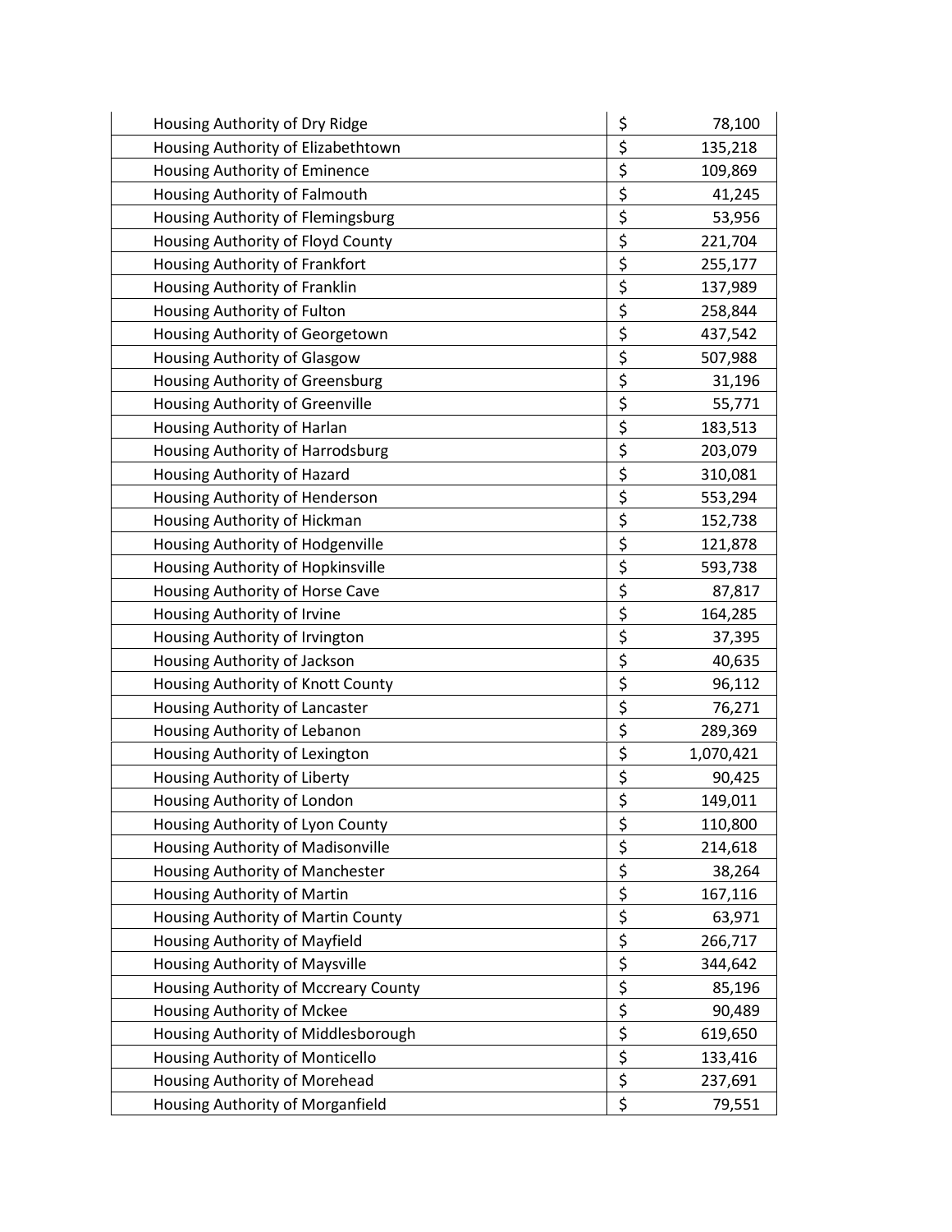| | | |
|---|---|---|
| Housing Authority of Dry Ridge | $ | 78,100 |
| Housing Authority of Elizabethtown | $ | 135,218 |
| Housing Authority of Eminence | $ | 109,869 |
| Housing Authority of Falmouth | $ | 41,245 |
| Housing Authority of Flemingsburg | $ | 53,956 |
| Housing Authority of Floyd County | $ | 221,704 |
| Housing Authority of Frankfort | $ | 255,177 |
| Housing Authority of Franklin | $ | 137,989 |
| Housing Authority of Fulton | $ | 258,844 |
| Housing Authority of Georgetown | $ | 437,542 |
| Housing Authority of Glasgow | $ | 507,988 |
| Housing Authority of Greensburg | $ | 31,196 |
| Housing Authority of Greenville | $ | 55,771 |
| Housing Authority of Harlan | $ | 183,513 |
| Housing Authority of Harrodsburg | $ | 203,079 |
| Housing Authority of Hazard | $ | 310,081 |
| Housing Authority of Henderson | $ | 553,294 |
| Housing Authority of Hickman | $ | 152,738 |
| Housing Authority of Hodgenville | $ | 121,878 |
| Housing Authority of Hopkinsville | $ | 593,738 |
| Housing Authority of Horse Cave | $ | 87,817 |
| Housing Authority of Irvine | $ | 164,285 |
| Housing Authority of Irvington | $ | 37,395 |
| Housing Authority of Jackson | $ | 40,635 |
| Housing Authority of Knott County | $ | 96,112 |
| Housing Authority of Lancaster | $ | 76,271 |
| Housing Authority of Lebanon | $ | 289,369 |
| Housing Authority of Lexington | $ | 1,070,421 |
| Housing Authority of Liberty | $ | 90,425 |
| Housing Authority of London | $ | 149,011 |
| Housing Authority of Lyon County | $ | 110,800 |
| Housing Authority of Madisonville | $ | 214,618 |
| Housing Authority of Manchester | $ | 38,264 |
| Housing Authority of Martin | $ | 167,116 |
| Housing Authority of Martin County | $ | 63,971 |
| Housing Authority of Mayfield | $ | 266,717 |
| Housing Authority of Maysville | $ | 344,642 |
| Housing Authority of Mccreary County | $ | 85,196 |
| Housing Authority of Mckee | $ | 90,489 |
| Housing Authority of Middlesborough | $ | 619,650 |
| Housing Authority of Monticello | $ | 133,416 |
| Housing Authority of Morehead | $ | 237,691 |
| Housing Authority of Morganfield | $ | 79,551 |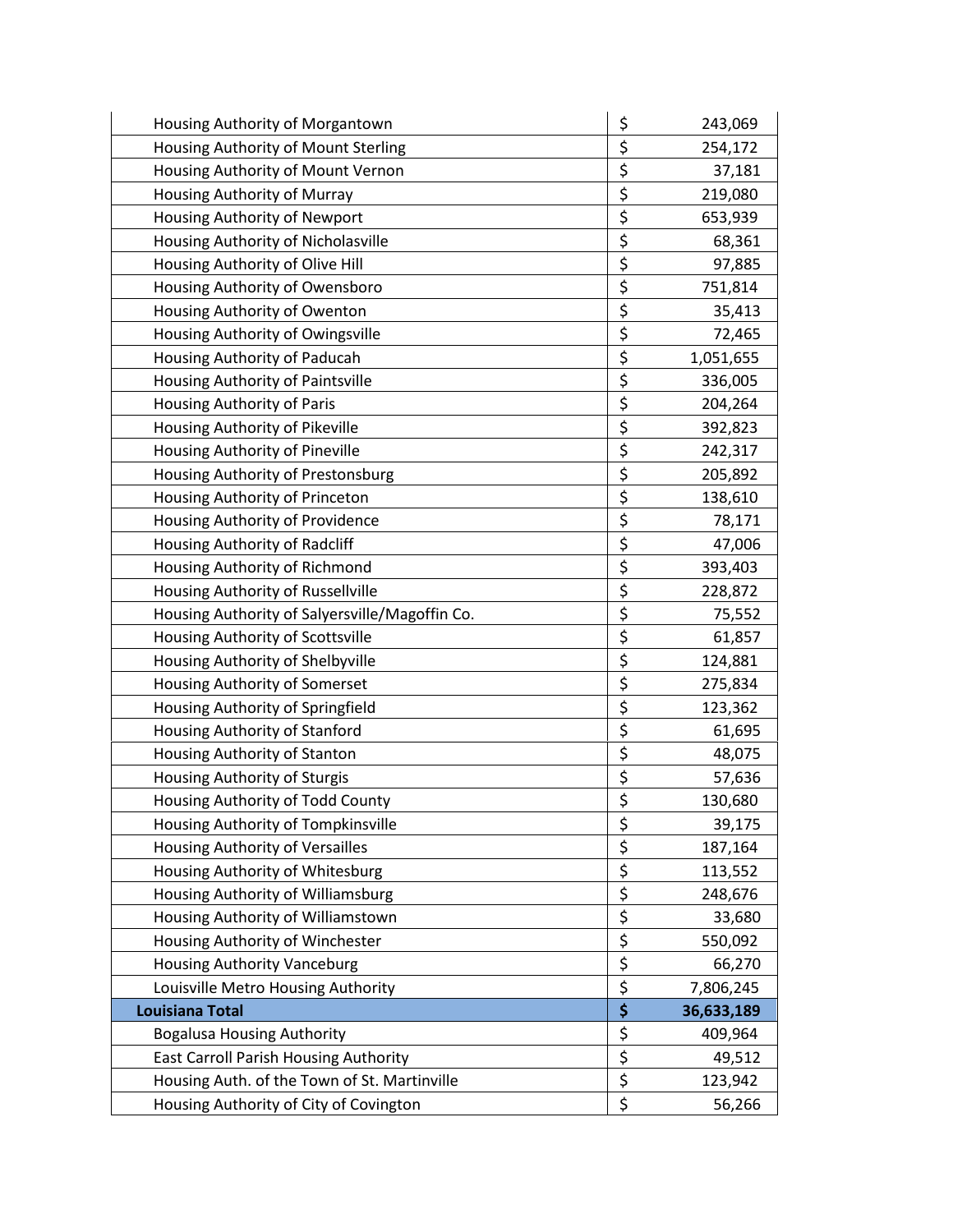| | | |
|---|---|---|
| Housing Authority of Morgantown | $ | 243,069 |
| Housing Authority of Mount Sterling | $ | 254,172 |
| Housing Authority of Mount Vernon | $ | 37,181 |
| Housing Authority of Murray | $ | 219,080 |
| Housing Authority of Newport | $ | 653,939 |
| Housing Authority of Nicholasville | $ | 68,361 |
| Housing Authority of Olive Hill | $ | 97,885 |
| Housing Authority of Owensboro | $ | 751,814 |
| Housing Authority of Owenton | $ | 35,413 |
| Housing Authority of Owingsville | $ | 72,465 |
| Housing Authority of Paducah | $ | 1,051,655 |
| Housing Authority of Paintsville | $ | 336,005 |
| Housing Authority of Paris | $ | 204,264 |
| Housing Authority of Pikeville | $ | 392,823 |
| Housing Authority of Pineville | $ | 242,317 |
| Housing Authority of Prestonsburg | $ | 205,892 |
| Housing Authority of Princeton | $ | 138,610 |
| Housing Authority of Providence | $ | 78,171 |
| Housing Authority of Radcliff | $ | 47,006 |
| Housing Authority of Richmond | $ | 393,403 |
| Housing Authority of Russellville | $ | 228,872 |
| Housing Authority of Salyersville/Magoffin Co. | $ | 75,552 |
| Housing Authority of Scottsville | $ | 61,857 |
| Housing Authority of Shelbyville | $ | 124,881 |
| Housing Authority of Somerset | $ | 275,834 |
| Housing Authority of Springfield | $ | 123,362 |
| Housing Authority of Stanford | $ | 61,695 |
| Housing Authority of Stanton | $ | 48,075 |
| Housing Authority of Sturgis | $ | 57,636 |
| Housing Authority of Todd County | $ | 130,680 |
| Housing Authority of Tompkinsville | $ | 39,175 |
| Housing Authority of Versailles | $ | 187,164 |
| Housing Authority of Whitesburg | $ | 113,552 |
| Housing Authority of Williamsburg | $ | 248,676 |
| Housing Authority of Williamstown | $ | 33,680 |
| Housing Authority of Winchester | $ | 550,092 |
| Housing Authority Vanceburg | $ | 66,270 |
| Louisville Metro Housing Authority | $ | 7,806,245 |
| **Louisiana Total** | **$** | **36,633,189** |
| Bogalusa Housing Authority | $ | 409,964 |
| East Carroll Parish Housing Authority | $ | 49,512 |
| Housing Auth. of the Town of St. Martinville | $ | 123,942 |
| Housing Authority of City of Covington | $ | 56,266 |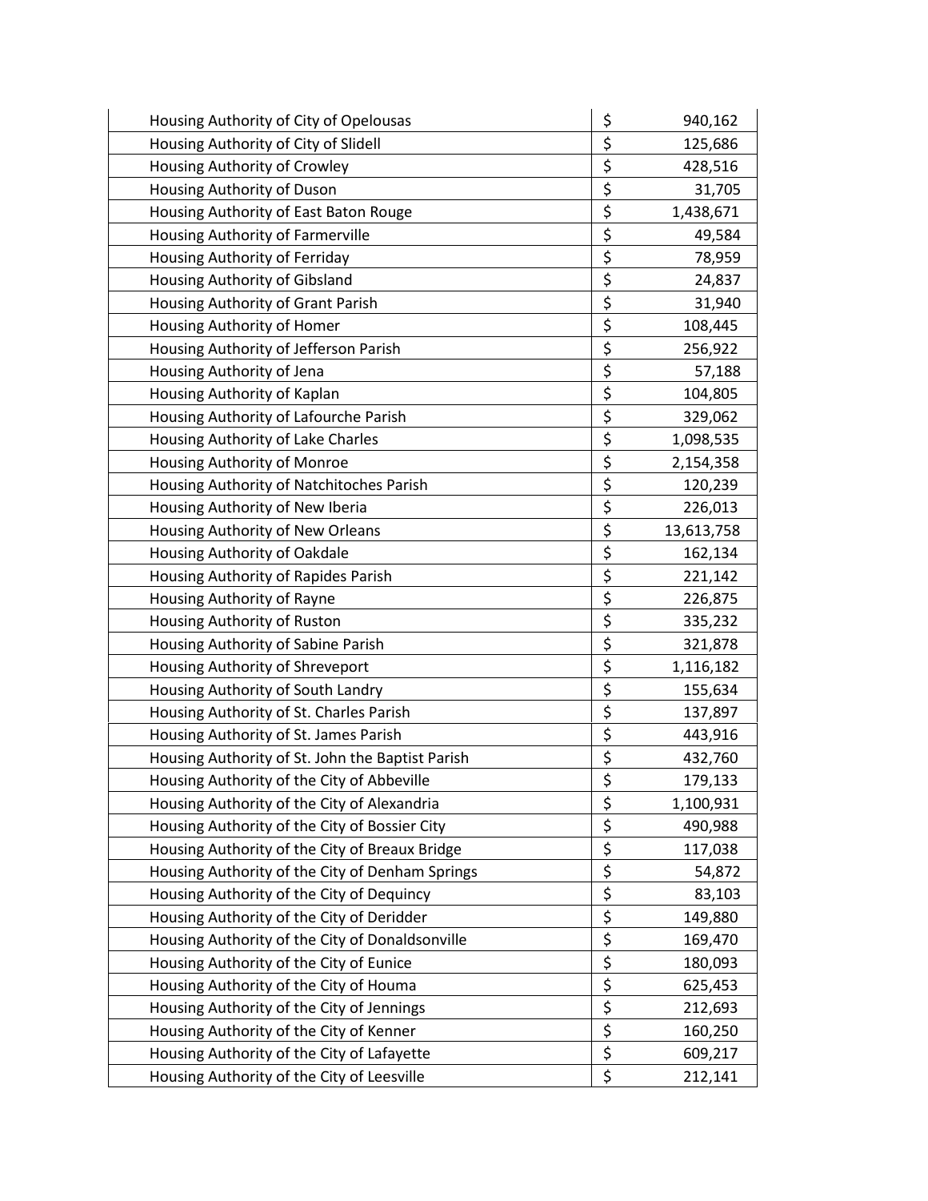| | | |
|---|---|---|
| Housing Authority of City of Opelousas | $ | 940,162 |
| Housing Authority of City of Slidell | $ | 125,686 |
| Housing Authority of Crowley | $ | 428,516 |
| Housing Authority of Duson | $ | 31,705 |
| Housing Authority of East Baton Rouge | $ | 1,438,671 |
| Housing Authority of Farmerville | $ | 49,584 |
| Housing Authority of Ferriday | $ | 78,959 |
| Housing Authority of Gibsland | $ | 24,837 |
| Housing Authority of Grant Parish | $ | 31,940 |
| Housing Authority of Homer | $ | 108,445 |
| Housing Authority of Jefferson Parish | $ | 256,922 |
| Housing Authority of Jena | $ | 57,188 |
| Housing Authority of Kaplan | $ | 104,805 |
| Housing Authority of Lafourche Parish | $ | 329,062 |
| Housing Authority of Lake Charles | $ | 1,098,535 |
| Housing Authority of Monroe | $ | 2,154,358 |
| Housing Authority of Natchitoches Parish | $ | 120,239 |
| Housing Authority of New Iberia | $ | 226,013 |
| Housing Authority of New Orleans | $ | 13,613,758 |
| Housing Authority of Oakdale | $ | 162,134 |
| Housing Authority of Rapides Parish | $ | 221,142 |
| Housing Authority of Rayne | $ | 226,875 |
| Housing Authority of Ruston | $ | 335,232 |
| Housing Authority of Sabine Parish | $ | 321,878 |
| Housing Authority of Shreveport | $ | 1,116,182 |
| Housing Authority of South Landry | $ | 155,634 |
| Housing Authority of St. Charles Parish | $ | 137,897 |
| Housing Authority of St. James Parish | $ | 443,916 |
| Housing Authority of St. John the Baptist Parish | $ | 432,760 |
| Housing Authority of the City of Abbeville | $ | 179,133 |
| Housing Authority of the City of Alexandria | $ | 1,100,931 |
| Housing Authority of the City of Bossier City | $ | 490,988 |
| Housing Authority of the City of Breaux Bridge | $ | 117,038 |
| Housing Authority of the City of Denham Springs | $ | 54,872 |
| Housing Authority of the City of Dequincy | $ | 83,103 |
| Housing Authority of the City of Deridder | $ | 149,880 |
| Housing Authority of the City of Donaldsonville | $ | 169,470 |
| Housing Authority of the City of Eunice | $ | 180,093 |
| Housing Authority of the City of Houma | $ | 625,453 |
| Housing Authority of the City of Jennings | $ | 212,693 |
| Housing Authority of the City of Kenner | $ | 160,250 |
| Housing Authority of the City of Lafayette | $ | 609,217 |
| Housing Authority of the City of Leesville | $ | 212,141 |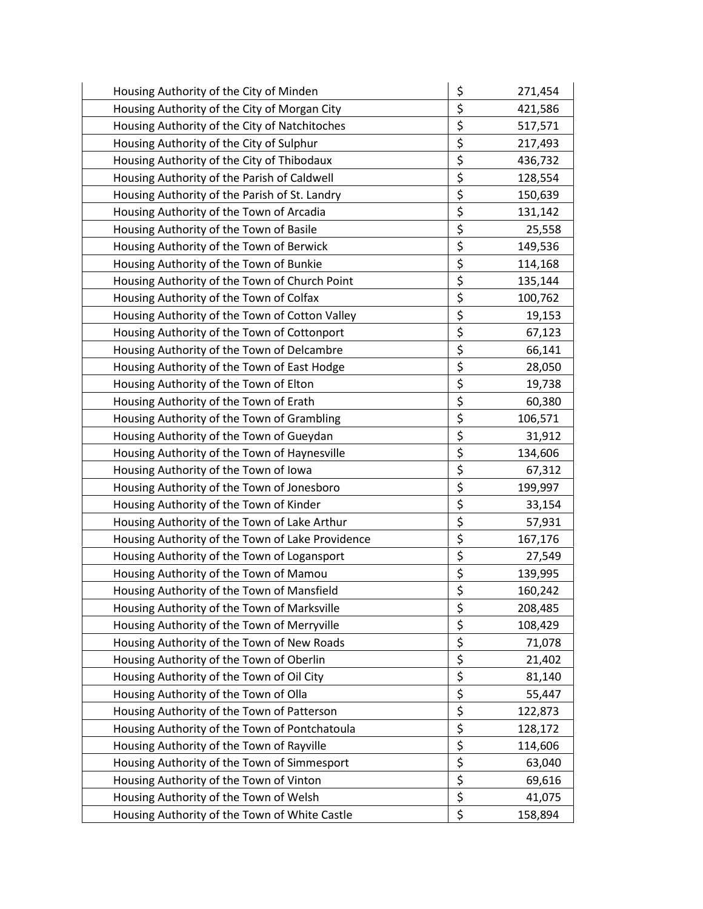| | | |
|---|---|---|
| Housing Authority of the City of Minden | $ | 271,454 |
| Housing Authority of the City of Morgan City | $ | 421,586 |
| Housing Authority of the City of Natchitoches | $ | 517,571 |
| Housing Authority of the City of Sulphur | $ | 217,493 |
| Housing Authority of the City of Thibodaux | $ | 436,732 |
| Housing Authority of the Parish of Caldwell | $ | 128,554 |
| Housing Authority of the Parish of St. Landry | $ | 150,639 |
| Housing Authority of the Town of Arcadia | $ | 131,142 |
| Housing Authority of the Town of Basile | $ | 25,558 |
| Housing Authority of the Town of Berwick | $ | 149,536 |
| Housing Authority of the Town of Bunkie | $ | 114,168 |
| Housing Authority of the Town of Church Point | $ | 135,144 |
| Housing Authority of the Town of Colfax | $ | 100,762 |
| Housing Authority of the Town of Cotton Valley | $ | 19,153 |
| Housing Authority of the Town of Cottonport | $ | 67,123 |
| Housing Authority of the Town of Delcambre | $ | 66,141 |
| Housing Authority of the Town of East Hodge | $ | 28,050 |
| Housing Authority of the Town of Elton | $ | 19,738 |
| Housing Authority of the Town of Erath | $ | 60,380 |
| Housing Authority of the Town of Grambling | $ | 106,571 |
| Housing Authority of the Town of Gueydan | $ | 31,912 |
| Housing Authority of the Town of Haynesville | $ | 134,606 |
| Housing Authority of the Town of Iowa | $ | 67,312 |
| Housing Authority of the Town of Jonesboro | $ | 199,997 |
| Housing Authority of the Town of Kinder | $ | 33,154 |
| Housing Authority of the Town of Lake Arthur | $ | 57,931 |
| Housing Authority of the Town of Lake Providence | $ | 167,176 |
| Housing Authority of the Town of Logansport | $ | 27,549 |
| Housing Authority of the Town of Mamou | $ | 139,995 |
| Housing Authority of the Town of Mansfield | $ | 160,242 |
| Housing Authority of the Town of Marksville | $ | 208,485 |
| Housing Authority of the Town of Merryville | $ | 108,429 |
| Housing Authority of the Town of New Roads | $ | 71,078 |
| Housing Authority of the Town of Oberlin | $ | 21,402 |
| Housing Authority of the Town of Oil City | $ | 81,140 |
| Housing Authority of the Town of Olla | $ | 55,447 |
| Housing Authority of the Town of Patterson | $ | 122,873 |
| Housing Authority of the Town of Pontchatoula | $ | 128,172 |
| Housing Authority of the Town of Rayville | $ | 114,606 |
| Housing Authority of the Town of Simmesport | $ | 63,040 |
| Housing Authority of the Town of Vinton | $ | 69,616 |
| Housing Authority of the Town of Welsh | $ | 41,075 |
| Housing Authority of the Town of White Castle | $ | 158,894 |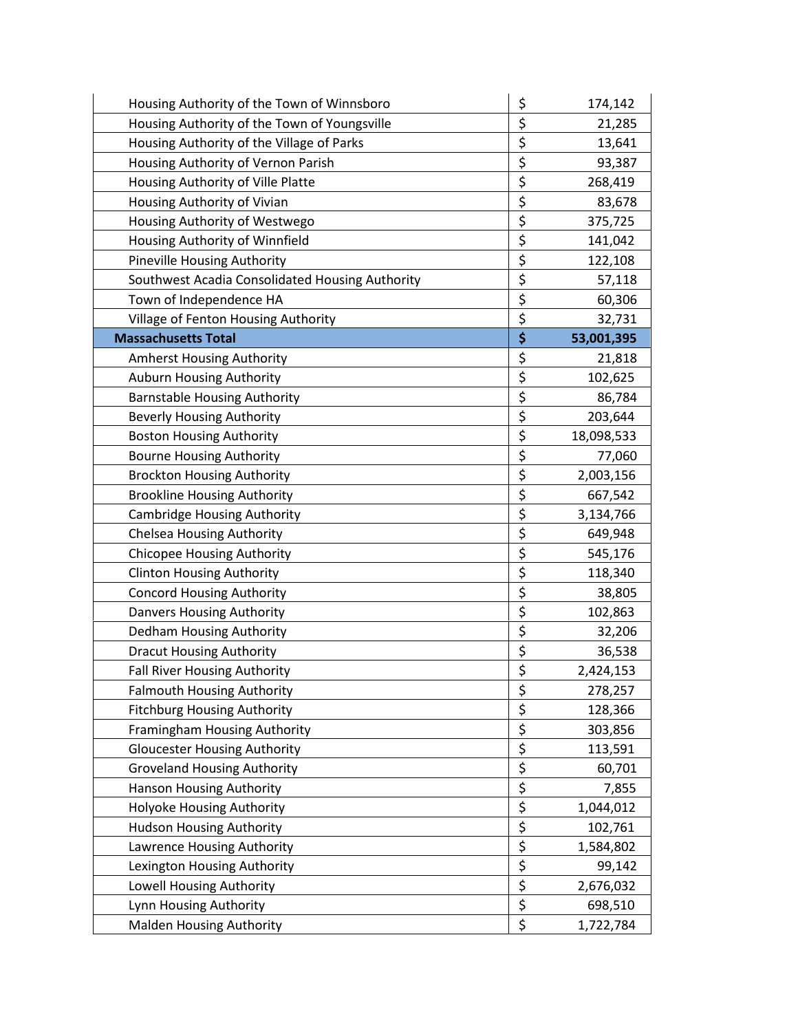| | | |
|---|---|---|
| Housing Authority of the Town of Winnsboro | $ | 174,142 |
| Housing Authority of the Town of Youngsville | $ | 21,285 |
| Housing Authority of the Village of Parks | $ | 13,641 |
| Housing Authority of Vernon Parish | $ | 93,387 |
| Housing Authority of Ville Platte | $ | 268,419 |
| Housing Authority of Vivian | $ | 83,678 |
| Housing Authority of Westwego | $ | 375,725 |
| Housing Authority of Winnfield | $ | 141,042 |
| Pineville Housing Authority | $ | 122,108 |
| Southwest Acadia Consolidated Housing Authority | $ | 57,118 |
| Town of Independence HA | $ | 60,306 |
| Village of Fenton Housing Authority | $ | 32,731 |
| **Massachusetts Total** | **$** | **53,001,395** |
| Amherst Housing Authority | $ | 21,818 |
| Auburn Housing Authority | $ | 102,625 |
| Barnstable Housing Authority | $ | 86,784 |
| Beverly Housing Authority | $ | 203,644 |
| Boston Housing Authority | $ | 18,098,533 |
| Bourne Housing Authority | $ | 77,060 |
| Brockton Housing Authority | $ | 2,003,156 |
| Brookline Housing Authority | $ | 667,542 |
| Cambridge Housing Authority | $ | 3,134,766 |
| Chelsea Housing Authority | $ | 649,948 |
| Chicopee Housing Authority | $ | 545,176 |
| Clinton Housing Authority | $ | 118,340 |
| Concord Housing Authority | $ | 38,805 |
| Danvers Housing Authority | $ | 102,863 |
| Dedham Housing Authority | $ | 32,206 |
| Dracut Housing Authority | $ | 36,538 |
| Fall River Housing Authority | $ | 2,424,153 |
| Falmouth Housing Authority | $ | 278,257 |
| Fitchburg Housing Authority | $ | 128,366 |
| Framingham Housing Authority | $ | 303,856 |
| Gloucester Housing Authority | $ | 113,591 |
| Groveland Housing Authority | $ | 60,701 |
| Hanson Housing Authority | $ | 7,855 |
| Holyoke Housing Authority | $ | 1,044,012 |
| Hudson Housing Authority | $ | 102,761 |
| Lawrence Housing Authority | $ | 1,584,802 |
| Lexington Housing Authority | $ | 99,142 |
| Lowell Housing Authority | $ | 2,676,032 |
| Lynn Housing Authority | $ | 698,510 |
| Malden Housing Authority | $ | 1,722,784 |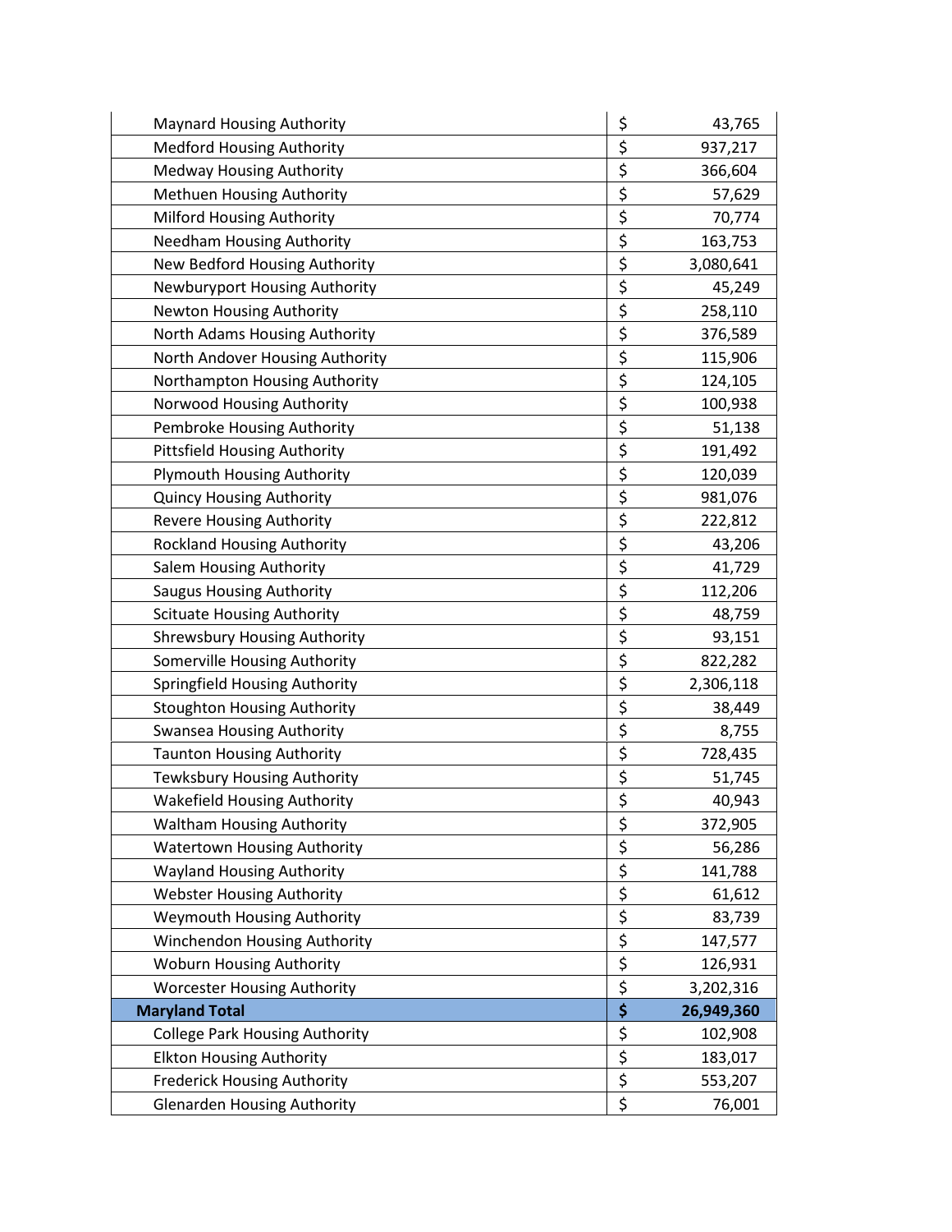| | | |
|---|---|---|
| Maynard Housing Authority | $ | 43,765 |
| Medford Housing Authority | $ | 937,217 |
| Medway Housing Authority | $ | 366,604 |
| Methuen Housing Authority | $ | 57,629 |
| Milford Housing Authority | $ | 70,774 |
| Needham Housing Authority | $ | 163,753 |
| New Bedford Housing Authority | $ | 3,080,641 |
| Newburyport Housing Authority | $ | 45,249 |
| Newton Housing Authority | $ | 258,110 |
| North Adams Housing Authority | $ | 376,589 |
| North Andover Housing Authority | $ | 115,906 |
| Northampton Housing Authority | $ | 124,105 |
| Norwood Housing Authority | $ | 100,938 |
| Pembroke Housing Authority | $ | 51,138 |
| Pittsfield Housing Authority | $ | 191,492 |
| Plymouth Housing Authority | $ | 120,039 |
| Quincy Housing Authority | $ | 981,076 |
| Revere Housing Authority | $ | 222,812 |
| Rockland Housing Authority | $ | 43,206 |
| Salem Housing Authority | $ | 41,729 |
| Saugus Housing Authority | $ | 112,206 |
| Scituate Housing Authority | $ | 48,759 |
| Shrewsbury Housing Authority | $ | 93,151 |
| Somerville Housing Authority | $ | 822,282 |
| Springfield Housing Authority | $ | 2,306,118 |
| Stoughton Housing Authority | $ | 38,449 |
| Swansea Housing Authority | $ | 8,755 |
| Taunton Housing Authority | $ | 728,435 |
| Tewksbury Housing Authority | $ | 51,745 |
| Wakefield Housing Authority | $ | 40,943 |
| Waltham Housing Authority | $ | 372,905 |
| Watertown Housing Authority | $ | 56,286 |
| Wayland Housing Authority | $ | 141,788 |
| Webster Housing Authority | $ | 61,612 |
| Weymouth Housing Authority | $ | 83,739 |
| Winchendon Housing Authority | $ | 147,577 |
| Woburn Housing Authority | $ | 126,931 |
| Worcester Housing Authority | $ | 3,202,316 |
| **Maryland Total** | **$** | **26,949,360** |
| College Park Housing Authority | $ | 102,908 |
| Elkton Housing Authority | $ | 183,017 |
| Frederick Housing Authority | $ | 553,207 |
| Glenarden Housing Authority | $ | 76,001 |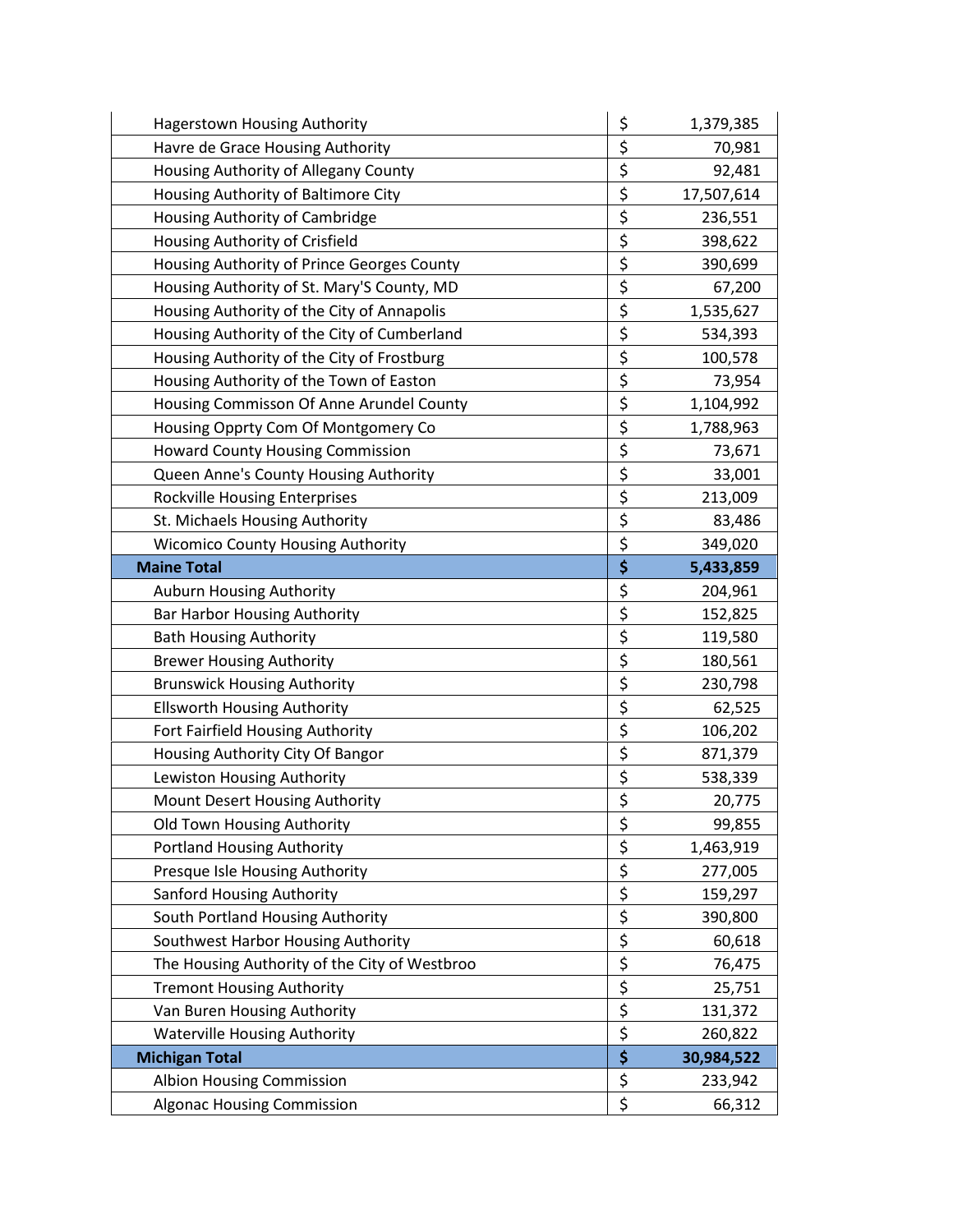| | | |
|---|---|---|
| Hagerstown Housing Authority | $ | 1,379,385 |
| Havre de Grace Housing Authority | $ | 70,981 |
| Housing Authority of Allegany County | $ | 92,481 |
| Housing Authority of Baltimore City | $ | 17,507,614 |
| Housing Authority of Cambridge | $ | 236,551 |
| Housing Authority of Crisfield | $ | 398,622 |
| Housing Authority of Prince Georges County | $ | 390,699 |
| Housing Authority of St. Mary'S County, MD | $ | 67,200 |
| Housing Authority of the City of Annapolis | $ | 1,535,627 |
| Housing Authority of the City of Cumberland | $ | 534,393 |
| Housing Authority of the City of Frostburg | $ | 100,578 |
| Housing Authority of the Town of Easton | $ | 73,954 |
| Housing Commisson Of Anne Arundel County | $ | 1,104,992 |
| Housing Opprty Com Of Montgomery Co | $ | 1,788,963 |
| Howard County Housing Commission | $ | 73,671 |
| Queen Anne's County Housing Authority | $ | 33,001 |
| Rockville Housing Enterprises | $ | 213,009 |
| St. Michaels Housing Authority | $ | 83,486 |
| Wicomico County Housing Authority | $ | 349,020 |
| **Maine Total** | **$** | **5,433,859** |
| Auburn Housing Authority | $ | 204,961 |
| Bar Harbor Housing Authority | $ | 152,825 |
| Bath Housing Authority | $ | 119,580 |
| Brewer Housing Authority | $ | 180,561 |
| Brunswick Housing Authority | $ | 230,798 |
| Ellsworth Housing Authority | $ | 62,525 |
| Fort Fairfield Housing Authority | $ | 106,202 |
| Housing Authority City Of Bangor | $ | 871,379 |
| Lewiston Housing Authority | $ | 538,339 |
| Mount Desert Housing Authority | $ | 20,775 |
| Old Town Housing Authority | $ | 99,855 |
| Portland Housing Authority | $ | 1,463,919 |
| Presque Isle Housing Authority | $ | 277,005 |
| Sanford Housing Authority | $ | 159,297 |
| South Portland Housing Authority | $ | 390,800 |
| Southwest Harbor Housing Authority | $ | 60,618 |
| The Housing Authority of the City of Westbroo | $ | 76,475 |
| Tremont Housing Authority | $ | 25,751 |
| Van Buren Housing Authority | $ | 131,372 |
| Waterville Housing Authority | $ | 260,822 |
| **Michigan Total** | **$** | **30,984,522** |
| Albion Housing Commission | $ | 233,942 |
| Algonac Housing Commission | $ | 66,312 |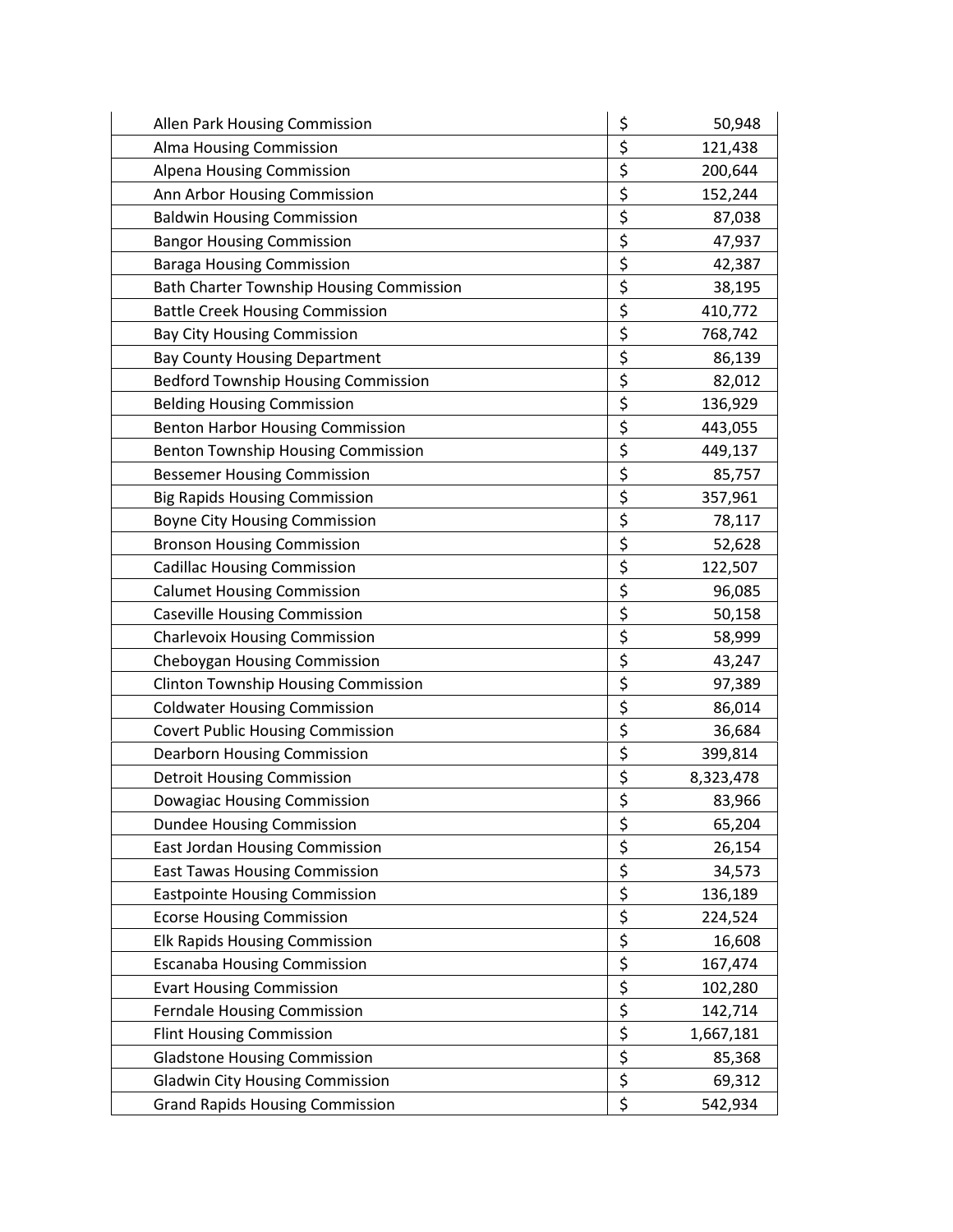| | | |
|---|---|---|
| Allen Park Housing Commission | $ | 50,948 |
| Alma Housing Commission | $ | 121,438 |
| Alpena Housing Commission | $ | 200,644 |
| Ann Arbor Housing Commission | $ | 152,244 |
| Baldwin Housing Commission | $ | 87,038 |
| Bangor Housing Commission | $ | 47,937 |
| Baraga Housing Commission | $ | 42,387 |
| Bath Charter Township Housing Commission | $ | 38,195 |
| Battle Creek Housing Commission | $ | 410,772 |
| Bay City Housing Commission | $ | 768,742 |
| Bay County Housing Department | $ | 86,139 |
| Bedford Township Housing Commission | $ | 82,012 |
| Belding Housing Commission | $ | 136,929 |
| Benton Harbor Housing Commission | $ | 443,055 |
| Benton Township Housing Commission | $ | 449,137 |
| Bessemer Housing Commission | $ | 85,757 |
| Big Rapids Housing Commission | $ | 357,961 |
| Boyne City Housing Commission | $ | 78,117 |
| Bronson Housing Commission | $ | 52,628 |
| Cadillac Housing Commission | $ | 122,507 |
| Calumet Housing Commission | $ | 96,085 |
| Caseville Housing Commission | $ | 50,158 |
| Charlevoix Housing Commission | $ | 58,999 |
| Cheboygan Housing Commission | $ | 43,247 |
| Clinton Township Housing Commission | $ | 97,389 |
| Coldwater Housing Commission | $ | 86,014 |
| Covert Public Housing Commission | $ | 36,684 |
| Dearborn Housing Commission | $ | 399,814 |
| Detroit Housing Commission | $ | 8,323,478 |
| Dowagiac Housing Commission | $ | 83,966 |
| Dundee Housing Commission | $ | 65,204 |
| East Jordan Housing Commission | $ | 26,154 |
| East Tawas Housing Commission | $ | 34,573 |
| Eastpointe Housing Commission | $ | 136,189 |
| Ecorse Housing Commission | $ | 224,524 |
| Elk Rapids Housing Commission | $ | 16,608 |
| Escanaba Housing Commission | $ | 167,474 |
| Evart Housing Commission | $ | 102,280 |
| Ferndale Housing Commission | $ | 142,714 |
| Flint Housing Commission | $ | 1,667,181 |
| Gladstone Housing Commission | $ | 85,368 |
| Gladwin City Housing Commission | $ | 69,312 |
| Grand Rapids Housing Commission | $ | 542,934 |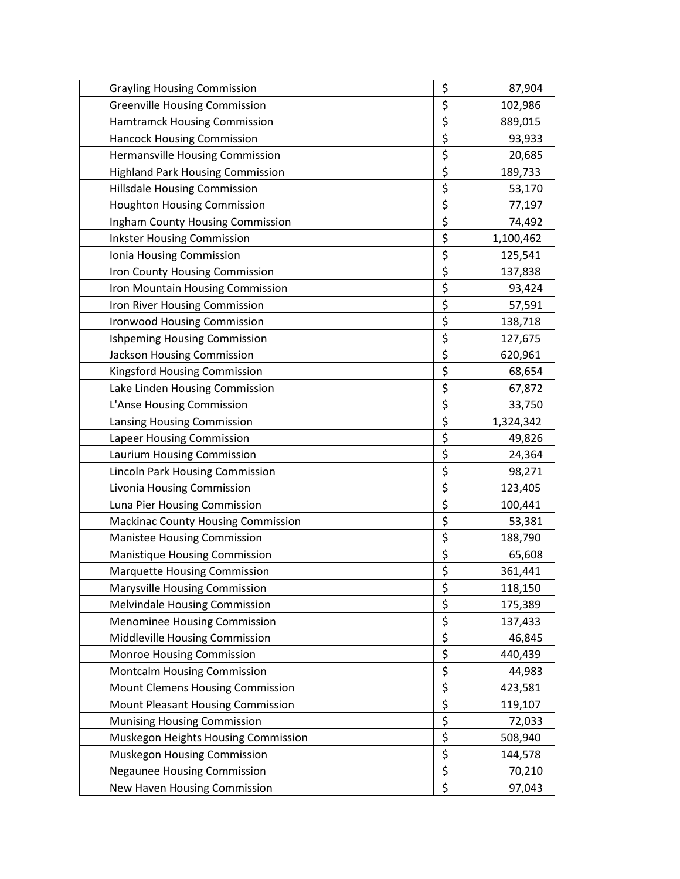| | |
|---|---|
| Grayling Housing Commission | $ 87,904 |
| Greenville Housing Commission | $ 102,986 |
| Hamtramck Housing Commission | $ 889,015 |
| Hancock Housing Commission | $ 93,933 |
| Hermansville Housing Commission | $ 20,685 |
| Highland Park Housing Commission | $ 189,733 |
| Hillsdale Housing Commission | $ 53,170 |
| Houghton Housing Commission | $ 77,197 |
| Ingham County Housing Commission | $ 74,492 |
| Inkster Housing Commission | $ 1,100,462 |
| Ionia Housing Commission | $ 125,541 |
| Iron County Housing Commission | $ 137,838 |
| Iron Mountain Housing Commission | $ 93,424 |
| Iron River Housing Commission | $ 57,591 |
| Ironwood Housing Commission | $ 138,718 |
| Ishpeming Housing Commission | $ 127,675 |
| Jackson Housing Commission | $ 620,961 |
| Kingsford Housing Commission | $ 68,654 |
| Lake Linden Housing Commission | $ 67,872 |
| L'Anse Housing Commission | $ 33,750 |
| Lansing Housing Commission | $ 1,324,342 |
| Lapeer Housing Commission | $ 49,826 |
| Laurium Housing Commission | $ 24,364 |
| Lincoln Park Housing Commission | $ 98,271 |
| Livonia Housing Commission | $ 123,405 |
| Luna Pier Housing Commission | $ 100,441 |
| Mackinac County Housing Commission | $ 53,381 |
| Manistee Housing Commission | $ 188,790 |
| Manistique Housing Commission | $ 65,608 |
| Marquette Housing Commission | $ 361,441 |
| Marysville Housing Commission | $ 118,150 |
| Melvindale Housing Commission | $ 175,389 |
| Menominee Housing Commission | $ 137,433 |
| Middleville Housing Commission | $ 46,845 |
| Monroe Housing Commission | $ 440,439 |
| Montcalm Housing Commission | $ 44,983 |
| Mount Clemens Housing Commission | $ 423,581 |
| Mount Pleasant Housing Commission | $ 119,107 |
| Munising Housing Commission | $ 72,033 |
| Muskegon Heights Housing Commission | $ 508,940 |
| Muskegon Housing Commission | $ 144,578 |
| Negaunee Housing Commission | $ 70,210 |
| New Haven Housing Commission | $ 97,043 |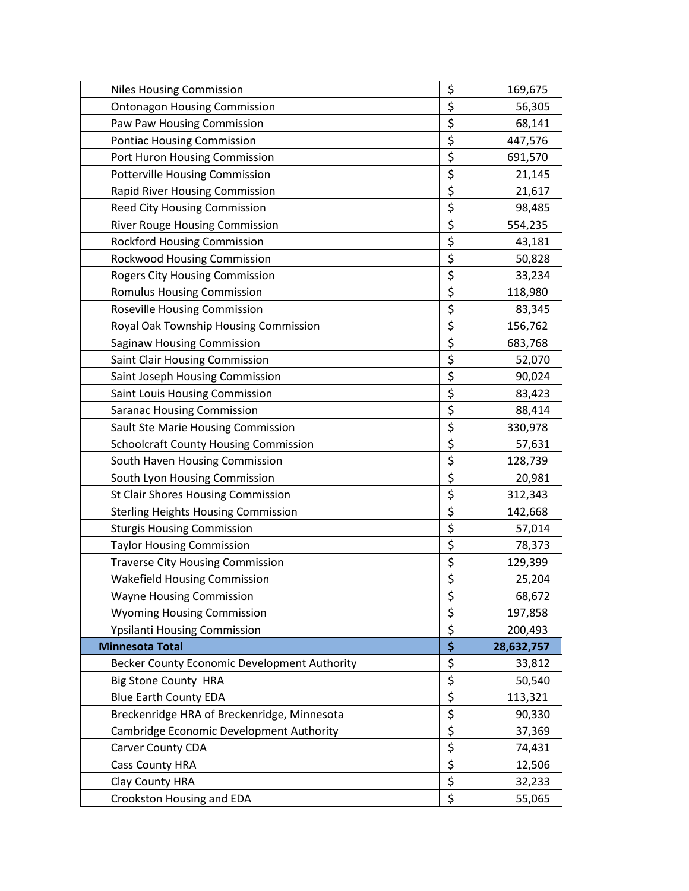| | | |
|---|---|---|
| Niles Housing Commission | $ | 169,675 |
| Ontonagon Housing Commission | $ | 56,305 |
| Paw Paw Housing Commission | $ | 68,141 |
| Pontiac Housing Commission | $ | 447,576 |
| Port Huron Housing Commission | $ | 691,570 |
| Potterville Housing Commission | $ | 21,145 |
| Rapid River Housing Commission | $ | 21,617 |
| Reed City Housing Commission | $ | 98,485 |
| River Rouge Housing Commission | $ | 554,235 |
| Rockford Housing Commission | $ | 43,181 |
| Rockwood Housing Commission | $ | 50,828 |
| Rogers City Housing Commission | $ | 33,234 |
| Romulus Housing Commission | $ | 118,980 |
| Roseville Housing Commission | $ | 83,345 |
| Royal Oak Township Housing Commission | $ | 156,762 |
| Saginaw Housing Commission | $ | 683,768 |
| Saint Clair Housing Commission | $ | 52,070 |
| Saint Joseph Housing Commission | $ | 90,024 |
| Saint Louis Housing Commission | $ | 83,423 |
| Saranac Housing Commission | $ | 88,414 |
| Sault Ste Marie Housing Commission | $ | 330,978 |
| Schoolcraft County Housing Commission | $ | 57,631 |
| South Haven Housing Commission | $ | 128,739 |
| South Lyon Housing Commission | $ | 20,981 |
| St Clair Shores Housing Commission | $ | 312,343 |
| Sterling Heights Housing Commission | $ | 142,668 |
| Sturgis Housing Commission | $ | 57,014 |
| Taylor Housing Commission | $ | 78,373 |
| Traverse City Housing Commission | $ | 129,399 |
| Wakefield Housing Commission | $ | 25,204 |
| Wayne Housing Commission | $ | 68,672 |
| Wyoming Housing Commission | $ | 197,858 |
| Ypsilanti Housing Commission | $ | 200,493 |
| **Minnesota Total** | **$** | **28,632,757** |
| Becker County Economic Development Authority | $ | 33,812 |
| Big Stone County HRA | $ | 50,540 |
| Blue Earth County EDA | $ | 113,321 |
| Breckenridge HRA of Breckenridge, Minnesota | $ | 90,330 |
| Cambridge Economic Development Authority | $ | 37,369 |
| Carver County CDA | $ | 74,431 |
| Cass County HRA | $ | 12,506 |
| Clay County HRA | $ | 32,233 |
| Crookston Housing and EDA | $ | 55,065 |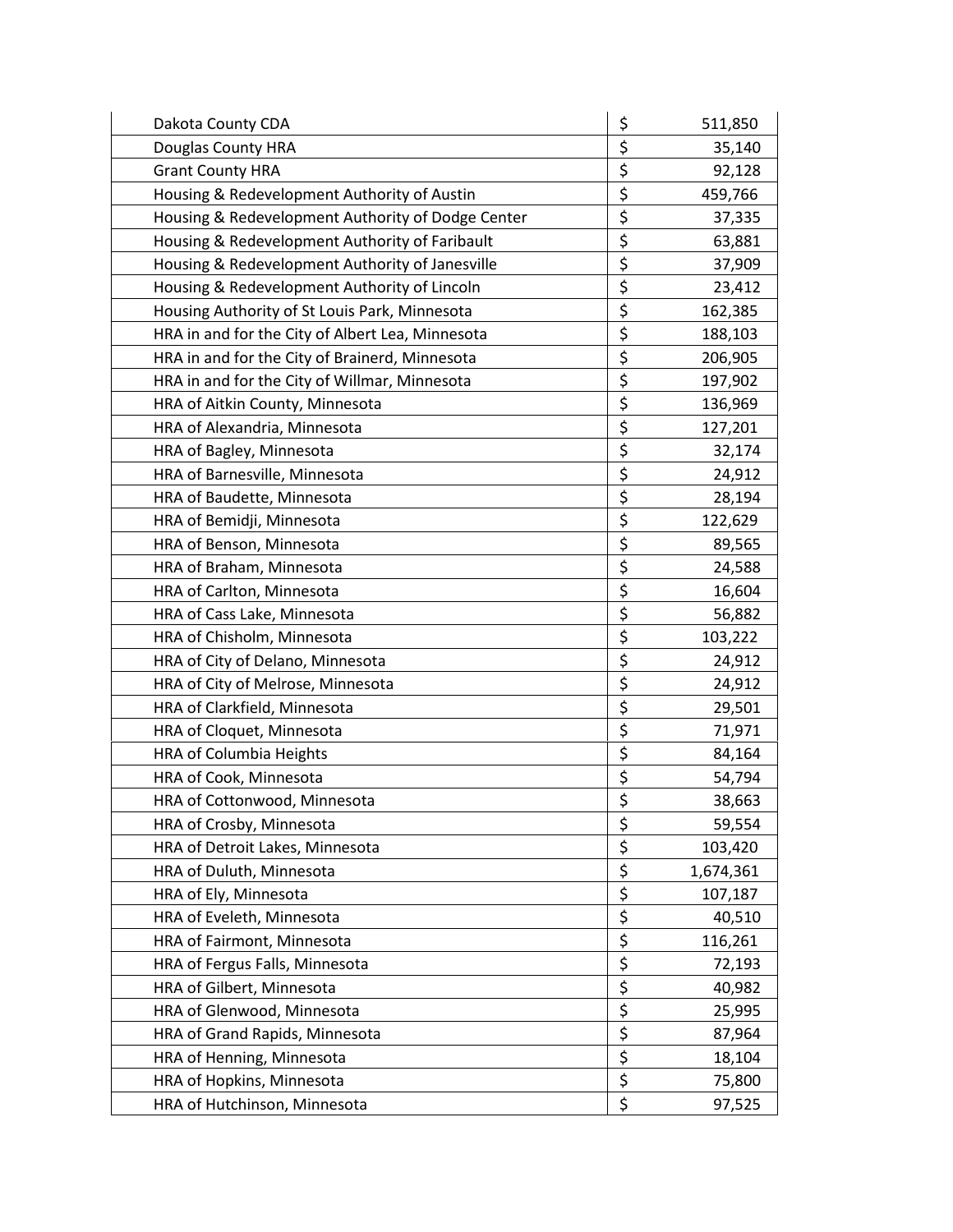| | | |
|---|---|---|
| Dakota County CDA | $ | 511,850 |
| Douglas County HRA | $ | 35,140 |
| Grant County HRA | $ | 92,128 |
| Housing & Redevelopment Authority of Austin | $ | 459,766 |
| Housing & Redevelopment Authority of Dodge Center | $ | 37,335 |
| Housing & Redevelopment Authority of Faribault | $ | 63,881 |
| Housing & Redevelopment Authority of Janesville | $ | 37,909 |
| Housing & Redevelopment Authority of Lincoln | $ | 23,412 |
| Housing Authority of St Louis Park, Minnesota | $ | 162,385 |
| HRA in and for the City of Albert Lea, Minnesota | $ | 188,103 |
| HRA in and for the City of Brainerd, Minnesota | $ | 206,905 |
| HRA in and for the City of Willmar, Minnesota | $ | 197,902 |
| HRA of Aitkin County, Minnesota | $ | 136,969 |
| HRA of Alexandria, Minnesota | $ | 127,201 |
| HRA of Bagley, Minnesota | $ | 32,174 |
| HRA of Barnesville, Minnesota | $ | 24,912 |
| HRA of Baudette, Minnesota | $ | 28,194 |
| HRA of Bemidji, Minnesota | $ | 122,629 |
| HRA of Benson, Minnesota | $ | 89,565 |
| HRA of Braham, Minnesota | $ | 24,588 |
| HRA of Carlton, Minnesota | $ | 16,604 |
| HRA of Cass Lake, Minnesota | $ | 56,882 |
| HRA of Chisholm, Minnesota | $ | 103,222 |
| HRA of City of Delano, Minnesota | $ | 24,912 |
| HRA of City of Melrose, Minnesota | $ | 24,912 |
| HRA of Clarkfield, Minnesota | $ | 29,501 |
| HRA of Cloquet, Minnesota | $ | 71,971 |
| HRA of Columbia Heights | $ | 84,164 |
| HRA of Cook, Minnesota | $ | 54,794 |
| HRA of Cottonwood, Minnesota | $ | 38,663 |
| HRA of Crosby, Minnesota | $ | 59,554 |
| HRA of Detroit Lakes, Minnesota | $ | 103,420 |
| HRA of Duluth, Minnesota | $ | 1,674,361 |
| HRA of Ely, Minnesota | $ | 107,187 |
| HRA of Eveleth, Minnesota | $ | 40,510 |
| HRA of Fairmont, Minnesota | $ | 116,261 |
| HRA of Fergus Falls, Minnesota | $ | 72,193 |
| HRA of Gilbert, Minnesota | $ | 40,982 |
| HRA of Glenwood, Minnesota | $ | 25,995 |
| HRA of Grand Rapids, Minnesota | $ | 87,964 |
| HRA of Henning, Minnesota | $ | 18,104 |
| HRA of Hopkins, Minnesota | $ | 75,800 |
| HRA of Hutchinson, Minnesota | $ | 97,525 |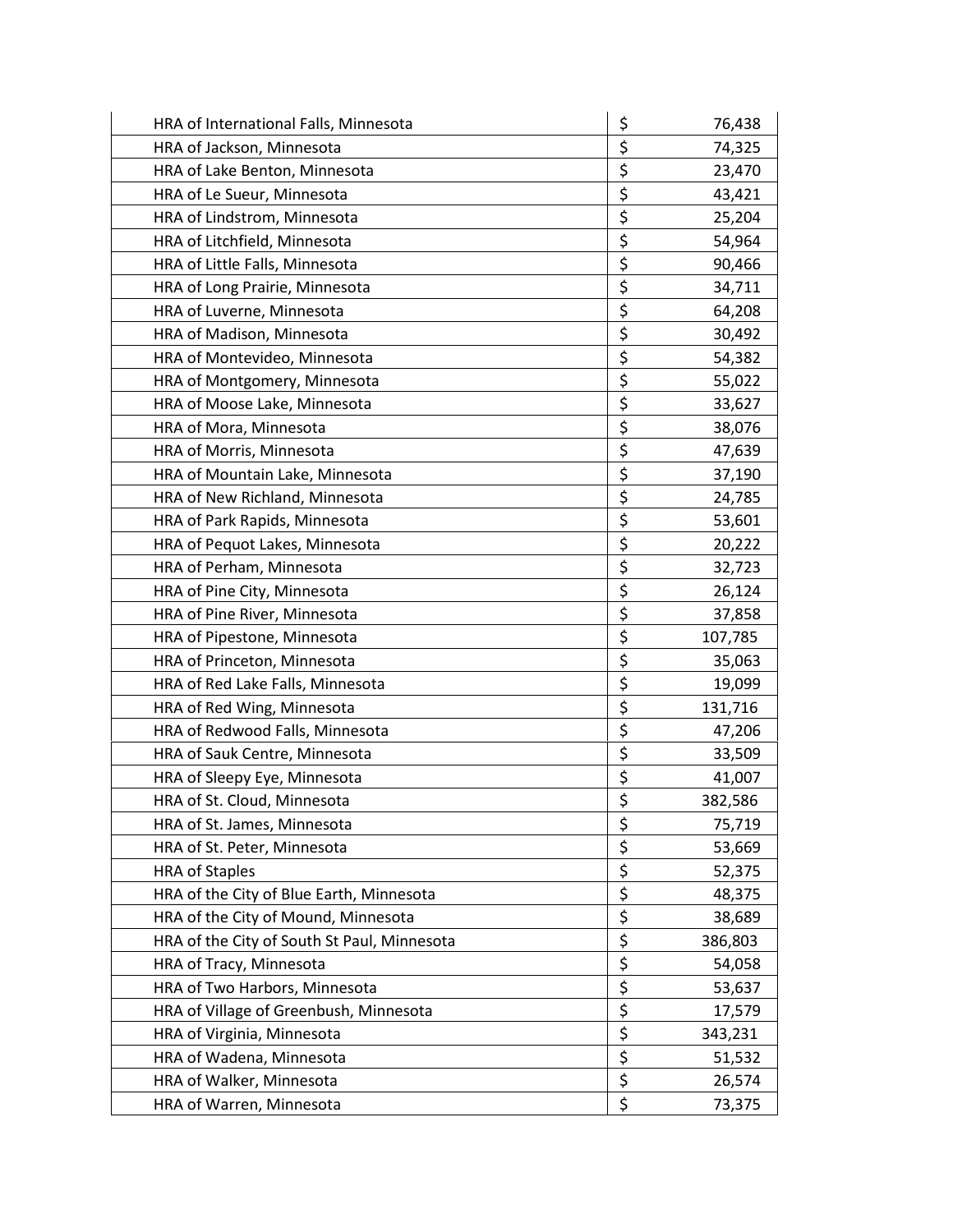| | | |
|---|---|---|
| HRA of International Falls, Minnesota | $ | 76,438 |
| HRA of Jackson, Minnesota | $ | 74,325 |
| HRA of Lake Benton, Minnesota | $ | 23,470 |
| HRA of Le Sueur, Minnesota | $ | 43,421 |
| HRA of Lindstrom, Minnesota | $ | 25,204 |
| HRA of Litchfield, Minnesota | $ | 54,964 |
| HRA of Little Falls, Minnesota | $ | 90,466 |
| HRA of Long Prairie, Minnesota | $ | 34,711 |
| HRA of Luverne, Minnesota | $ | 64,208 |
| HRA of Madison, Minnesota | $ | 30,492 |
| HRA of Montevideo, Minnesota | $ | 54,382 |
| HRA of Montgomery, Minnesota | $ | 55,022 |
| HRA of Moose Lake, Minnesota | $ | 33,627 |
| HRA of Mora, Minnesota | $ | 38,076 |
| HRA of Morris, Minnesota | $ | 47,639 |
| HRA of Mountain Lake, Minnesota | $ | 37,190 |
| HRA of New Richland, Minnesota | $ | 24,785 |
| HRA of Park Rapids, Minnesota | $ | 53,601 |
| HRA of Pequot Lakes, Minnesota | $ | 20,222 |
| HRA of Perham, Minnesota | $ | 32,723 |
| HRA of Pine City, Minnesota | $ | 26,124 |
| HRA of Pine River, Minnesota | $ | 37,858 |
| HRA of Pipestone, Minnesota | $ | 107,785 |
| HRA of Princeton, Minnesota | $ | 35,063 |
| HRA of Red Lake Falls, Minnesota | $ | 19,099 |
| HRA of Red Wing, Minnesota | $ | 131,716 |
| HRA of Redwood Falls, Minnesota | $ | 47,206 |
| HRA of Sauk Centre, Minnesota | $ | 33,509 |
| HRA of Sleepy Eye, Minnesota | $ | 41,007 |
| HRA of St. Cloud, Minnesota | $ | 382,586 |
| HRA of St. James, Minnesota | $ | 75,719 |
| HRA of St. Peter, Minnesota | $ | 53,669 |
| HRA of Staples | $ | 52,375 |
| HRA of the City of Blue Earth, Minnesota | $ | 48,375 |
| HRA of the City of Mound, Minnesota | $ | 38,689 |
| HRA of the City of South St Paul, Minnesota | $ | 386,803 |
| HRA of Tracy, Minnesota | $ | 54,058 |
| HRA of Two Harbors, Minnesota | $ | 53,637 |
| HRA of Village of Greenbush, Minnesota | $ | 17,579 |
| HRA of Virginia, Minnesota | $ | 343,231 |
| HRA of Wadena, Minnesota | $ | 51,532 |
| HRA of Walker, Minnesota | $ | 26,574 |
| HRA of Warren, Minnesota | $ | 73,375 |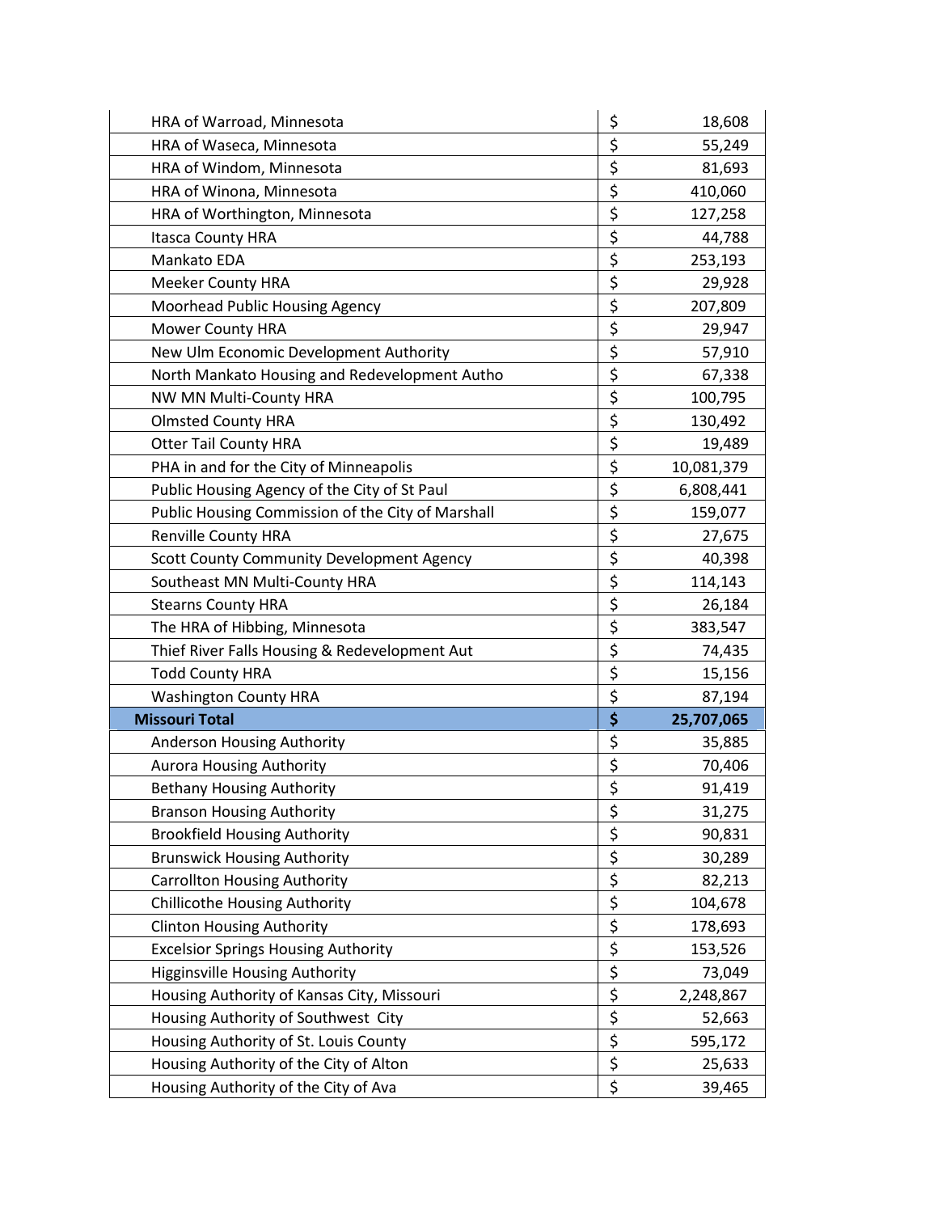| | | |
|---|---|---|
| HRA of Warroad, Minnesota | $ | 18,608 |
| HRA of Waseca, Minnesota | $ | 55,249 |
| HRA of Windom, Minnesota | $ | 81,693 |
| HRA of Winona, Minnesota | $ | 410,060 |
| HRA of Worthington, Minnesota | $ | 127,258 |
| Itasca County HRA | $ | 44,788 |
| Mankato EDA | $ | 253,193 |
| Meeker County HRA | $ | 29,928 |
| Moorhead Public Housing Agency | $ | 207,809 |
| Mower County HRA | $ | 29,947 |
| New Ulm Economic Development Authority | $ | 57,910 |
| North Mankato Housing and Redevelopment Autho | $ | 67,338 |
| NW MN Multi-County HRA | $ | 100,795 |
| Olmsted County HRA | $ | 130,492 |
| Otter Tail County HRA | $ | 19,489 |
| PHA in and for the City of Minneapolis | $ | 10,081,379 |
| Public Housing Agency of the City of St Paul | $ | 6,808,441 |
| Public Housing Commission of the City of Marshall | $ | 159,077 |
| Renville County HRA | $ | 27,675 |
| Scott County Community Development Agency | $ | 40,398 |
| Southeast MN Multi-County HRA | $ | 114,143 |
| Stearns County HRA | $ | 26,184 |
| The HRA of Hibbing, Minnesota | $ | 383,547 |
| Thief River Falls Housing & Redevelopment Aut | $ | 74,435 |
| Todd County HRA | $ | 15,156 |
| Washington County HRA | $ | 87,194 |
| **Missouri Total** | **$** | **25,707,065** |
| Anderson Housing Authority | $ | 35,885 |
| Aurora Housing Authority | $ | 70,406 |
| Bethany Housing Authority | $ | 91,419 |
| Branson Housing Authority | $ | 31,275 |
| Brookfield Housing Authority | $ | 90,831 |
| Brunswick Housing Authority | $ | 30,289 |
| Carrollton Housing Authority | $ | 82,213 |
| Chillicothe Housing Authority | $ | 104,678 |
| Clinton Housing Authority | $ | 178,693 |
| Excelsior Springs Housing Authority | $ | 153,526 |
| Higginsville Housing Authority | $ | 73,049 |
| Housing Authority of Kansas City, Missouri | $ | 2,248,867 |
| Housing Authority of Southwest City | $ | 52,663 |
| Housing Authority of St. Louis County | $ | 595,172 |
| Housing Authority of the City of Alton | $ | 25,633 |
| Housing Authority of the City of Ava | $ | 39,465 |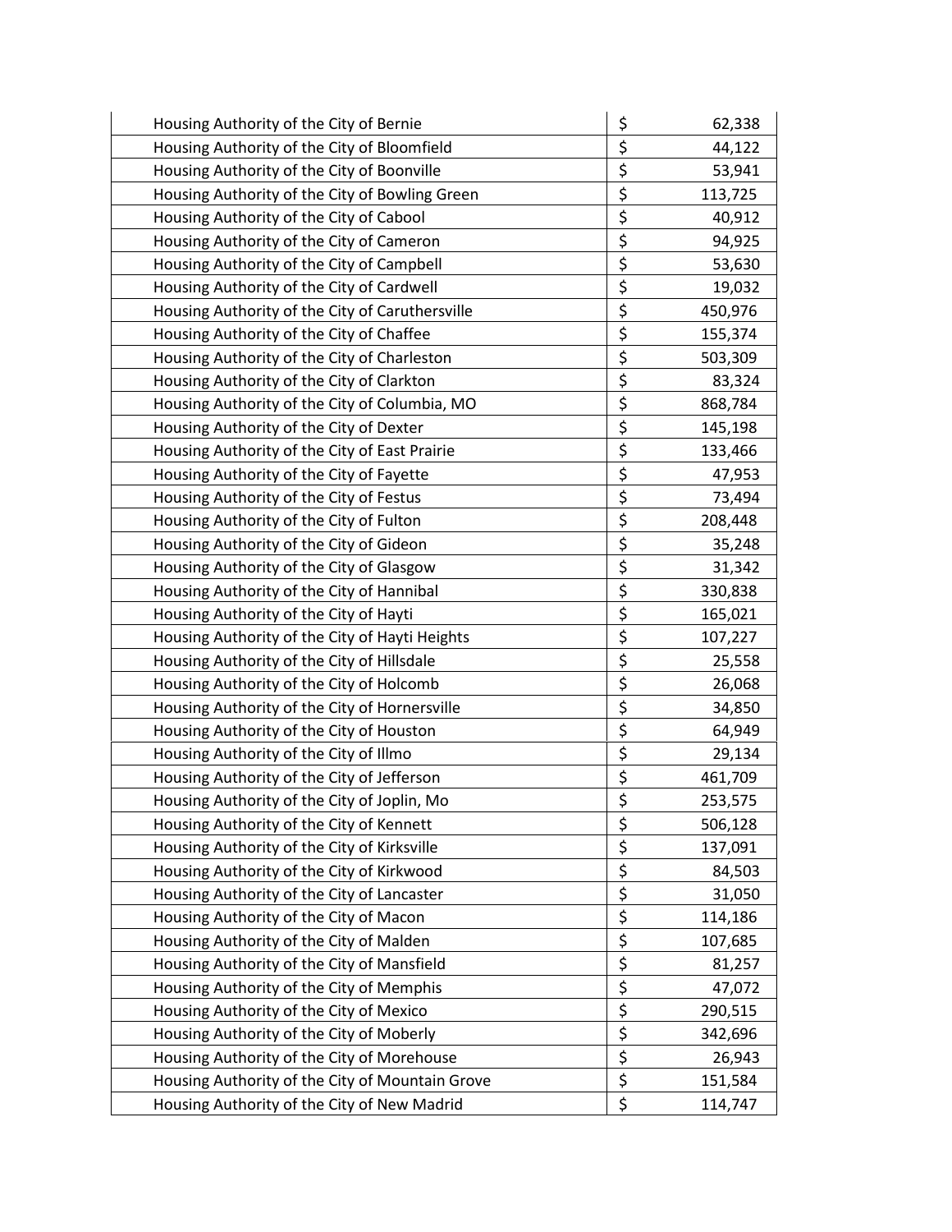| | | |
|---|---|---|
| Housing Authority of the City of Bernie | $ | 62,338 |
| Housing Authority of the City of Bloomfield | $ | 44,122 |
| Housing Authority of the City of Boonville | $ | 53,941 |
| Housing Authority of the City of Bowling Green | $ | 113,725 |
| Housing Authority of the City of Cabool | $ | 40,912 |
| Housing Authority of the City of Cameron | $ | 94,925 |
| Housing Authority of the City of Campbell | $ | 53,630 |
| Housing Authority of the City of Cardwell | $ | 19,032 |
| Housing Authority of the City of Caruthersville | $ | 450,976 |
| Housing Authority of the City of Chaffee | $ | 155,374 |
| Housing Authority of the City of Charleston | $ | 503,309 |
| Housing Authority of the City of Clarkton | $ | 83,324 |
| Housing Authority of the City of Columbia, MO | $ | 868,784 |
| Housing Authority of the City of Dexter | $ | 145,198 |
| Housing Authority of the City of East Prairie | $ | 133,466 |
| Housing Authority of the City of Fayette | $ | 47,953 |
| Housing Authority of the City of Festus | $ | 73,494 |
| Housing Authority of the City of Fulton | $ | 208,448 |
| Housing Authority of the City of Gideon | $ | 35,248 |
| Housing Authority of the City of Glasgow | $ | 31,342 |
| Housing Authority of the City of Hannibal | $ | 330,838 |
| Housing Authority of the City of Hayti | $ | 165,021 |
| Housing Authority of the City of Hayti Heights | $ | 107,227 |
| Housing Authority of the City of Hillsdale | $ | 25,558 |
| Housing Authority of the City of Holcomb | $ | 26,068 |
| Housing Authority of the City of Hornersville | $ | 34,850 |
| Housing Authority of the City of Houston | $ | 64,949 |
| Housing Authority of the City of Illmo | $ | 29,134 |
| Housing Authority of the City of Jefferson | $ | 461,709 |
| Housing Authority of the City of Joplin, Mo | $ | 253,575 |
| Housing Authority of the City of Kennett | $ | 506,128 |
| Housing Authority of the City of Kirksville | $ | 137,091 |
| Housing Authority of the City of Kirkwood | $ | 84,503 |
| Housing Authority of the City of Lancaster | $ | 31,050 |
| Housing Authority of the City of Macon | $ | 114,186 |
| Housing Authority of the City of Malden | $ | 107,685 |
| Housing Authority of the City of Mansfield | $ | 81,257 |
| Housing Authority of the City of Memphis | $ | 47,072 |
| Housing Authority of the City of Mexico | $ | 290,515 |
| Housing Authority of the City of Moberly | $ | 342,696 |
| Housing Authority of the City of Morehouse | $ | 26,943 |
| Housing Authority of the City of Mountain Grove | $ | 151,584 |
| Housing Authority of the City of New Madrid | $ | 114,747 |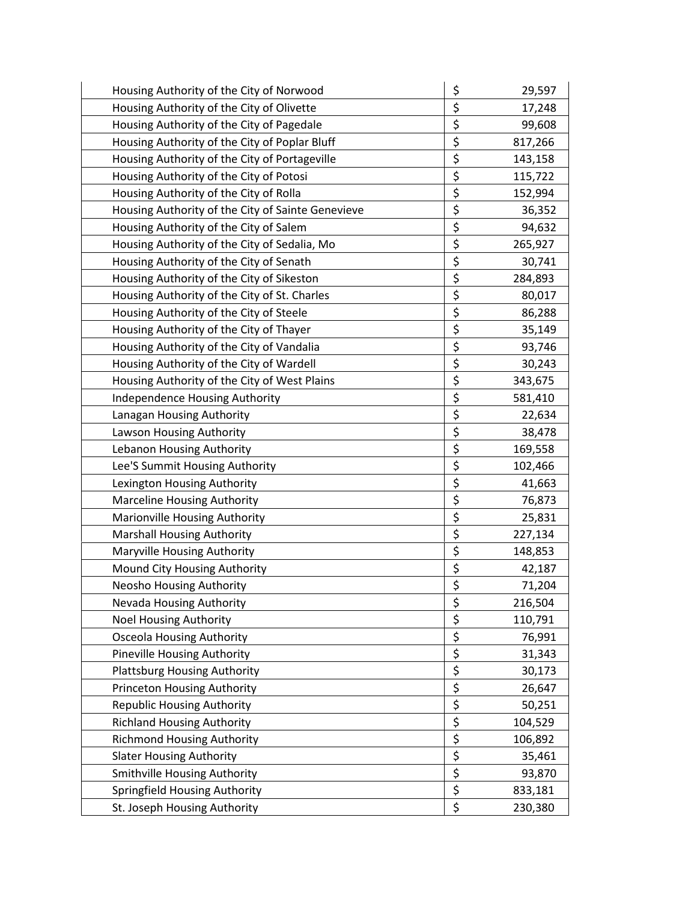| | | |
|---|---|---|
| Housing Authority of the City of Norwood | $ | 29,597 |
| Housing Authority of the City of Olivette | $ | 17,248 |
| Housing Authority of the City of Pagedale | $ | 99,608 |
| Housing Authority of the City of Poplar Bluff | $ | 817,266 |
| Housing Authority of the City of Portageville | $ | 143,158 |
| Housing Authority of the City of Potosi | $ | 115,722 |
| Housing Authority of the City of Rolla | $ | 152,994 |
| Housing Authority of the City of Sainte Genevieve | $ | 36,352 |
| Housing Authority of the City of Salem | $ | 94,632 |
| Housing Authority of the City of Sedalia, Mo | $ | 265,927 |
| Housing Authority of the City of Senath | $ | 30,741 |
| Housing Authority of the City of Sikeston | $ | 284,893 |
| Housing Authority of the City of St. Charles | $ | 80,017 |
| Housing Authority of the City of Steele | $ | 86,288 |
| Housing Authority of the City of Thayer | $ | 35,149 |
| Housing Authority of the City of Vandalia | $ | 93,746 |
| Housing Authority of the City of Wardell | $ | 30,243 |
| Housing Authority of the City of West Plains | $ | 343,675 |
| Independence Housing Authority | $ | 581,410 |
| Lanagan Housing Authority | $ | 22,634 |
| Lawson Housing Authority | $ | 38,478 |
| Lebanon Housing Authority | $ | 169,558 |
| Lee'S Summit Housing Authority | $ | 102,466 |
| Lexington Housing Authority | $ | 41,663 |
| Marceline Housing Authority | $ | 76,873 |
| Marionville Housing Authority | $ | 25,831 |
| Marshall Housing Authority | $ | 227,134 |
| Maryville Housing Authority | $ | 148,853 |
| Mound City Housing Authority | $ | 42,187 |
| Neosho Housing Authority | $ | 71,204 |
| Nevada Housing Authority | $ | 216,504 |
| Noel Housing Authority | $ | 110,791 |
| Osceola Housing Authority | $ | 76,991 |
| Pineville Housing Authority | $ | 31,343 |
| Plattsburg Housing Authority | $ | 30,173 |
| Princeton Housing Authority | $ | 26,647 |
| Republic Housing Authority | $ | 50,251 |
| Richland Housing Authority | $ | 104,529 |
| Richmond Housing Authority | $ | 106,892 |
| Slater Housing Authority | $ | 35,461 |
| Smithville Housing Authority | $ | 93,870 |
| Springfield Housing Authority | $ | 833,181 |
| St. Joseph Housing Authority | $ | 230,380 |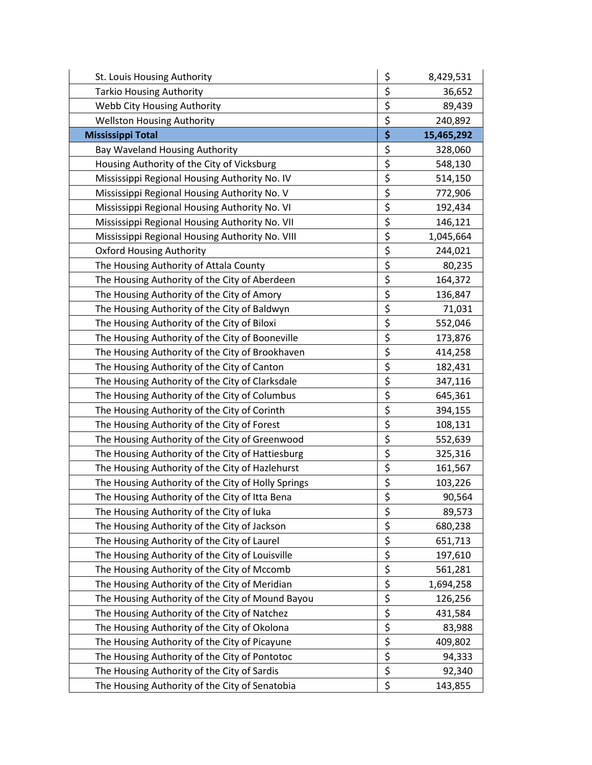| | | |
|---|---|---|
| St. Louis Housing Authority | $ | 8,429,531 |
| Tarkio Housing Authority | $ | 36,652 |
| Webb City Housing Authority | $ | 89,439 |
| Wellston Housing Authority | $ | 240,892 |
| **Mississippi Total** | **$** | **15,465,292** |
| Bay Waveland Housing Authority | $ | 328,060 |
| Housing Authority of the City of Vicksburg | $ | 548,130 |
| Mississippi Regional Housing Authority No. IV | $ | 514,150 |
| Mississippi Regional Housing Authority No. V | $ | 772,906 |
| Mississippi Regional Housing Authority No. VI | $ | 192,434 |
| Mississippi Regional Housing Authority No. VII | $ | 146,121 |
| Mississippi Regional Housing Authority No. VIII | $ | 1,045,664 |
| Oxford Housing Authority | $ | 244,021 |
| The Housing Authority of Attala County | $ | 80,235 |
| The Housing Authority of the City of Aberdeen | $ | 164,372 |
| The Housing Authority of the City of Amory | $ | 136,847 |
| The Housing Authority of the City of Baldwyn | $ | 71,031 |
| The Housing Authority of the City of Biloxi | $ | 552,046 |
| The Housing Authority of the City of Booneville | $ | 173,876 |
| The Housing Authority of the City of Brookhaven | $ | 414,258 |
| The Housing Authority of the City of Canton | $ | 182,431 |
| The Housing Authority of the City of Clarksdale | $ | 347,116 |
| The Housing Authority of the City of Columbus | $ | 645,361 |
| The Housing Authority of the City of Corinth | $ | 394,155 |
| The Housing Authority of the City of Forest | $ | 108,131 |
| The Housing Authority of the City of Greenwood | $ | 552,639 |
| The Housing Authority of the City of Hattiesburg | $ | 325,316 |
| The Housing Authority of the City of Hazlehurst | $ | 161,567 |
| The Housing Authority of the City of Holly Springs | $ | 103,226 |
| The Housing Authority of the City of Itta Bena | $ | 90,564 |
| The Housing Authority of the City of Iuka | $ | 89,573 |
| The Housing Authority of the City of Jackson | $ | 680,238 |
| The Housing Authority of the City of Laurel | $ | 651,713 |
| The Housing Authority of the City of Louisville | $ | 197,610 |
| The Housing Authority of the City of Mccomb | $ | 561,281 |
| The Housing Authority of the City of Meridian | $ | 1,694,258 |
| The Housing Authority of the City of Mound Bayou | $ | 126,256 |
| The Housing Authority of the City of Natchez | $ | 431,584 |
| The Housing Authority of the City of Okolona | $ | 83,988 |
| The Housing Authority of the City of Picayune | $ | 409,802 |
| The Housing Authority of the City of Pontotoc | $ | 94,333 |
| The Housing Authority of the City of Sardis | $ | 92,340 |
| The Housing Authority of the City of Senatobia | $ | 143,855 |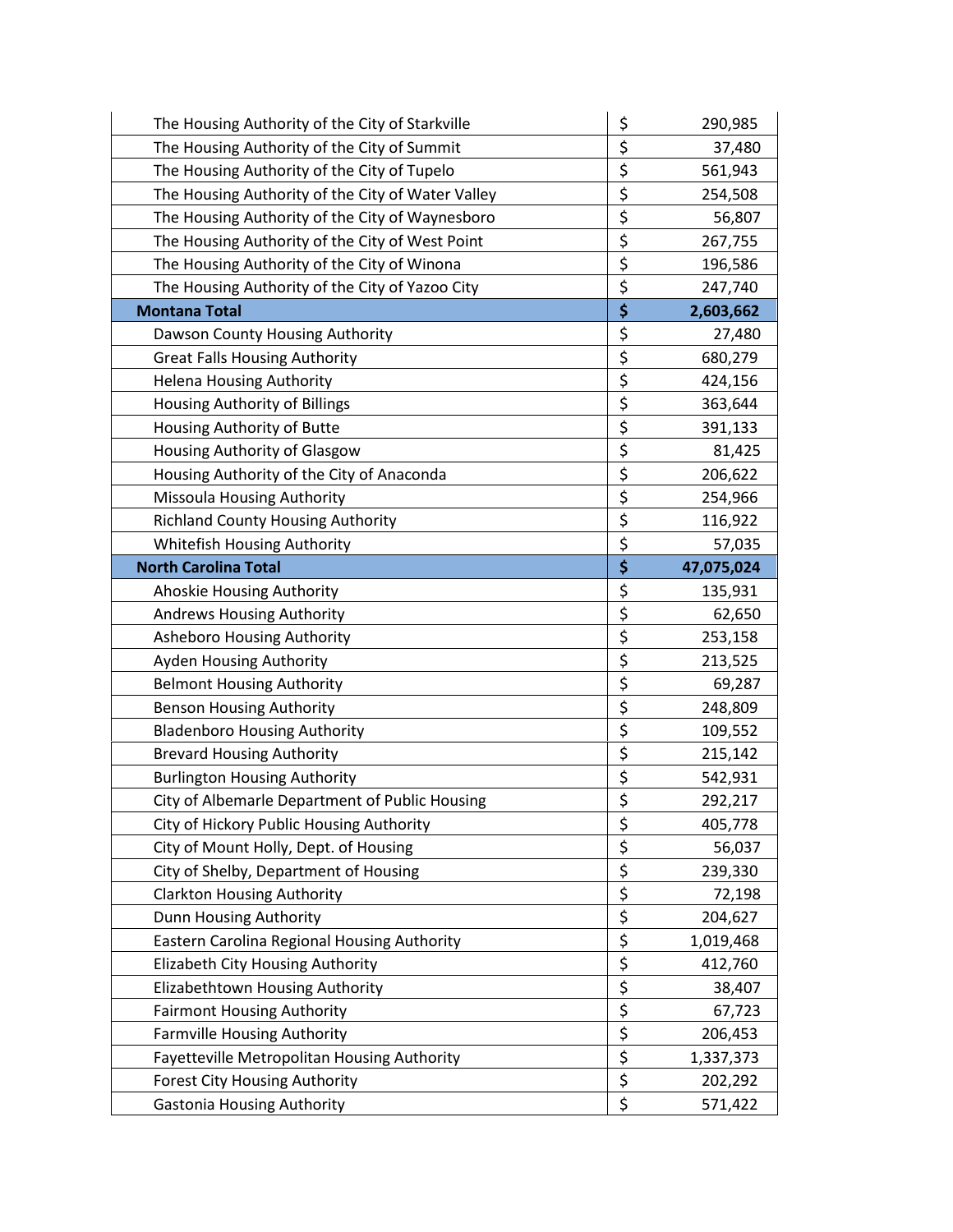| | | |
|---|---|---|
| The Housing Authority of the City of Starkville | $ | 290,985 |
| The Housing Authority of the City of Summit | $ | 37,480 |
| The Housing Authority of the City of Tupelo | $ | 561,943 |
| The Housing Authority of the City of Water Valley | $ | 254,508 |
| The Housing Authority of the City of Waynesboro | $ | 56,807 |
| The Housing Authority of the City of West Point | $ | 267,755 |
| The Housing Authority of the City of Winona | $ | 196,586 |
| The Housing Authority of the City of Yazoo City | $ | 247,740 |
| **Montana Total** | **$** | **2,603,662** |
| Dawson County Housing Authority | $ | 27,480 |
| Great Falls Housing Authority | $ | 680,279 |
| Helena Housing Authority | $ | 424,156 |
| Housing Authority of Billings | $ | 363,644 |
| Housing Authority of Butte | $ | 391,133 |
| Housing Authority of Glasgow | $ | 81,425 |
| Housing Authority of the City of Anaconda | $ | 206,622 |
| Missoula Housing Authority | $ | 254,966 |
| Richland County Housing Authority | $ | 116,922 |
| Whitefish Housing Authority | $ | 57,035 |
| **North Carolina Total** | **$** | **47,075,024** |
| Ahoskie Housing Authority | $ | 135,931 |
| Andrews Housing Authority | $ | 62,650 |
| Asheboro Housing Authority | $ | 253,158 |
| Ayden Housing Authority | $ | 213,525 |
| Belmont Housing Authority | $ | 69,287 |
| Benson Housing Authority | $ | 248,809 |
| Bladenboro Housing Authority | $ | 109,552 |
| Brevard Housing Authority | $ | 215,142 |
| Burlington Housing Authority | $ | 542,931 |
| City of Albemarle Department of Public Housing | $ | 292,217 |
| City of Hickory Public Housing Authority | $ | 405,778 |
| City of Mount Holly, Dept. of Housing | $ | 56,037 |
| City of Shelby, Department of Housing | $ | 239,330 |
| Clarkton Housing Authority | $ | 72,198 |
| Dunn Housing Authority | $ | 204,627 |
| Eastern Carolina Regional Housing Authority | $ | 1,019,468 |
| Elizabeth City Housing Authority | $ | 412,760 |
| Elizabethtown Housing Authority | $ | 38,407 |
| Fairmont Housing Authority | $ | 67,723 |
| Farmville Housing Authority | $ | 206,453 |
| Fayetteville Metropolitan Housing Authority | $ | 1,337,373 |
| Forest City Housing Authority | $ | 202,292 |
| Gastonia Housing Authority | $ | 571,422 |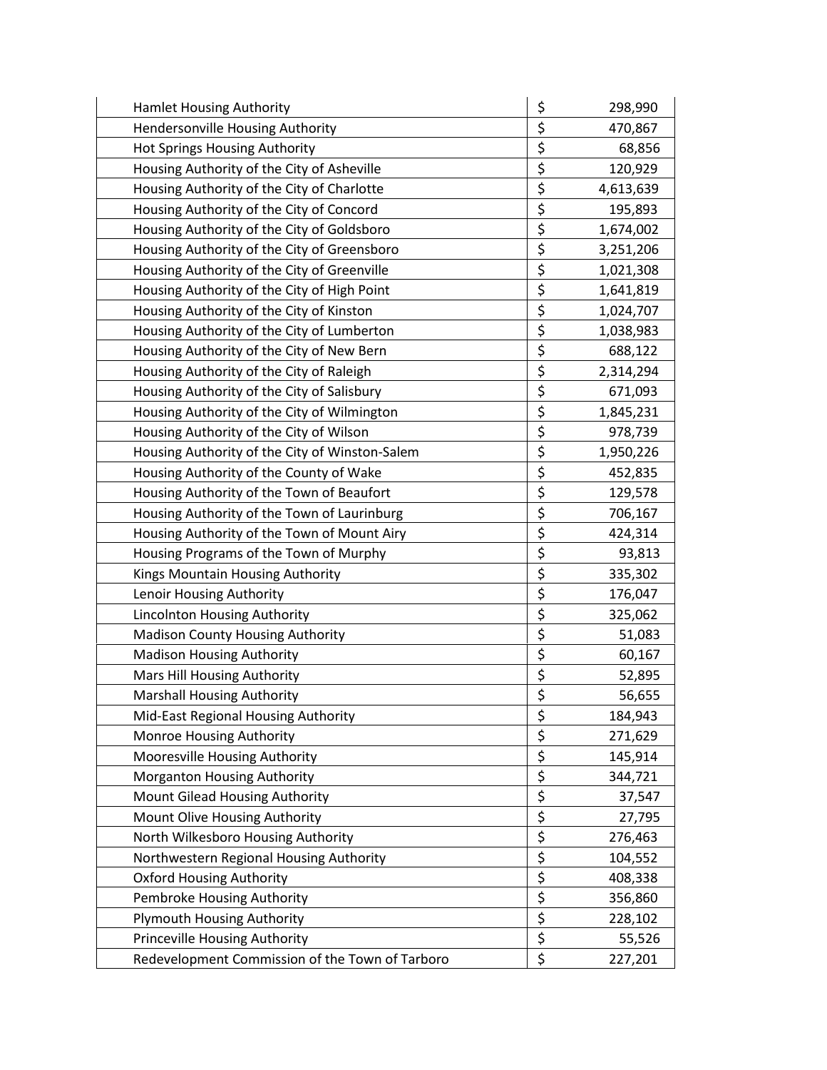| | | |
|---|---|---|
| Hamlet Housing Authority | $ | 298,990 |
| Hendersonville Housing Authority | $ | 470,867 |
| Hot Springs Housing Authority | $ | 68,856 |
| Housing Authority of the City of Asheville | $ | 120,929 |
| Housing Authority of the City of Charlotte | $ | 4,613,639 |
| Housing Authority of the City of Concord | $ | 195,893 |
| Housing Authority of the City of Goldsboro | $ | 1,674,002 |
| Housing Authority of the City of Greensboro | $ | 3,251,206 |
| Housing Authority of the City of Greenville | $ | 1,021,308 |
| Housing Authority of the City of High Point | $ | 1,641,819 |
| Housing Authority of the City of Kinston | $ | 1,024,707 |
| Housing Authority of the City of Lumberton | $ | 1,038,983 |
| Housing Authority of the City of New Bern | $ | 688,122 |
| Housing Authority of the City of Raleigh | $ | 2,314,294 |
| Housing Authority of the City of Salisbury | $ | 671,093 |
| Housing Authority of the City of Wilmington | $ | 1,845,231 |
| Housing Authority of the City of Wilson | $ | 978,739 |
| Housing Authority of the City of Winston-Salem | $ | 1,950,226 |
| Housing Authority of the County of Wake | $ | 452,835 |
| Housing Authority of the Town of Beaufort | $ | 129,578 |
| Housing Authority of the Town of Laurinburg | $ | 706,167 |
| Housing Authority of the Town of Mount Airy | $ | 424,314 |
| Housing Programs of the Town of Murphy | $ | 93,813 |
| Kings Mountain Housing Authority | $ | 335,302 |
| Lenoir Housing Authority | $ | 176,047 |
| Lincolnton Housing Authority | $ | 325,062 |
| Madison County Housing Authority | $ | 51,083 |
| Madison Housing Authority | $ | 60,167 |
| Mars Hill Housing Authority | $ | 52,895 |
| Marshall Housing Authority | $ | 56,655 |
| Mid-East Regional Housing Authority | $ | 184,943 |
| Monroe Housing Authority | $ | 271,629 |
| Mooresville Housing Authority | $ | 145,914 |
| Morganton Housing Authority | $ | 344,721 |
| Mount Gilead Housing Authority | $ | 37,547 |
| Mount Olive Housing Authority | $ | 27,795 |
| North Wilkesboro Housing Authority | $ | 276,463 |
| Northwestern Regional Housing Authority | $ | 104,552 |
| Oxford Housing Authority | $ | 408,338 |
| Pembroke Housing Authority | $ | 356,860 |
| Plymouth Housing Authority | $ | 228,102 |
| Princeville Housing Authority | $ | 55,526 |
| Redevelopment Commission of the Town of Tarboro | $ | 227,201 |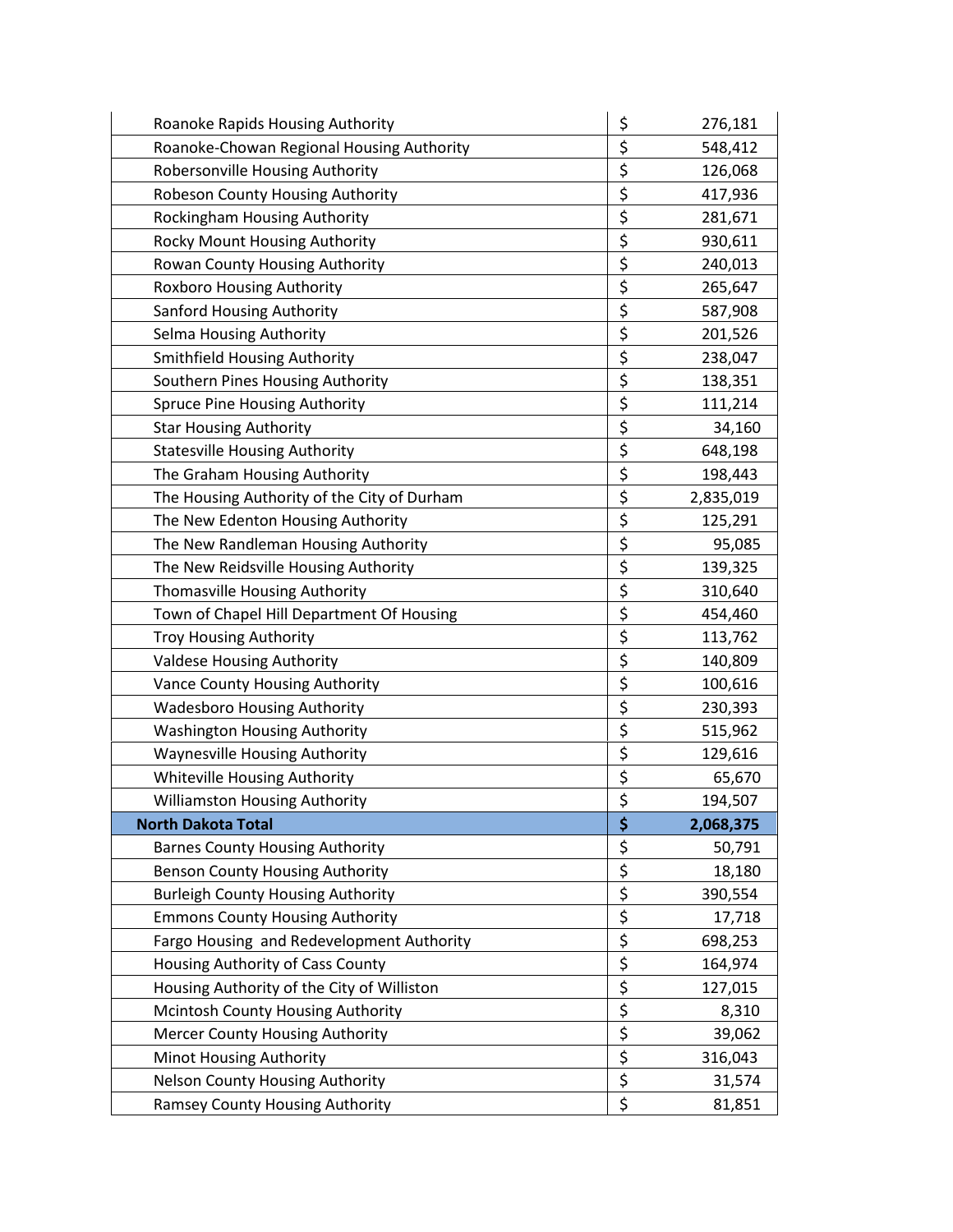| | | |
|---|---|---|
| Roanoke Rapids Housing Authority | $ | 276,181 |
| Roanoke-Chowan Regional Housing Authority | $ | 548,412 |
| Robersonville Housing Authority | $ | 126,068 |
| Robeson County Housing Authority | $ | 417,936 |
| Rockingham Housing Authority | $ | 281,671 |
| Rocky Mount Housing Authority | $ | 930,611 |
| Rowan County Housing Authority | $ | 240,013 |
| Roxboro Housing Authority | $ | 265,647 |
| Sanford Housing Authority | $ | 587,908 |
| Selma Housing Authority | $ | 201,526 |
| Smithfield Housing Authority | $ | 238,047 |
| Southern Pines Housing Authority | $ | 138,351 |
| Spruce Pine Housing Authority | $ | 111,214 |
| Star Housing Authority | $ | 34,160 |
| Statesville Housing Authority | $ | 648,198 |
| The Graham Housing Authority | $ | 198,443 |
| The Housing Authority of the City of Durham | $ | 2,835,019 |
| The New Edenton Housing Authority | $ | 125,291 |
| The New Randleman Housing Authority | $ | 95,085 |
| The New Reidsville Housing Authority | $ | 139,325 |
| Thomasville Housing Authority | $ | 310,640 |
| Town of Chapel Hill Department Of Housing | $ | 454,460 |
| Troy Housing Authority | $ | 113,762 |
| Valdese Housing Authority | $ | 140,809 |
| Vance County Housing Authority | $ | 100,616 |
| Wadesboro Housing Authority | $ | 230,393 |
| Washington Housing Authority | $ | 515,962 |
| Waynesville Housing Authority | $ | 129,616 |
| Whiteville Housing Authority | $ | 65,670 |
| Williamston Housing Authority | $ | 194,507 |
| **North Dakota Total** | **$** | **2,068,375** |
| Barnes County Housing Authority | $ | 50,791 |
| Benson County Housing Authority | $ | 18,180 |
| Burleigh County Housing Authority | $ | 390,554 |
| Emmons County Housing Authority | $ | 17,718 |
| Fargo Housing and Redevelopment Authority | $ | 698,253 |
| Housing Authority of Cass County | $ | 164,974 |
| Housing Authority of the City of Williston | $ | 127,015 |
| Mcintosh County Housing Authority | $ | 8,310 |
| Mercer County Housing Authority | $ | 39,062 |
| Minot Housing Authority | $ | 316,043 |
| Nelson County Housing Authority | $ | 31,574 |
| Ramsey County Housing Authority | $ | 81,851 |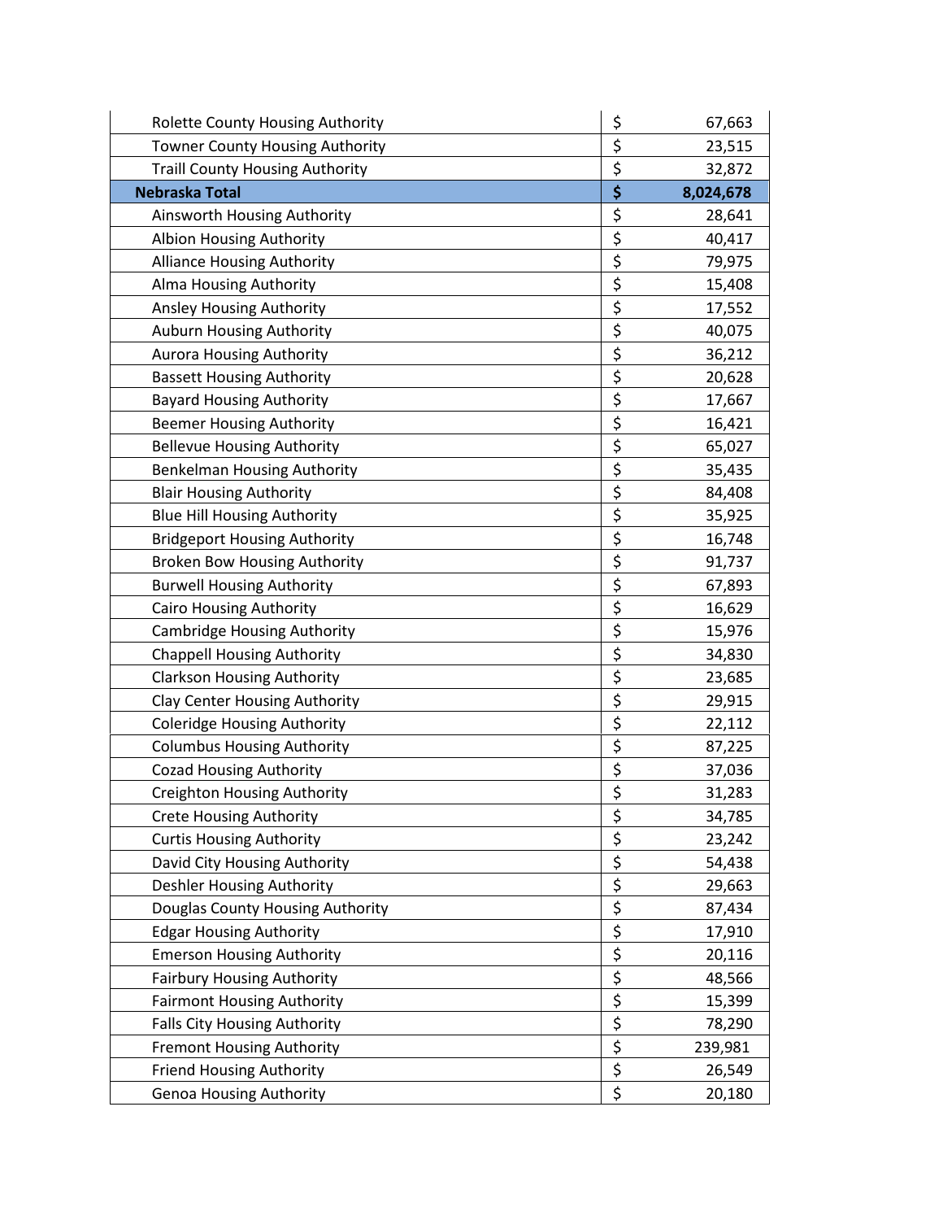| Housing Authority | | Amount |
|---|---|---|
| Rolette County Housing Authority | $ | 67,663 |
| Towner County Housing Authority | $ | 23,515 |
| Traill County Housing Authority | $ | 32,872 |
| **Nebraska Total** | **$** | **8,024,678** |
| Ainsworth Housing Authority | $ | 28,641 |
| Albion Housing Authority | $ | 40,417 |
| Alliance Housing Authority | $ | 79,975 |
| Alma Housing Authority | $ | 15,408 |
| Ansley Housing Authority | $ | 17,552 |
| Auburn Housing Authority | $ | 40,075 |
| Aurora Housing Authority | $ | 36,212 |
| Bassett Housing Authority | $ | 20,628 |
| Bayard Housing Authority | $ | 17,667 |
| Beemer Housing Authority | $ | 16,421 |
| Bellevue Housing Authority | $ | 65,027 |
| Benkelman Housing Authority | $ | 35,435 |
| Blair Housing Authority | $ | 84,408 |
| Blue Hill Housing Authority | $ | 35,925 |
| Bridgeport Housing Authority | $ | 16,748 |
| Broken Bow Housing Authority | $ | 91,737 |
| Burwell Housing Authority | $ | 67,893 |
| Cairo Housing Authority | $ | 16,629 |
| Cambridge Housing Authority | $ | 15,976 |
| Chappell Housing Authority | $ | 34,830 |
| Clarkson Housing Authority | $ | 23,685 |
| Clay Center Housing Authority | $ | 29,915 |
| Coleridge Housing Authority | $ | 22,112 |
| Columbus Housing Authority | $ | 87,225 |
| Cozad Housing Authority | $ | 37,036 |
| Creighton Housing Authority | $ | 31,283 |
| Crete Housing Authority | $ | 34,785 |
| Curtis Housing Authority | $ | 23,242 |
| David City Housing Authority | $ | 54,438 |
| Deshler Housing Authority | $ | 29,663 |
| Douglas County Housing Authority | $ | 87,434 |
| Edgar Housing Authority | $ | 17,910 |
| Emerson Housing Authority | $ | 20,116 |
| Fairbury Housing Authority | $ | 48,566 |
| Fairmont Housing Authority | $ | 15,399 |
| Falls City Housing Authority | $ | 78,290 |
| Fremont Housing Authority | $ | 239,981 |
| Friend Housing Authority | $ | 26,549 |
| Genoa Housing Authority | $ | 20,180 |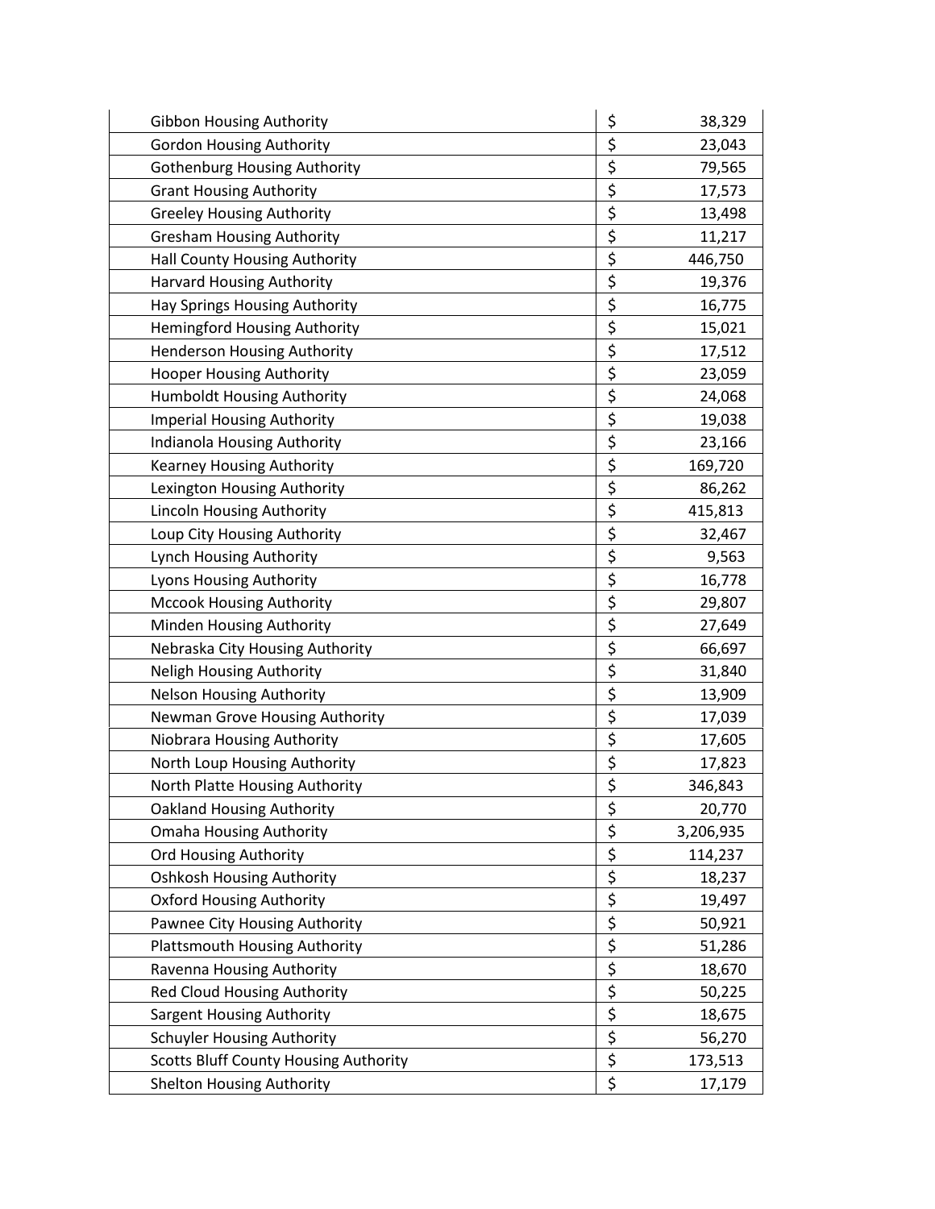| | | |
|---|---|---|
| Gibbon Housing Authority | $ | 38,329 |
| Gordon Housing Authority | $ | 23,043 |
| Gothenburg Housing Authority | $ | 79,565 |
| Grant Housing Authority | $ | 17,573 |
| Greeley Housing Authority | $ | 13,498 |
| Gresham Housing Authority | $ | 11,217 |
| Hall County Housing Authority | $ | 446,750 |
| Harvard Housing Authority | $ | 19,376 |
| Hay Springs Housing Authority | $ | 16,775 |
| Hemingford Housing Authority | $ | 15,021 |
| Henderson Housing Authority | $ | 17,512 |
| Hooper Housing Authority | $ | 23,059 |
| Humboldt Housing Authority | $ | 24,068 |
| Imperial Housing Authority | $ | 19,038 |
| Indianola Housing Authority | $ | 23,166 |
| Kearney Housing Authority | $ | 169,720 |
| Lexington Housing Authority | $ | 86,262 |
| Lincoln Housing Authority | $ | 415,813 |
| Loup City Housing Authority | $ | 32,467 |
| Lynch Housing Authority | $ | 9,563 |
| Lyons Housing Authority | $ | 16,778 |
| Mccook Housing Authority | $ | 29,807 |
| Minden Housing Authority | $ | 27,649 |
| Nebraska City Housing Authority | $ | 66,697 |
| Neligh Housing Authority | $ | 31,840 |
| Nelson Housing Authority | $ | 13,909 |
| Newman Grove Housing Authority | $ | 17,039 |
| Niobrara Housing Authority | $ | 17,605 |
| North Loup Housing Authority | $ | 17,823 |
| North Platte Housing Authority | $ | 346,843 |
| Oakland Housing Authority | $ | 20,770 |
| Omaha Housing Authority | $ | 3,206,935 |
| Ord Housing Authority | $ | 114,237 |
| Oshkosh Housing Authority | $ | 18,237 |
| Oxford Housing Authority | $ | 19,497 |
| Pawnee City Housing Authority | $ | 50,921 |
| Plattsmouth Housing Authority | $ | 51,286 |
| Ravenna Housing Authority | $ | 18,670 |
| Red Cloud Housing Authority | $ | 50,225 |
| Sargent Housing Authority | $ | 18,675 |
| Schuyler Housing Authority | $ | 56,270 |
| Scotts Bluff County Housing Authority | $ | 173,513 |
| Shelton Housing Authority | $ | 17,179 |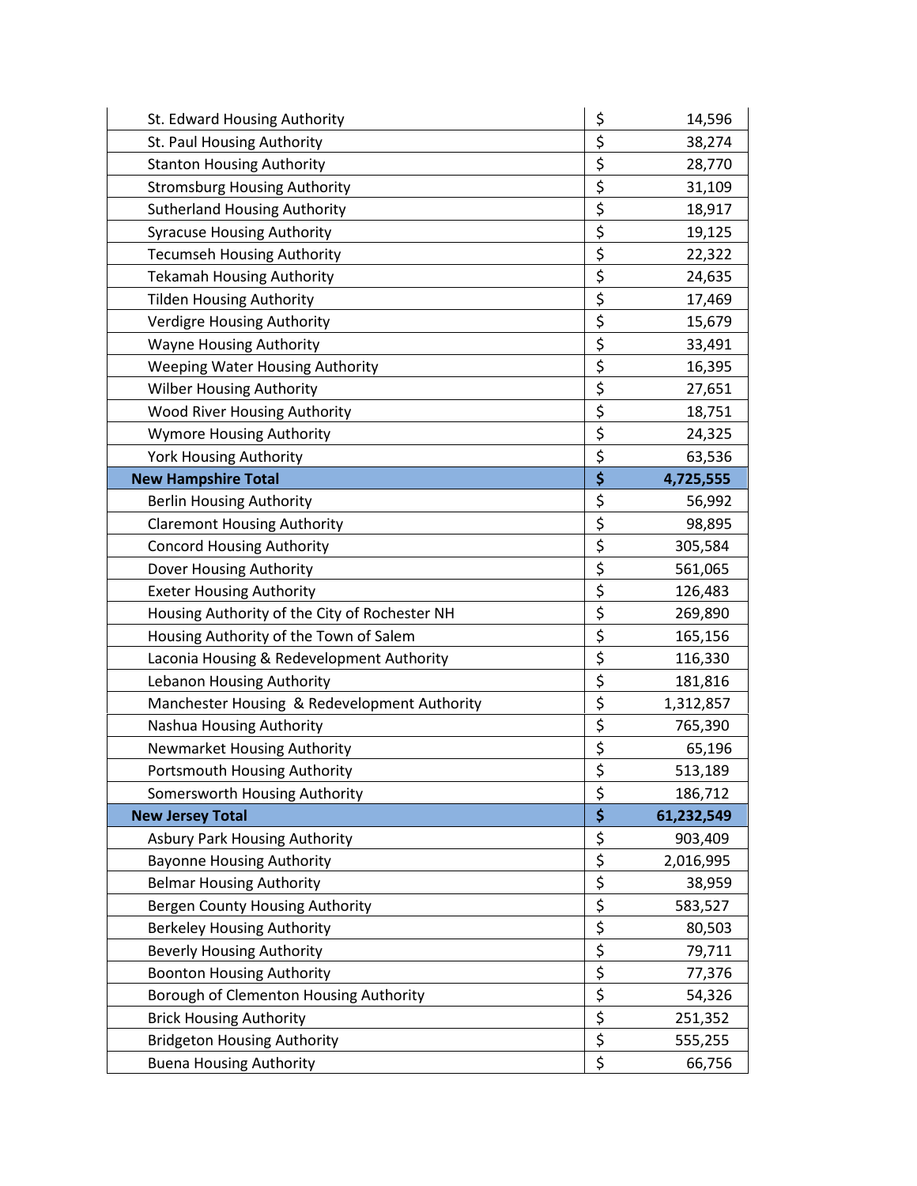| | | |
|---|---|---|
| St. Edward Housing Authority | $ | 14,596 |
| St. Paul Housing Authority | $ | 38,274 |
| Stanton Housing Authority | $ | 28,770 |
| Stromsburg Housing Authority | $ | 31,109 |
| Sutherland Housing Authority | $ | 18,917 |
| Syracuse Housing Authority | $ | 19,125 |
| Tecumseh Housing Authority | $ | 22,322 |
| Tekamah Housing Authority | $ | 24,635 |
| Tilden Housing Authority | $ | 17,469 |
| Verdigre Housing Authority | $ | 15,679 |
| Wayne Housing Authority | $ | 33,491 |
| Weeping Water Housing Authority | $ | 16,395 |
| Wilber Housing Authority | $ | 27,651 |
| Wood River Housing Authority | $ | 18,751 |
| Wymore Housing Authority | $ | 24,325 |
| York Housing Authority | $ | 63,536 |
| **New Hampshire Total** | **$** | **4,725,555** |
| Berlin Housing Authority | $ | 56,992 |
| Claremont Housing Authority | $ | 98,895 |
| Concord Housing Authority | $ | 305,584 |
| Dover Housing Authority | $ | 561,065 |
| Exeter Housing Authority | $ | 126,483 |
| Housing Authority of the City of Rochester NH | $ | 269,890 |
| Housing Authority of the Town of Salem | $ | 165,156 |
| Laconia Housing & Redevelopment Authority | $ | 116,330 |
| Lebanon Housing Authority | $ | 181,816 |
| Manchester Housing & Redevelopment Authority | $ | 1,312,857 |
| Nashua Housing Authority | $ | 765,390 |
| Newmarket Housing Authority | $ | 65,196 |
| Portsmouth Housing Authority | $ | 513,189 |
| Somersworth Housing Authority | $ | 186,712 |
| **New Jersey Total** | **$** | **61,232,549** |
| Asbury Park Housing Authority | $ | 903,409 |
| Bayonne Housing Authority | $ | 2,016,995 |
| Belmar Housing Authority | $ | 38,959 |
| Bergen County Housing Authority | $ | 583,527 |
| Berkeley Housing Authority | $ | 80,503 |
| Beverly Housing Authority | $ | 79,711 |
| Boonton Housing Authority | $ | 77,376 |
| Borough of Clementon Housing Authority | $ | 54,326 |
| Brick Housing Authority | $ | 251,352 |
| Bridgeton Housing Authority | $ | 555,255 |
| Buena Housing Authority | $ | 66,756 |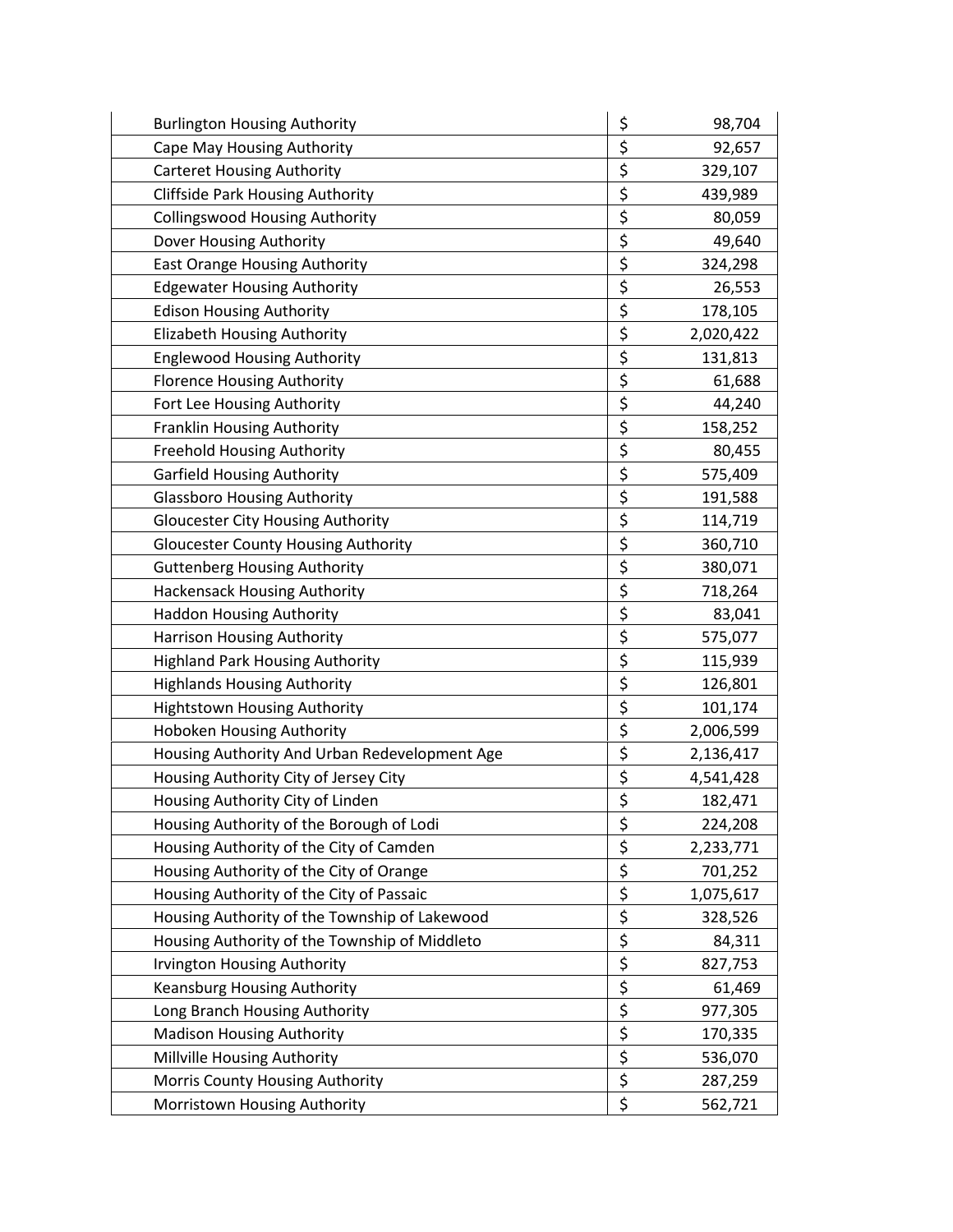| | | |
|---|---|---|
| Burlington Housing Authority | $ | 98,704 |
| Cape May Housing Authority | $ | 92,657 |
| Carteret Housing Authority | $ | 329,107 |
| Cliffside Park Housing Authority | $ | 439,989 |
| Collingswood Housing Authority | $ | 80,059 |
| Dover Housing Authority | $ | 49,640 |
| East Orange Housing Authority | $ | 324,298 |
| Edgewater Housing Authority | $ | 26,553 |
| Edison Housing Authority | $ | 178,105 |
| Elizabeth Housing Authority | $ | 2,020,422 |
| Englewood Housing Authority | $ | 131,813 |
| Florence Housing Authority | $ | 61,688 |
| Fort Lee Housing Authority | $ | 44,240 |
| Franklin Housing Authority | $ | 158,252 |
| Freehold Housing Authority | $ | 80,455 |
| Garfield Housing Authority | $ | 575,409 |
| Glassboro Housing Authority | $ | 191,588 |
| Gloucester City Housing Authority | $ | 114,719 |
| Gloucester County Housing Authority | $ | 360,710 |
| Guttenberg Housing Authority | $ | 380,071 |
| Hackensack Housing Authority | $ | 718,264 |
| Haddon Housing Authority | $ | 83,041 |
| Harrison Housing Authority | $ | 575,077 |
| Highland Park Housing Authority | $ | 115,939 |
| Highlands Housing Authority | $ | 126,801 |
| Hightstown Housing Authority | $ | 101,174 |
| Hoboken Housing Authority | $ | 2,006,599 |
| Housing Authority And Urban Redevelopment Age | $ | 2,136,417 |
| Housing Authority City of Jersey City | $ | 4,541,428 |
| Housing Authority City of Linden | $ | 182,471 |
| Housing Authority of the Borough of Lodi | $ | 224,208 |
| Housing Authority of the City of Camden | $ | 2,233,771 |
| Housing Authority of the City of Orange | $ | 701,252 |
| Housing Authority of the City of Passaic | $ | 1,075,617 |
| Housing Authority of the Township of Lakewood | $ | 328,526 |
| Housing Authority of the Township of Middleto | $ | 84,311 |
| Irvington Housing Authority | $ | 827,753 |
| Keansburg Housing Authority | $ | 61,469 |
| Long Branch Housing Authority | $ | 977,305 |
| Madison Housing Authority | $ | 170,335 |
| Millville Housing Authority | $ | 536,070 |
| Morris County Housing Authority | $ | 287,259 |
| Morristown Housing Authority | $ | 562,721 |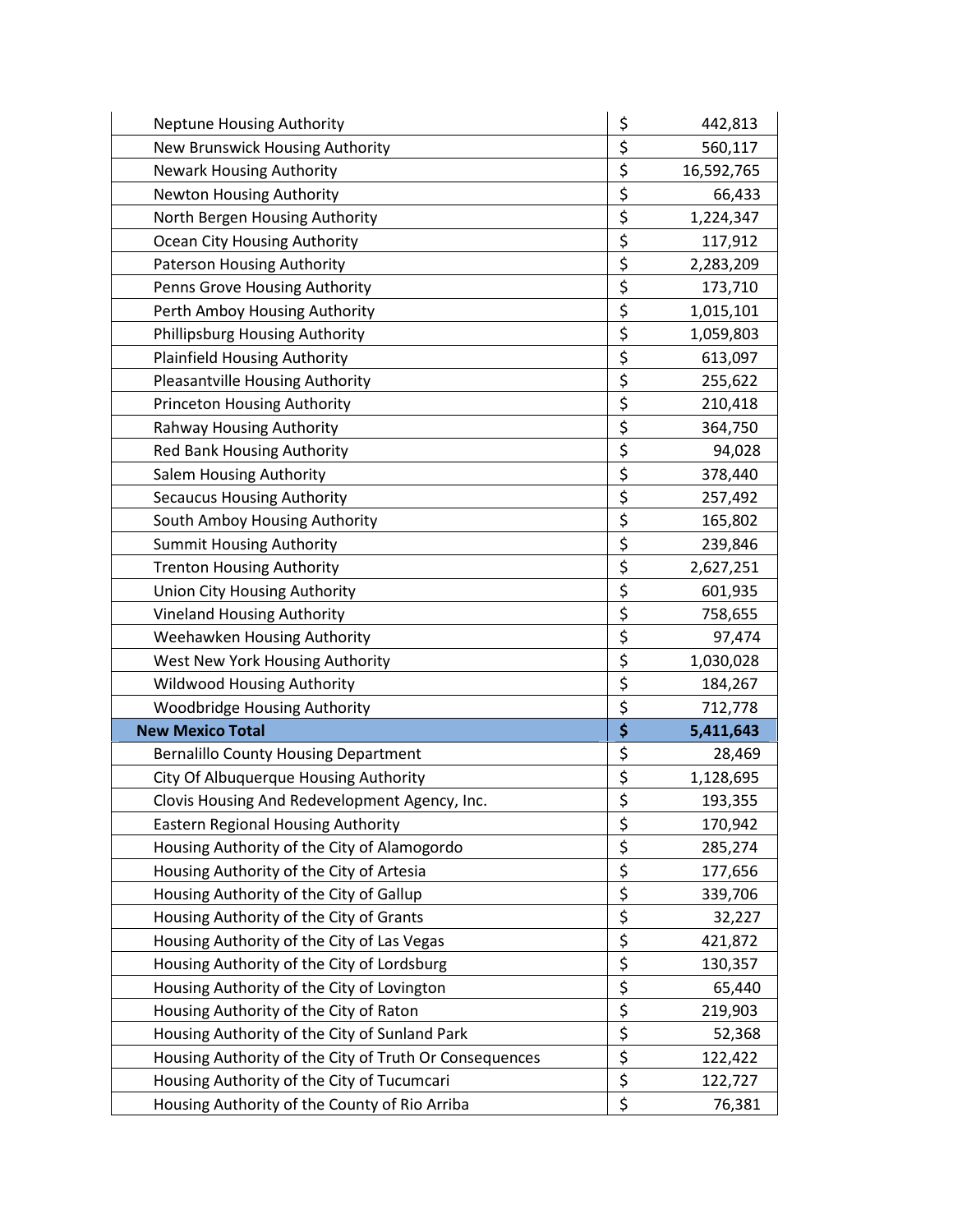| | | |
|---|---|---|
| Neptune Housing Authority | $ | 442,813 |
| New Brunswick Housing Authority | $ | 560,117 |
| Newark Housing Authority | $ | 16,592,765 |
| Newton Housing Authority | $ | 66,433 |
| North Bergen Housing Authority | $ | 1,224,347 |
| Ocean City Housing Authority | $ | 117,912 |
| Paterson Housing Authority | $ | 2,283,209 |
| Penns Grove Housing Authority | $ | 173,710 |
| Perth Amboy Housing Authority | $ | 1,015,101 |
| Phillipsburg Housing Authority | $ | 1,059,803 |
| Plainfield Housing Authority | $ | 613,097 |
| Pleasantville Housing Authority | $ | 255,622 |
| Princeton Housing Authority | $ | 210,418 |
| Rahway Housing Authority | $ | 364,750 |
| Red Bank Housing Authority | $ | 94,028 |
| Salem Housing Authority | $ | 378,440 |
| Secaucus Housing Authority | $ | 257,492 |
| South Amboy Housing Authority | $ | 165,802 |
| Summit Housing Authority | $ | 239,846 |
| Trenton Housing Authority | $ | 2,627,251 |
| Union City Housing Authority | $ | 601,935 |
| Vineland Housing Authority | $ | 758,655 |
| Weehawken Housing Authority | $ | 97,474 |
| West New York Housing Authority | $ | 1,030,028 |
| Wildwood Housing Authority | $ | 184,267 |
| Woodbridge Housing Authority | $ | 712,778 |
| **New Mexico Total** | **$** | **5,411,643** |
| Bernalillo County Housing Department | $ | 28,469 |
| City Of Albuquerque Housing Authority | $ | 1,128,695 |
| Clovis Housing And Redevelopment Agency, Inc. | $ | 193,355 |
| Eastern Regional Housing Authority | $ | 170,942 |
| Housing Authority of the City of Alamogordo | $ | 285,274 |
| Housing Authority of the City of Artesia | $ | 177,656 |
| Housing Authority of the City of Gallup | $ | 339,706 |
| Housing Authority of the City of Grants | $ | 32,227 |
| Housing Authority of the City of Las Vegas | $ | 421,872 |
| Housing Authority of the City of Lordsburg | $ | 130,357 |
| Housing Authority of the City of Lovington | $ | 65,440 |
| Housing Authority of the City of Raton | $ | 219,903 |
| Housing Authority of the City of Sunland Park | $ | 52,368 |
| Housing Authority of the City of Truth Or Consequences | $ | 122,422 |
| Housing Authority of the City of Tucumcari | $ | 122,727 |
| Housing Authority of the County of Rio Arriba | $ | 76,381 |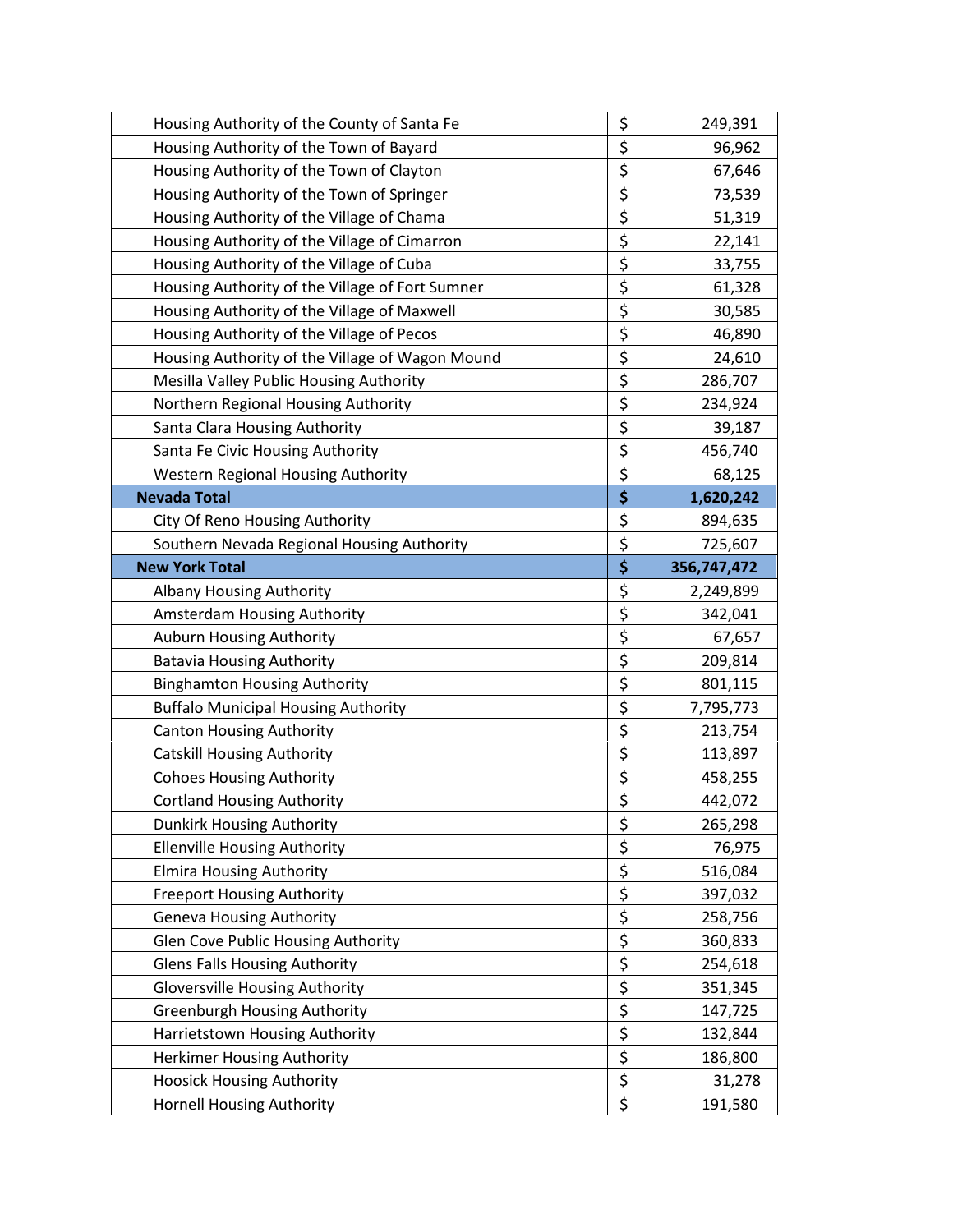| | | |
|---|---|---|
| Housing Authority of the County of Santa Fe | $ | 249,391 |
| Housing Authority of the Town of Bayard | $ | 96,962 |
| Housing Authority of the Town of Clayton | $ | 67,646 |
| Housing Authority of the Town of Springer | $ | 73,539 |
| Housing Authority of the Village of Chama | $ | 51,319 |
| Housing Authority of the Village of Cimarron | $ | 22,141 |
| Housing Authority of the Village of Cuba | $ | 33,755 |
| Housing Authority of the Village of Fort Sumner | $ | 61,328 |
| Housing Authority of the Village of Maxwell | $ | 30,585 |
| Housing Authority of the Village of Pecos | $ | 46,890 |
| Housing Authority of the Village of Wagon Mound | $ | 24,610 |
| Mesilla Valley Public Housing Authority | $ | 286,707 |
| Northern Regional Housing Authority | $ | 234,924 |
| Santa Clara Housing Authority | $ | 39,187 |
| Santa Fe Civic Housing Authority | $ | 456,740 |
| Western Regional Housing Authority | $ | 68,125 |
| **Nevada Total** | **$** | **1,620,242** |
| City Of Reno Housing Authority | $ | 894,635 |
| Southern Nevada Regional Housing Authority | $ | 725,607 |
| **New York Total** | **$** | **356,747,472** |
| Albany Housing Authority | $ | 2,249,899 |
| Amsterdam Housing Authority | $ | 342,041 |
| Auburn Housing Authority | $ | 67,657 |
| Batavia Housing Authority | $ | 209,814 |
| Binghamton Housing Authority | $ | 801,115 |
| Buffalo Municipal Housing Authority | $ | 7,795,773 |
| Canton Housing Authority | $ | 213,754 |
| Catskill Housing Authority | $ | 113,897 |
| Cohoes Housing Authority | $ | 458,255 |
| Cortland Housing Authority | $ | 442,072 |
| Dunkirk Housing Authority | $ | 265,298 |
| Ellenville Housing Authority | $ | 76,975 |
| Elmira Housing Authority | $ | 516,084 |
| Freeport Housing Authority | $ | 397,032 |
| Geneva Housing Authority | $ | 258,756 |
| Glen Cove Public Housing Authority | $ | 360,833 |
| Glens Falls Housing Authority | $ | 254,618 |
| Gloversville Housing Authority | $ | 351,345 |
| Greenburgh Housing Authority | $ | 147,725 |
| Harrietstown Housing Authority | $ | 132,844 |
| Herkimer Housing Authority | $ | 186,800 |
| Hoosick Housing Authority | $ | 31,278 |
| Hornell Housing Authority | $ | 191,580 |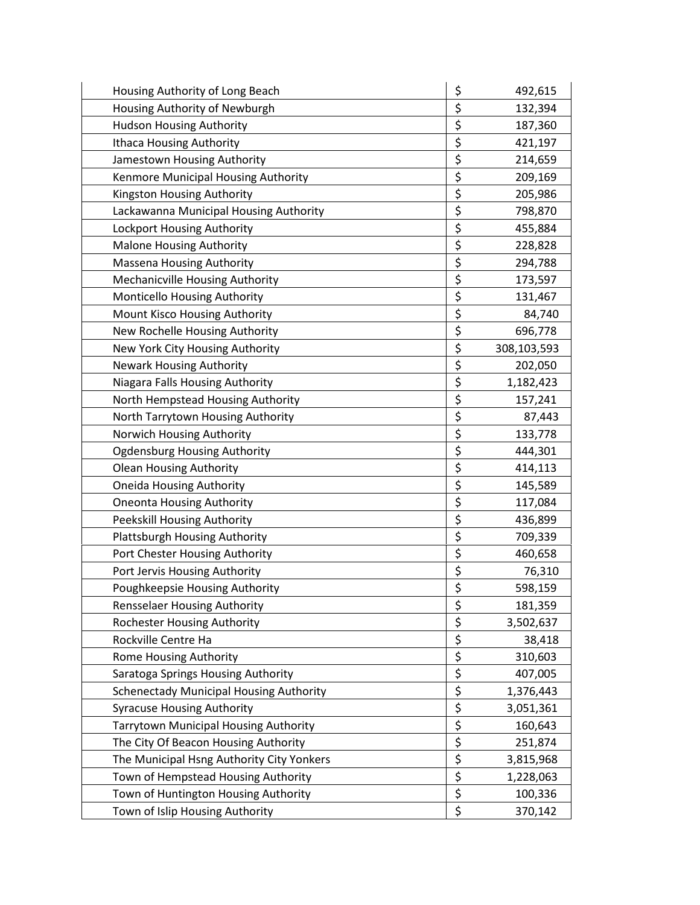| | |
|---|---|
| Housing Authority of Long Beach | $ 492,615 |
| Housing Authority of Newburgh | $ 132,394 |
| Hudson Housing Authority | $ 187,360 |
| Ithaca Housing Authority | $ 421,197 |
| Jamestown Housing Authority | $ 214,659 |
| Kenmore Municipal Housing Authority | $ 209,169 |
| Kingston Housing Authority | $ 205,986 |
| Lackawanna Municipal Housing Authority | $ 798,870 |
| Lockport Housing Authority | $ 455,884 |
| Malone Housing Authority | $ 228,828 |
| Massena Housing Authority | $ 294,788 |
| Mechanicville Housing Authority | $ 173,597 |
| Monticello Housing Authority | $ 131,467 |
| Mount Kisco Housing Authority | $ 84,740 |
| New Rochelle Housing Authority | $ 696,778 |
| New York City Housing Authority | $ 308,103,593 |
| Newark Housing Authority | $ 202,050 |
| Niagara Falls Housing Authority | $ 1,182,423 |
| North Hempstead Housing Authority | $ 157,241 |
| North Tarrytown Housing Authority | $ 87,443 |
| Norwich Housing Authority | $ 133,778 |
| Ogdensburg Housing Authority | $ 444,301 |
| Olean Housing Authority | $ 414,113 |
| Oneida Housing Authority | $ 145,589 |
| Oneonta Housing Authority | $ 117,084 |
| Peekskill Housing Authority | $ 436,899 |
| Plattsburgh Housing Authority | $ 709,339 |
| Port Chester Housing Authority | $ 460,658 |
| Port Jervis Housing Authority | $ 76,310 |
| Poughkeepsie Housing Authority | $ 598,159 |
| Rensselaer Housing Authority | $ 181,359 |
| Rochester Housing Authority | $ 3,502,637 |
| Rockville Centre Ha | $ 38,418 |
| Rome Housing Authority | $ 310,603 |
| Saratoga Springs Housing Authority | $ 407,005 |
| Schenectady Municipal Housing Authority | $ 1,376,443 |
| Syracuse Housing Authority | $ 3,051,361 |
| Tarrytown Municipal Housing Authority | $ 160,643 |
| The City Of Beacon Housing Authority | $ 251,874 |
| The Municipal Hsng Authority City Yonkers | $ 3,815,968 |
| Town of Hempstead Housing Authority | $ 1,228,063 |
| Town of Huntington Housing Authority | $ 100,336 |
| Town of Islip Housing Authority | $ 370,142 |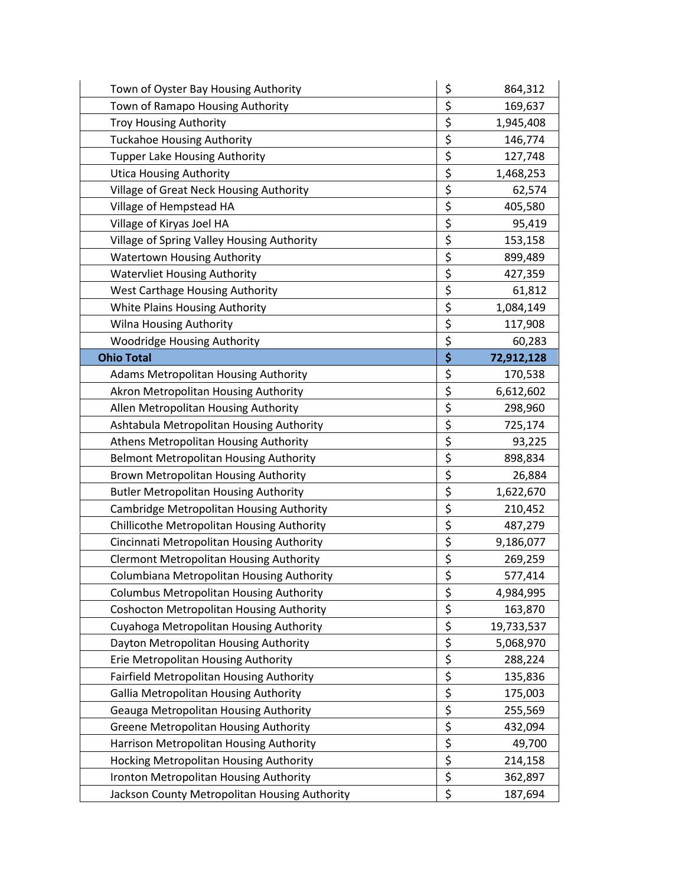| | | |
|---|---|---|
| Town of Oyster Bay Housing Authority | $ | 864,312 |
| Town of Ramapo Housing Authority | $ | 169,637 |
| Troy Housing Authority | $ | 1,945,408 |
| Tuckahoe Housing Authority | $ | 146,774 |
| Tupper Lake Housing Authority | $ | 127,748 |
| Utica Housing Authority | $ | 1,468,253 |
| Village of Great Neck Housing Authority | $ | 62,574 |
| Village of Hempstead HA | $ | 405,580 |
| Village of Kiryas Joel HA | $ | 95,419 |
| Village of Spring Valley Housing Authority | $ | 153,158 |
| Watertown Housing Authority | $ | 899,489 |
| Watervliet Housing Authority | $ | 427,359 |
| West Carthage Housing Authority | $ | 61,812 |
| White Plains Housing Authority | $ | 1,084,149 |
| Wilna Housing Authority | $ | 117,908 |
| Woodridge Housing Authority | $ | 60,283 |
| **Ohio Total** | **$** | **72,912,128** |
| Adams Metropolitan Housing Authority | $ | 170,538 |
| Akron Metropolitan Housing Authority | $ | 6,612,602 |
| Allen Metropolitan Housing Authority | $ | 298,960 |
| Ashtabula Metropolitan Housing Authority | $ | 725,174 |
| Athens Metropolitan Housing Authority | $ | 93,225 |
| Belmont Metropolitan Housing Authority | $ | 898,834 |
| Brown Metropolitan Housing Authority | $ | 26,884 |
| Butler Metropolitan Housing Authority | $ | 1,622,670 |
| Cambridge Metropolitan Housing Authority | $ | 210,452 |
| Chillicothe Metropolitan Housing Authority | $ | 487,279 |
| Cincinnati Metropolitan Housing Authority | $ | 9,186,077 |
| Clermont Metropolitan Housing Authority | $ | 269,259 |
| Columbiana Metropolitan Housing Authority | $ | 577,414 |
| Columbus Metropolitan Housing Authority | $ | 4,984,995 |
| Coshocton Metropolitan Housing Authority | $ | 163,870 |
| Cuyahoga Metropolitan Housing Authority | $ | 19,733,537 |
| Dayton Metropolitan Housing Authority | $ | 5,068,970 |
| Erie Metropolitan Housing Authority | $ | 288,224 |
| Fairfield Metropolitan Housing Authority | $ | 135,836 |
| Gallia Metropolitan Housing Authority | $ | 175,003 |
| Geauga Metropolitan Housing Authority | $ | 255,569 |
| Greene Metropolitan Housing Authority | $ | 432,094 |
| Harrison Metropolitan Housing Authority | $ | 49,700 |
| Hocking Metropolitan Housing Authority | $ | 214,158 |
| Ironton Metropolitan Housing Authority | $ | 362,897 |
| Jackson County Metropolitan Housing Authority | $ | 187,694 |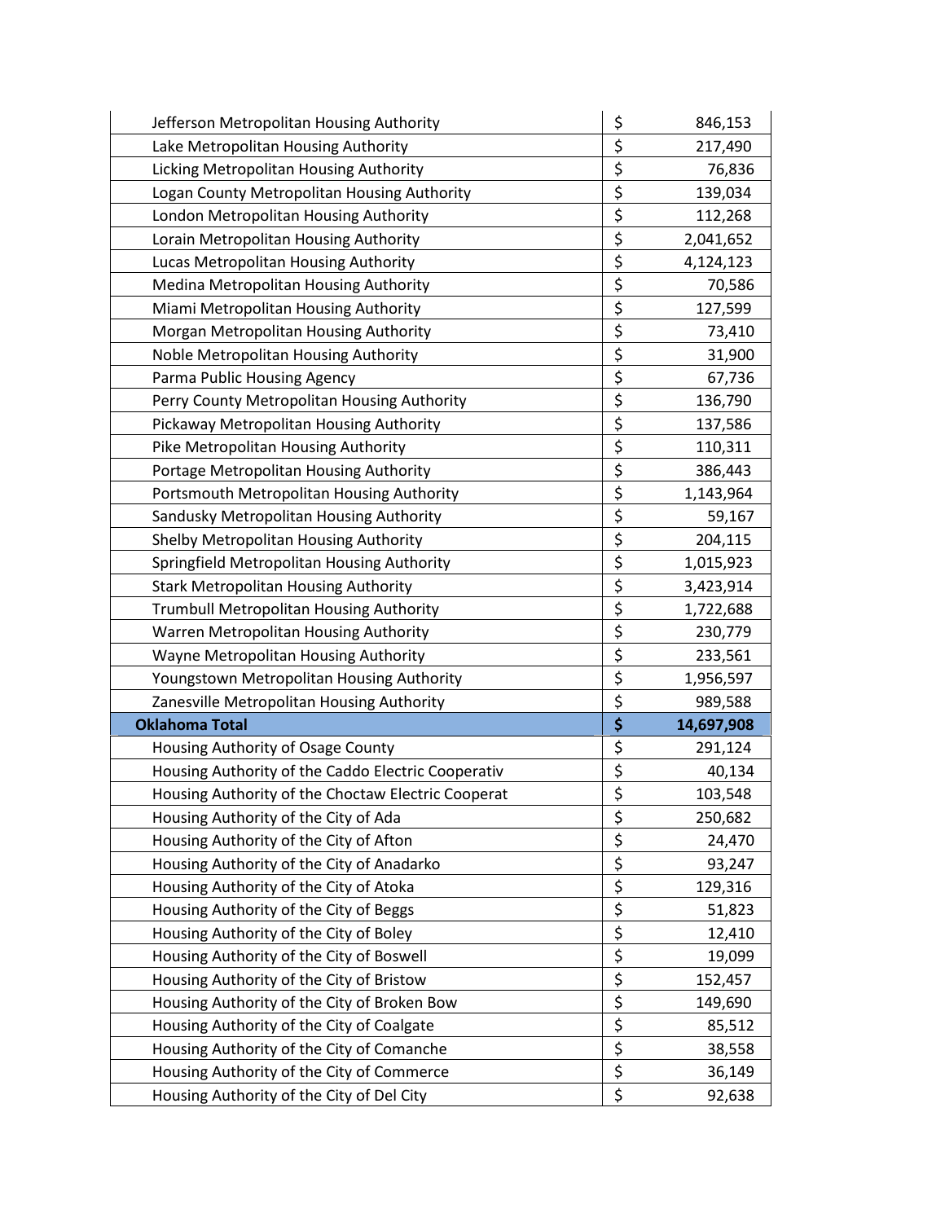| | | |
|---|---|---|
| Jefferson Metropolitan Housing Authority | $ | 846,153 |
| Lake Metropolitan Housing Authority | $ | 217,490 |
| Licking Metropolitan Housing Authority | $ | 76,836 |
| Logan County Metropolitan Housing Authority | $ | 139,034 |
| London Metropolitan Housing Authority | $ | 112,268 |
| Lorain Metropolitan Housing Authority | $ | 2,041,652 |
| Lucas Metropolitan Housing Authority | $ | 4,124,123 |
| Medina Metropolitan Housing Authority | $ | 70,586 |
| Miami Metropolitan Housing Authority | $ | 127,599 |
| Morgan Metropolitan Housing Authority | $ | 73,410 |
| Noble Metropolitan Housing Authority | $ | 31,900 |
| Parma Public Housing Agency | $ | 67,736 |
| Perry County Metropolitan Housing Authority | $ | 136,790 |
| Pickaway Metropolitan Housing Authority | $ | 137,586 |
| Pike Metropolitan Housing Authority | $ | 110,311 |
| Portage Metropolitan Housing Authority | $ | 386,443 |
| Portsmouth Metropolitan Housing Authority | $ | 1,143,964 |
| Sandusky Metropolitan Housing Authority | $ | 59,167 |
| Shelby Metropolitan Housing Authority | $ | 204,115 |
| Springfield Metropolitan Housing Authority | $ | 1,015,923 |
| Stark Metropolitan Housing Authority | $ | 3,423,914 |
| Trumbull Metropolitan Housing Authority | $ | 1,722,688 |
| Warren Metropolitan Housing Authority | $ | 230,779 |
| Wayne Metropolitan Housing Authority | $ | 233,561 |
| Youngstown Metropolitan Housing Authority | $ | 1,956,597 |
| Zanesville Metropolitan Housing Authority | $ | 989,588 |
| **Oklahoma Total** | **$** | **14,697,908** |
| Housing Authority of Osage County | $ | 291,124 |
| Housing Authority of the Caddo Electric Cooperativ | $ | 40,134 |
| Housing Authority of the Choctaw Electric Cooperat | $ | 103,548 |
| Housing Authority of the City of Ada | $ | 250,682 |
| Housing Authority of the City of Afton | $ | 24,470 |
| Housing Authority of the City of Anadarko | $ | 93,247 |
| Housing Authority of the City of Atoka | $ | 129,316 |
| Housing Authority of the City of Beggs | $ | 51,823 |
| Housing Authority of the City of Boley | $ | 12,410 |
| Housing Authority of the City of Boswell | $ | 19,099 |
| Housing Authority of the City of Bristow | $ | 152,457 |
| Housing Authority of the City of Broken Bow | $ | 149,690 |
| Housing Authority of the City of Coalgate | $ | 85,512 |
| Housing Authority of the City of Comanche | $ | 38,558 |
| Housing Authority of the City of Commerce | $ | 36,149 |
| Housing Authority of the City of Del City | $ | 92,638 |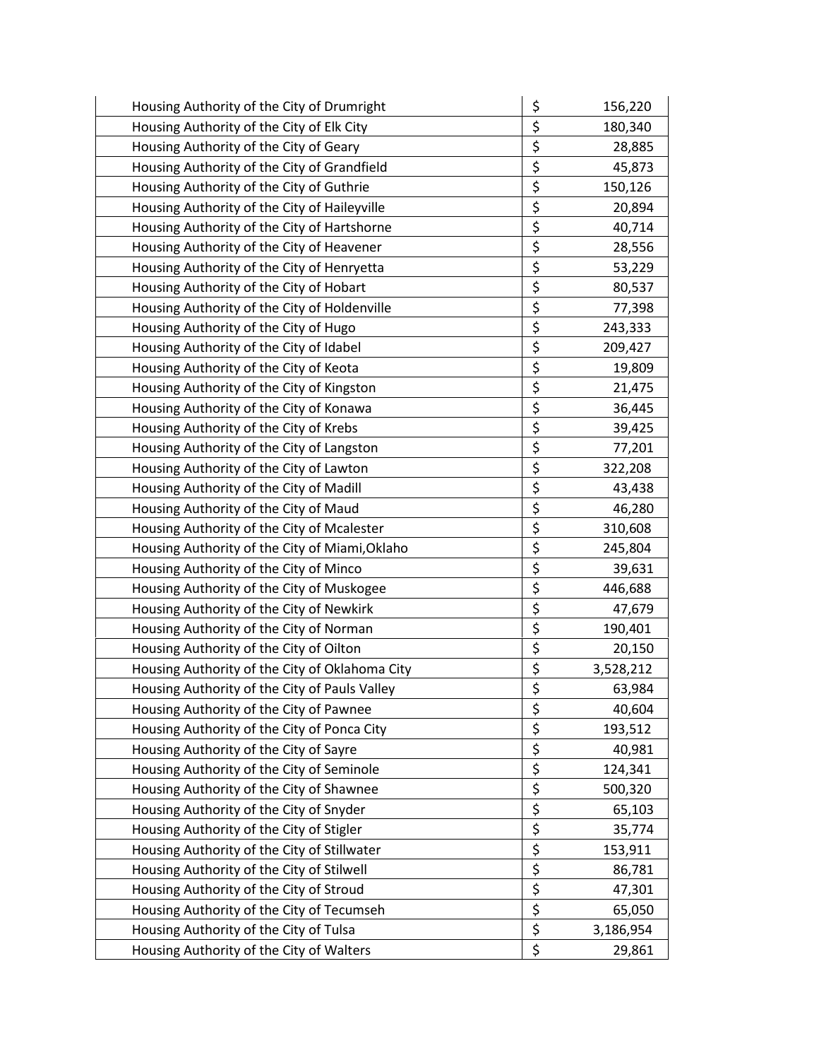| | |
|---|---|
| Housing Authority of the City of Drumright | $ 156,220 |
| Housing Authority of the City of Elk City | $ 180,340 |
| Housing Authority of the City of Geary | $ 28,885 |
| Housing Authority of the City of Grandfield | $ 45,873 |
| Housing Authority of the City of Guthrie | $ 150,126 |
| Housing Authority of the City of Haileyville | $ 20,894 |
| Housing Authority of the City of Hartshorne | $ 40,714 |
| Housing Authority of the City of Heavener | $ 28,556 |
| Housing Authority of the City of Henryetta | $ 53,229 |
| Housing Authority of the City of Hobart | $ 80,537 |
| Housing Authority of the City of Holdenville | $ 77,398 |
| Housing Authority of the City of Hugo | $ 243,333 |
| Housing Authority of the City of Idabel | $ 209,427 |
| Housing Authority of the City of Keota | $ 19,809 |
| Housing Authority of the City of Kingston | $ 21,475 |
| Housing Authority of the City of Konawa | $ 36,445 |
| Housing Authority of the City of Krebs | $ 39,425 |
| Housing Authority of the City of Langston | $ 77,201 |
| Housing Authority of the City of Lawton | $ 322,208 |
| Housing Authority of the City of Madill | $ 43,438 |
| Housing Authority of the City of Maud | $ 46,280 |
| Housing Authority of the City of Mcalester | $ 310,608 |
| Housing Authority of the City of Miami,Oklaho | $ 245,804 |
| Housing Authority of the City of Minco | $ 39,631 |
| Housing Authority of the City of Muskogee | $ 446,688 |
| Housing Authority of the City of Newkirk | $ 47,679 |
| Housing Authority of the City of Norman | $ 190,401 |
| Housing Authority of the City of Oilton | $ 20,150 |
| Housing Authority of the City of Oklahoma City | $ 3,528,212 |
| Housing Authority of the City of Pauls Valley | $ 63,984 |
| Housing Authority of the City of Pawnee | $ 40,604 |
| Housing Authority of the City of Ponca City | $ 193,512 |
| Housing Authority of the City of Sayre | $ 40,981 |
| Housing Authority of the City of Seminole | $ 124,341 |
| Housing Authority of the City of Shawnee | $ 500,320 |
| Housing Authority of the City of Snyder | $ 65,103 |
| Housing Authority of the City of Stigler | $ 35,774 |
| Housing Authority of the City of Stillwater | $ 153,911 |
| Housing Authority of the City of Stilwell | $ 86,781 |
| Housing Authority of the City of Stroud | $ 47,301 |
| Housing Authority of the City of Tecumseh | $ 65,050 |
| Housing Authority of the City of Tulsa | $ 3,186,954 |
| Housing Authority of the City of Walters | $ 29,861 |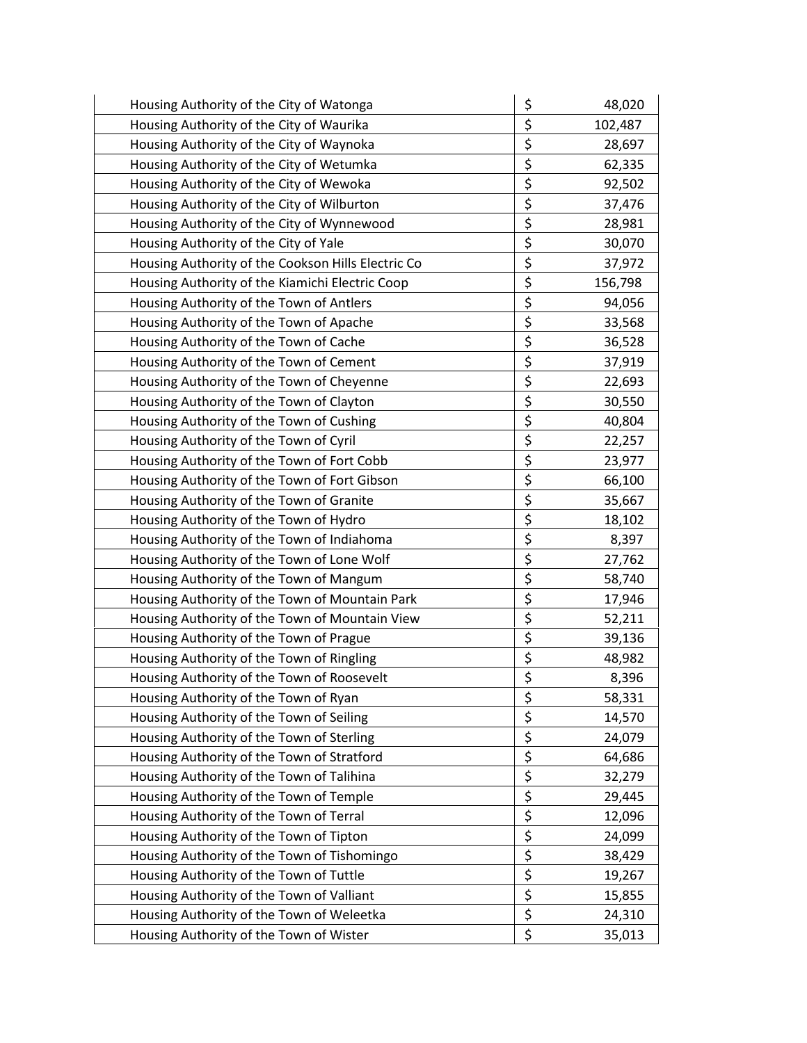| | | |
|---|---|---|
| Housing Authority of the City of Watonga | $ | 48,020 |
| Housing Authority of the City of Waurika | $ | 102,487 |
| Housing Authority of the City of Waynoka | $ | 28,697 |
| Housing Authority of the City of Wetumka | $ | 62,335 |
| Housing Authority of the City of Wewoka | $ | 92,502 |
| Housing Authority of the City of Wilburton | $ | 37,476 |
| Housing Authority of the City of Wynnewood | $ | 28,981 |
| Housing Authority of the City of Yale | $ | 30,070 |
| Housing Authority of the Cookson Hills Electric Co | $ | 37,972 |
| Housing Authority of the Kiamichi Electric Coop | $ | 156,798 |
| Housing Authority of the Town of Antlers | $ | 94,056 |
| Housing Authority of the Town of Apache | $ | 33,568 |
| Housing Authority of the Town of Cache | $ | 36,528 |
| Housing Authority of the Town of Cement | $ | 37,919 |
| Housing Authority of the Town of Cheyenne | $ | 22,693 |
| Housing Authority of the Town of Clayton | $ | 30,550 |
| Housing Authority of the Town of Cushing | $ | 40,804 |
| Housing Authority of the Town of Cyril | $ | 22,257 |
| Housing Authority of the Town of Fort Cobb | $ | 23,977 |
| Housing Authority of the Town of Fort Gibson | $ | 66,100 |
| Housing Authority of the Town of Granite | $ | 35,667 |
| Housing Authority of the Town of Hydro | $ | 18,102 |
| Housing Authority of the Town of Indiahoma | $ | 8,397 |
| Housing Authority of the Town of Lone Wolf | $ | 27,762 |
| Housing Authority of the Town of Mangum | $ | 58,740 |
| Housing Authority of the Town of Mountain Park | $ | 17,946 |
| Housing Authority of the Town of Mountain View | $ | 52,211 |
| Housing Authority of the Town of Prague | $ | 39,136 |
| Housing Authority of the Town of Ringling | $ | 48,982 |
| Housing Authority of the Town of Roosevelt | $ | 8,396 |
| Housing Authority of the Town of Ryan | $ | 58,331 |
| Housing Authority of the Town of Seiling | $ | 14,570 |
| Housing Authority of the Town of Sterling | $ | 24,079 |
| Housing Authority of the Town of Stratford | $ | 64,686 |
| Housing Authority of the Town of Talihina | $ | 32,279 |
| Housing Authority of the Town of Temple | $ | 29,445 |
| Housing Authority of the Town of Terral | $ | 12,096 |
| Housing Authority of the Town of Tipton | $ | 24,099 |
| Housing Authority of the Town of Tishomingo | $ | 38,429 |
| Housing Authority of the Town of Tuttle | $ | 19,267 |
| Housing Authority of the Town of Valliant | $ | 15,855 |
| Housing Authority of the Town of Weleetka | $ | 24,310 |
| Housing Authority of the Town of Wister | $ | 35,013 |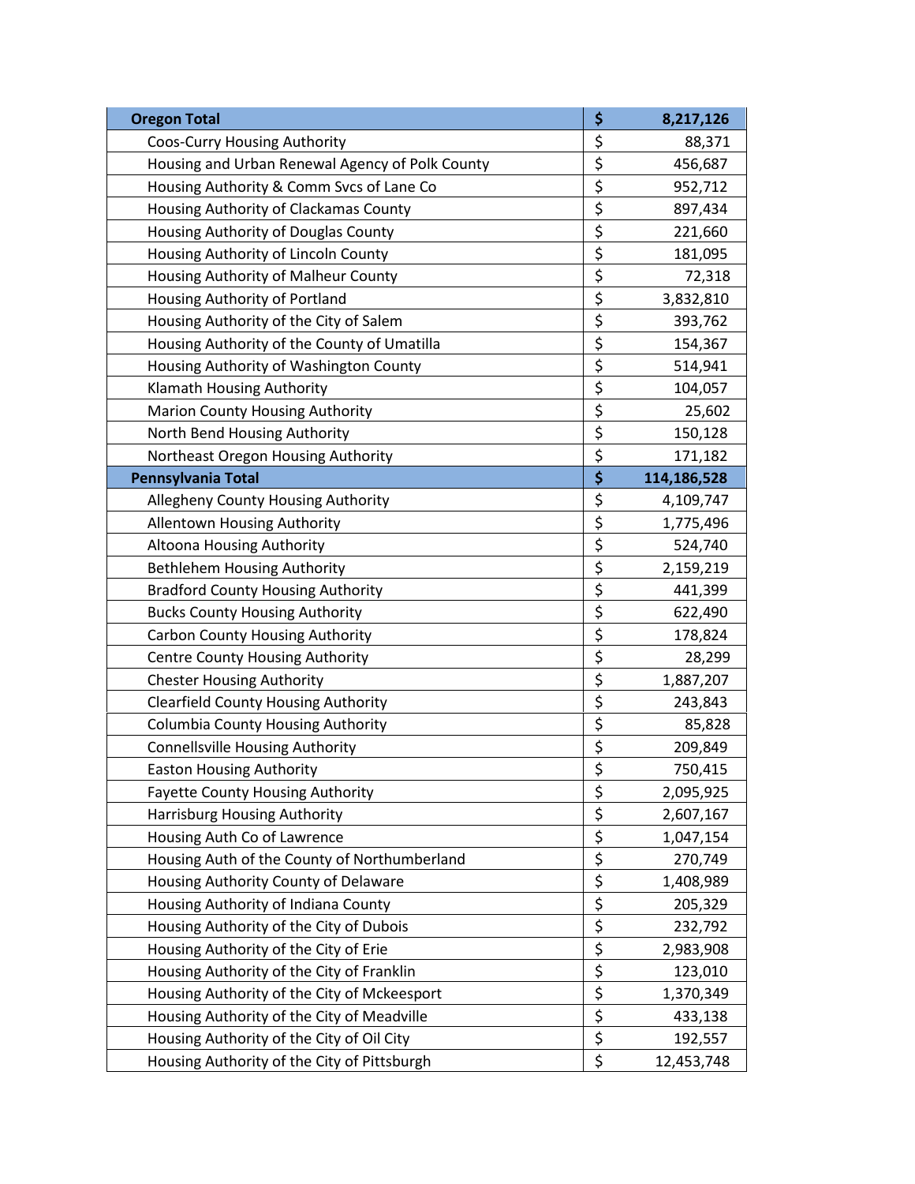| **Oregon Total** | **$** | **8,217,126** |
|---|---|---|
| Coos-Curry Housing Authority | $ | 88,371 |
| Housing and Urban Renewal Agency of Polk County | $ | 456,687 |
| Housing Authority & Comm Svcs of Lane Co | $ | 952,712 |
| Housing Authority of Clackamas County | $ | 897,434 |
| Housing Authority of Douglas County | $ | 221,660 |
| Housing Authority of Lincoln County | $ | 181,095 |
| Housing Authority of Malheur County | $ | 72,318 |
| Housing Authority of Portland | $ | 3,832,810 |
| Housing Authority of the City of Salem | $ | 393,762 |
| Housing Authority of the County of Umatilla | $ | 154,367 |
| Housing Authority of Washington County | $ | 514,941 |
| Klamath Housing Authority | $ | 104,057 |
| Marion County Housing Authority | $ | 25,602 |
| North Bend Housing Authority | $ | 150,128 |
| Northeast Oregon Housing Authority | $ | 171,182 |
| **Pennsylvania Total** | **$** | **114,186,528** |
| Allegheny County Housing Authority | $ | 4,109,747 |
| Allentown Housing Authority | $ | 1,775,496 |
| Altoona Housing Authority | $ | 524,740 |
| Bethlehem Housing Authority | $ | 2,159,219 |
| Bradford County Housing Authority | $ | 441,399 |
| Bucks County Housing Authority | $ | 622,490 |
| Carbon County Housing Authority | $ | 178,824 |
| Centre County Housing Authority | $ | 28,299 |
| Chester Housing Authority | $ | 1,887,207 |
| Clearfield County Housing Authority | $ | 243,843 |
| Columbia County Housing Authority | $ | 85,828 |
| Connellsville Housing Authority | $ | 209,849 |
| Easton Housing Authority | $ | 750,415 |
| Fayette County Housing Authority | $ | 2,095,925 |
| Harrisburg Housing Authority | $ | 2,607,167 |
| Housing Auth Co of Lawrence | $ | 1,047,154 |
| Housing Auth of the County of Northumberland | $ | 270,749 |
| Housing Authority County of Delaware | $ | 1,408,989 |
| Housing Authority of Indiana County | $ | 205,329 |
| Housing Authority of the City of Dubois | $ | 232,792 |
| Housing Authority of the City of Erie | $ | 2,983,908 |
| Housing Authority of the City of Franklin | $ | 123,010 |
| Housing Authority of the City of Mckeesport | $ | 1,370,349 |
| Housing Authority of the City of Meadville | $ | 433,138 |
| Housing Authority of the City of Oil City | $ | 192,557 |
| Housing Authority of the City of Pittsburgh | $ | 12,453,748 |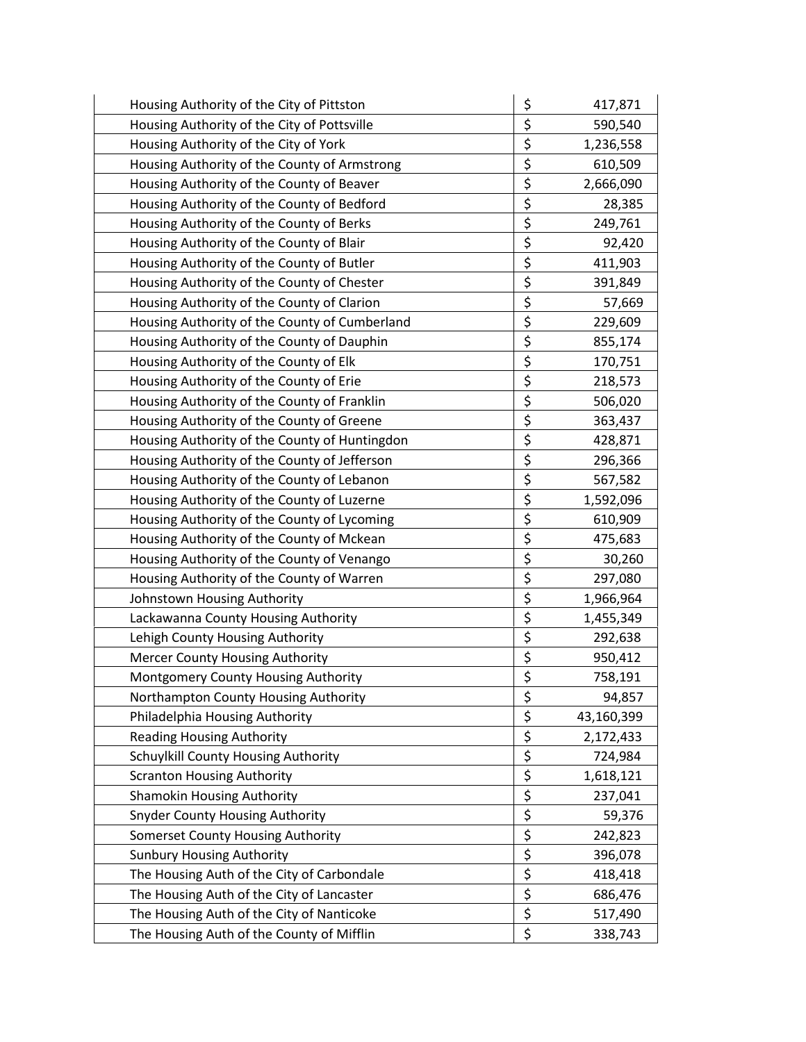| | | |
|---|---|---|
| Housing Authority of the City of Pittston | $ | 417,871 |
| Housing Authority of the City of Pottsville | $ | 590,540 |
| Housing Authority of the City of York | $ | 1,236,558 |
| Housing Authority of the County of Armstrong | $ | 610,509 |
| Housing Authority of the County of Beaver | $ | 2,666,090 |
| Housing Authority of the County of Bedford | $ | 28,385 |
| Housing Authority of the County of Berks | $ | 249,761 |
| Housing Authority of the County of Blair | $ | 92,420 |
| Housing Authority of the County of Butler | $ | 411,903 |
| Housing Authority of the County of Chester | $ | 391,849 |
| Housing Authority of the County of Clarion | $ | 57,669 |
| Housing Authority of the County of Cumberland | $ | 229,609 |
| Housing Authority of the County of Dauphin | $ | 855,174 |
| Housing Authority of the County of Elk | $ | 170,751 |
| Housing Authority of the County of Erie | $ | 218,573 |
| Housing Authority of the County of Franklin | $ | 506,020 |
| Housing Authority of the County of Greene | $ | 363,437 |
| Housing Authority of the County of Huntingdon | $ | 428,871 |
| Housing Authority of the County of Jefferson | $ | 296,366 |
| Housing Authority of the County of Lebanon | $ | 567,582 |
| Housing Authority of the County of Luzerne | $ | 1,592,096 |
| Housing Authority of the County of Lycoming | $ | 610,909 |
| Housing Authority of the County of Mckean | $ | 475,683 |
| Housing Authority of the County of Venango | $ | 30,260 |
| Housing Authority of the County of Warren | $ | 297,080 |
| Johnstown Housing Authority | $ | 1,966,964 |
| Lackawanna County Housing Authority | $ | 1,455,349 |
| Lehigh County Housing Authority | $ | 292,638 |
| Mercer County Housing Authority | $ | 950,412 |
| Montgomery County Housing Authority | $ | 758,191 |
| Northampton County Housing Authority | $ | 94,857 |
| Philadelphia Housing Authority | $ | 43,160,399 |
| Reading Housing Authority | $ | 2,172,433 |
| Schuylkill County Housing Authority | $ | 724,984 |
| Scranton Housing Authority | $ | 1,618,121 |
| Shamokin Housing Authority | $ | 237,041 |
| Snyder County Housing Authority | $ | 59,376 |
| Somerset County Housing Authority | $ | 242,823 |
| Sunbury Housing Authority | $ | 396,078 |
| The Housing Auth of the City of Carbondale | $ | 418,418 |
| The Housing Auth of the City of Lancaster | $ | 686,476 |
| The Housing Auth of the City of Nanticoke | $ | 517,490 |
| The Housing Auth of the County of Mifflin | $ | 338,743 |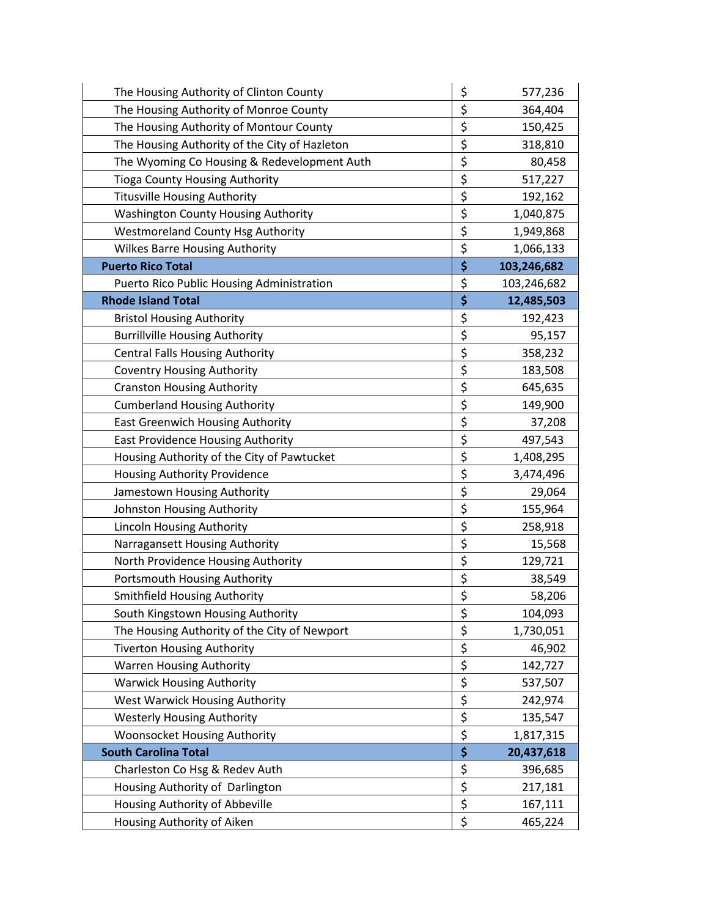| | | |
|---|---|---|
| The Housing Authority of Clinton County | $ | 577,236 |
| The Housing Authority of Monroe County | $ | 364,404 |
| The Housing Authority of Montour County | $ | 150,425 |
| The Housing Authority of the City of Hazleton | $ | 318,810 |
| The Wyoming Co Housing & Redevelopment Auth | $ | 80,458 |
| Tioga County Housing Authority | $ | 517,227 |
| Titusville Housing Authority | $ | 192,162 |
| Washington County Housing Authority | $ | 1,040,875 |
| Westmoreland County Hsg Authority | $ | 1,949,868 |
| Wilkes Barre Housing Authority | $ | 1,066,133 |
| **Puerto Rico Total** | **$** | **103,246,682** |
| Puerto Rico Public Housing Administration | $ | 103,246,682 |
| **Rhode Island Total** | **$** | **12,485,503** |
| Bristol Housing Authority | $ | 192,423 |
| Burrillville Housing Authority | $ | 95,157 |
| Central Falls Housing Authority | $ | 358,232 |
| Coventry Housing Authority | $ | 183,508 |
| Cranston Housing Authority | $ | 645,635 |
| Cumberland Housing Authority | $ | 149,900 |
| East Greenwich Housing Authority | $ | 37,208 |
| East Providence Housing Authority | $ | 497,543 |
| Housing Authority of the City of Pawtucket | $ | 1,408,295 |
| Housing Authority Providence | $ | 3,474,496 |
| Jamestown Housing Authority | $ | 29,064 |
| Johnston Housing Authority | $ | 155,964 |
| Lincoln Housing Authority | $ | 258,918 |
| Narragansett Housing Authority | $ | 15,568 |
| North Providence Housing Authority | $ | 129,721 |
| Portsmouth Housing Authority | $ | 38,549 |
| Smithfield Housing Authority | $ | 58,206 |
| South Kingstown Housing Authority | $ | 104,093 |
| The Housing Authority of the City of Newport | $ | 1,730,051 |
| Tiverton Housing Authority | $ | 46,902 |
| Warren Housing Authority | $ | 142,727 |
| Warwick Housing Authority | $ | 537,507 |
| West Warwick Housing Authority | $ | 242,974 |
| Westerly Housing Authority | $ | 135,547 |
| Woonsocket Housing Authority | $ | 1,817,315 |
| **South Carolina Total** | **$** | **20,437,618** |
| Charleston Co Hsg & Redev Auth | $ | 396,685 |
| Housing Authority of Darlington | $ | 217,181 |
| Housing Authority of Abbeville | $ | 167,111 |
| Housing Authority of Aiken | $ | 465,224 |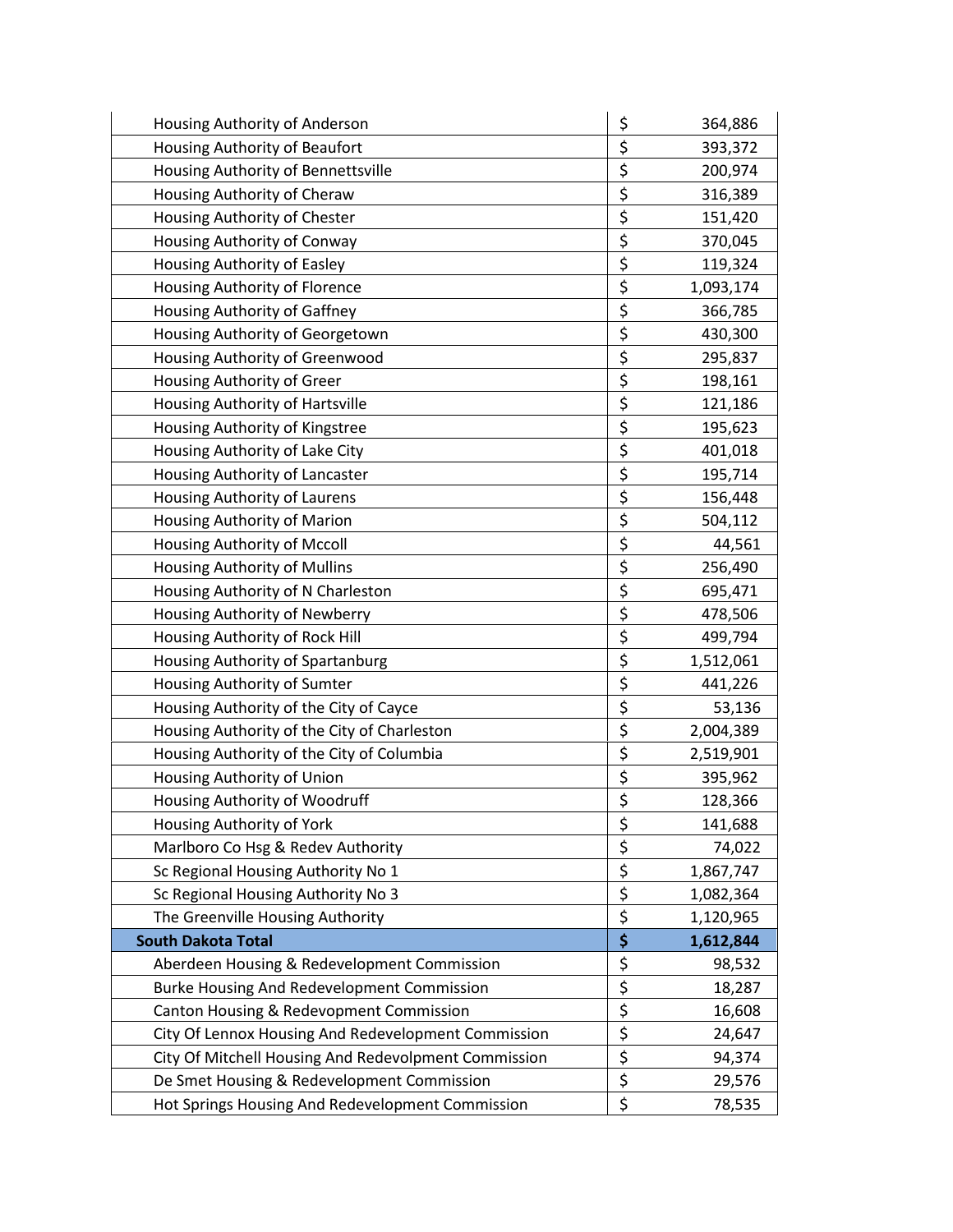| | | |
|---|---|---|
| Housing Authority of Anderson | $ | 364,886 |
| Housing Authority of Beaufort | $ | 393,372 |
| Housing Authority of Bennettsville | $ | 200,974 |
| Housing Authority of Cheraw | $ | 316,389 |
| Housing Authority of Chester | $ | 151,420 |
| Housing Authority of Conway | $ | 370,045 |
| Housing Authority of Easley | $ | 119,324 |
| Housing Authority of Florence | $ | 1,093,174 |
| Housing Authority of Gaffney | $ | 366,785 |
| Housing Authority of Georgetown | $ | 430,300 |
| Housing Authority of Greenwood | $ | 295,837 |
| Housing Authority of Greer | $ | 198,161 |
| Housing Authority of Hartsville | $ | 121,186 |
| Housing Authority of Kingstree | $ | 195,623 |
| Housing Authority of Lake City | $ | 401,018 |
| Housing Authority of Lancaster | $ | 195,714 |
| Housing Authority of Laurens | $ | 156,448 |
| Housing Authority of Marion | $ | 504,112 |
| Housing Authority of Mccoll | $ | 44,561 |
| Housing Authority of Mullins | $ | 256,490 |
| Housing Authority of N Charleston | $ | 695,471 |
| Housing Authority of Newberry | $ | 478,506 |
| Housing Authority of Rock Hill | $ | 499,794 |
| Housing Authority of Spartanburg | $ | 1,512,061 |
| Housing Authority of Sumter | $ | 441,226 |
| Housing Authority of the City of Cayce | $ | 53,136 |
| Housing Authority of the City of Charleston | $ | 2,004,389 |
| Housing Authority of the City of Columbia | $ | 2,519,901 |
| Housing Authority of Union | $ | 395,962 |
| Housing Authority of Woodruff | $ | 128,366 |
| Housing Authority of York | $ | 141,688 |
| Marlboro Co Hsg & Redev Authority | $ | 74,022 |
| Sc Regional Housing Authority No 1 | $ | 1,867,747 |
| Sc Regional Housing Authority No 3 | $ | 1,082,364 |
| The Greenville Housing Authority | $ | 1,120,965 |
| **South Dakota Total** | **$** | **1,612,844** |
| Aberdeen Housing & Redevelopment Commission | $ | 98,532 |
| Burke Housing And Redevelopment Commission | $ | 18,287 |
| Canton Housing & Redevopment Commission | $ | 16,608 |
| City Of Lennox Housing And Redevelopment Commission | $ | 24,647 |
| City Of Mitchell Housing And Redevolpment Commission | $ | 94,374 |
| De Smet Housing & Redevelopment Commission | $ | 29,576 |
| Hot Springs Housing And Redevelopment Commission | $ | 78,535 |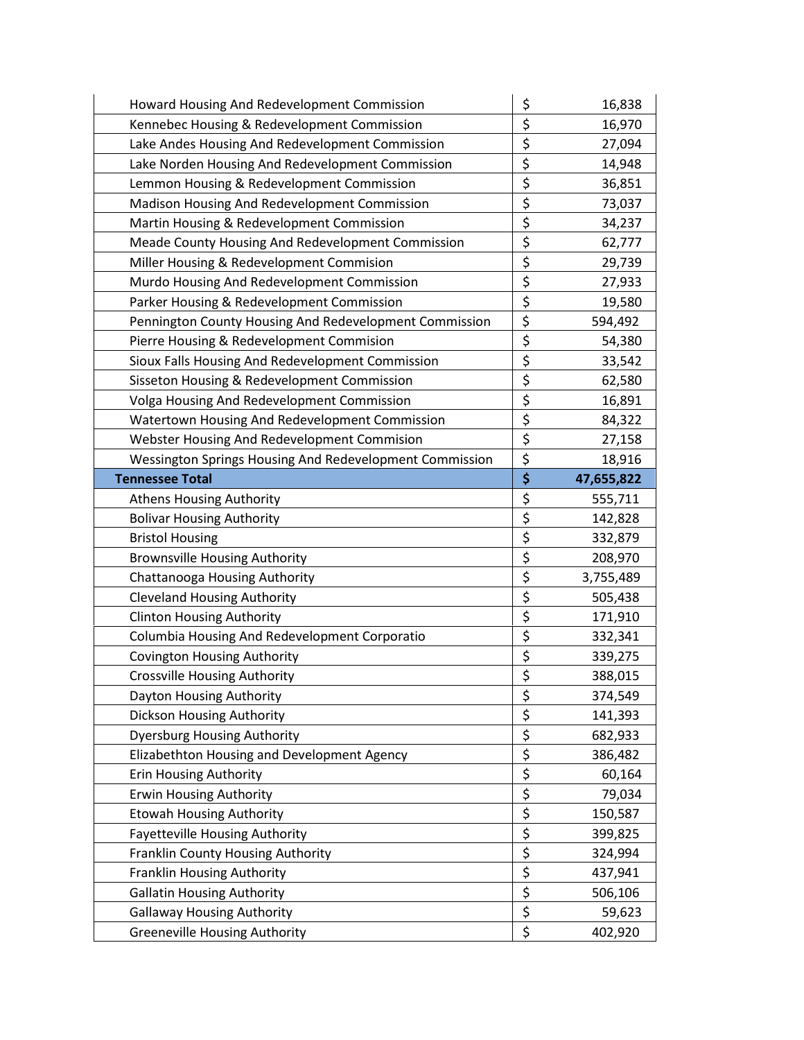| | | |
|---|---|---|
| Howard Housing And Redevelopment Commission | $ | 16,838 |
| Kennebec Housing & Redevelopment Commission | $ | 16,970 |
| Lake Andes Housing And Redevelopment Commission | $ | 27,094 |
| Lake Norden Housing And Redevelopment Commission | $ | 14,948 |
| Lemmon Housing & Redevelopment Commission | $ | 36,851 |
| Madison Housing And Redevelopment Commission | $ | 73,037 |
| Martin Housing & Redevelopment Commission | $ | 34,237 |
| Meade County Housing And Redevelopment Commission | $ | 62,777 |
| Miller Housing & Redevelopment Commision | $ | 29,739 |
| Murdo Housing And Redevelopment Commission | $ | 27,933 |
| Parker Housing & Redevelopment Commission | $ | 19,580 |
| Pennington County Housing And Redevelopment Commission | $ | 594,492 |
| Pierre Housing & Redevelopment Commision | $ | 54,380 |
| Sioux Falls Housing And Redevelopment Commission | $ | 33,542 |
| Sisseton Housing & Redevelopment Commission | $ | 62,580 |
| Volga Housing And Redevelopment Commission | $ | 16,891 |
| Watertown Housing And Redevelopment Commission | $ | 84,322 |
| Webster Housing And Redevelopment Commision | $ | 27,158 |
| Wessington Springs Housing And Redevelopment Commission | $ | 18,916 |
| **Tennessee Total** | **$** | **47,655,822** |
| Athens Housing Authority | $ | 555,711 |
| Bolivar Housing Authority | $ | 142,828 |
| Bristol Housing | $ | 332,879 |
| Brownsville Housing Authority | $ | 208,970 |
| Chattanooga Housing Authority | $ | 3,755,489 |
| Cleveland Housing Authority | $ | 505,438 |
| Clinton Housing Authority | $ | 171,910 |
| Columbia Housing And Redevelopment Corporatio | $ | 332,341 |
| Covington Housing Authority | $ | 339,275 |
| Crossville Housing Authority | $ | 388,015 |
| Dayton Housing Authority | $ | 374,549 |
| Dickson Housing Authority | $ | 141,393 |
| Dyersburg Housing Authority | $ | 682,933 |
| Elizabethton Housing and Development Agency | $ | 386,482 |
| Erin Housing Authority | $ | 60,164 |
| Erwin Housing Authority | $ | 79,034 |
| Etowah Housing Authority | $ | 150,587 |
| Fayetteville Housing Authority | $ | 399,825 |
| Franklin County Housing Authority | $ | 324,994 |
| Franklin Housing Authority | $ | 437,941 |
| Gallatin Housing Authority | $ | 506,106 |
| Gallaway Housing Authority | $ | 59,623 |
| Greeneville Housing Authority | $ | 402,920 |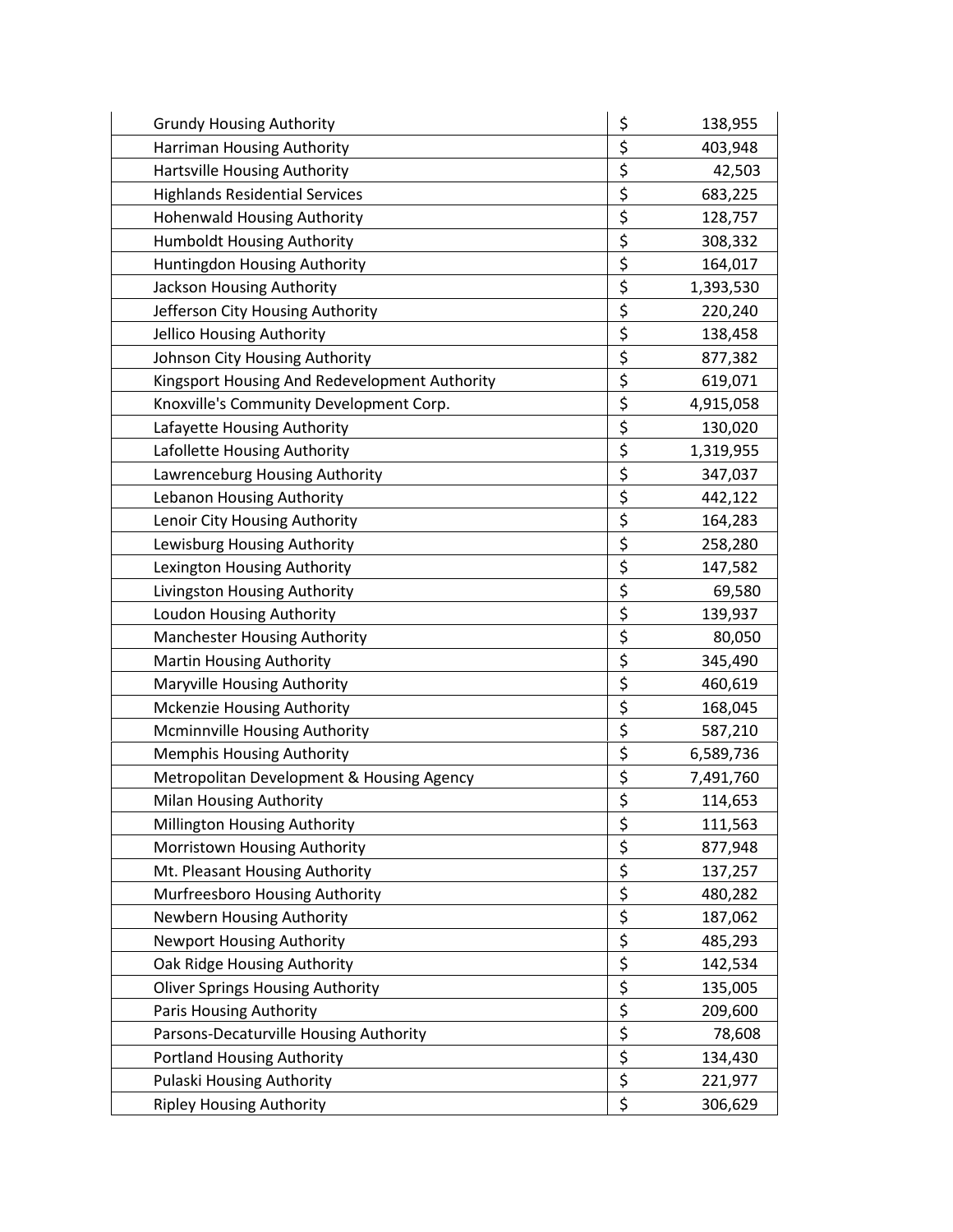| | | |
|---|---|---|
| Grundy Housing Authority | $ | 138,955 |
| Harriman Housing Authority | $ | 403,948 |
| Hartsville Housing Authority | $ | 42,503 |
| Highlands Residential Services | $ | 683,225 |
| Hohenwald Housing Authority | $ | 128,757 |
| Humboldt Housing Authority | $ | 308,332 |
| Huntingdon Housing Authority | $ | 164,017 |
| Jackson Housing Authority | $ | 1,393,530 |
| Jefferson City Housing Authority | $ | 220,240 |
| Jellico Housing Authority | $ | 138,458 |
| Johnson City Housing Authority | $ | 877,382 |
| Kingsport Housing And Redevelopment Authority | $ | 619,071 |
| Knoxville's Community Development Corp. | $ | 4,915,058 |
| Lafayette Housing Authority | $ | 130,020 |
| Lafollette Housing Authority | $ | 1,319,955 |
| Lawrenceburg Housing Authority | $ | 347,037 |
| Lebanon Housing Authority | $ | 442,122 |
| Lenoir City Housing Authority | $ | 164,283 |
| Lewisburg Housing Authority | $ | 258,280 |
| Lexington Housing Authority | $ | 147,582 |
| Livingston Housing Authority | $ | 69,580 |
| Loudon Housing Authority | $ | 139,937 |
| Manchester Housing Authority | $ | 80,050 |
| Martin Housing Authority | $ | 345,490 |
| Maryville Housing Authority | $ | 460,619 |
| Mckenzie Housing Authority | $ | 168,045 |
| Mcminnville Housing Authority | $ | 587,210 |
| Memphis Housing Authority | $ | 6,589,736 |
| Metropolitan Development & Housing Agency | $ | 7,491,760 |
| Milan Housing Authority | $ | 114,653 |
| Millington Housing Authority | $ | 111,563 |
| Morristown Housing Authority | $ | 877,948 |
| Mt. Pleasant Housing Authority | $ | 137,257 |
| Murfreesboro Housing Authority | $ | 480,282 |
| Newbern Housing Authority | $ | 187,062 |
| Newport Housing Authority | $ | 485,293 |
| Oak Ridge Housing Authority | $ | 142,534 |
| Oliver Springs Housing Authority | $ | 135,005 |
| Paris Housing Authority | $ | 209,600 |
| Parsons-Decaturville Housing Authority | $ | 78,608 |
| Portland Housing Authority | $ | 134,430 |
| Pulaski Housing Authority | $ | 221,977 |
| Ripley Housing Authority | $ | 306,629 |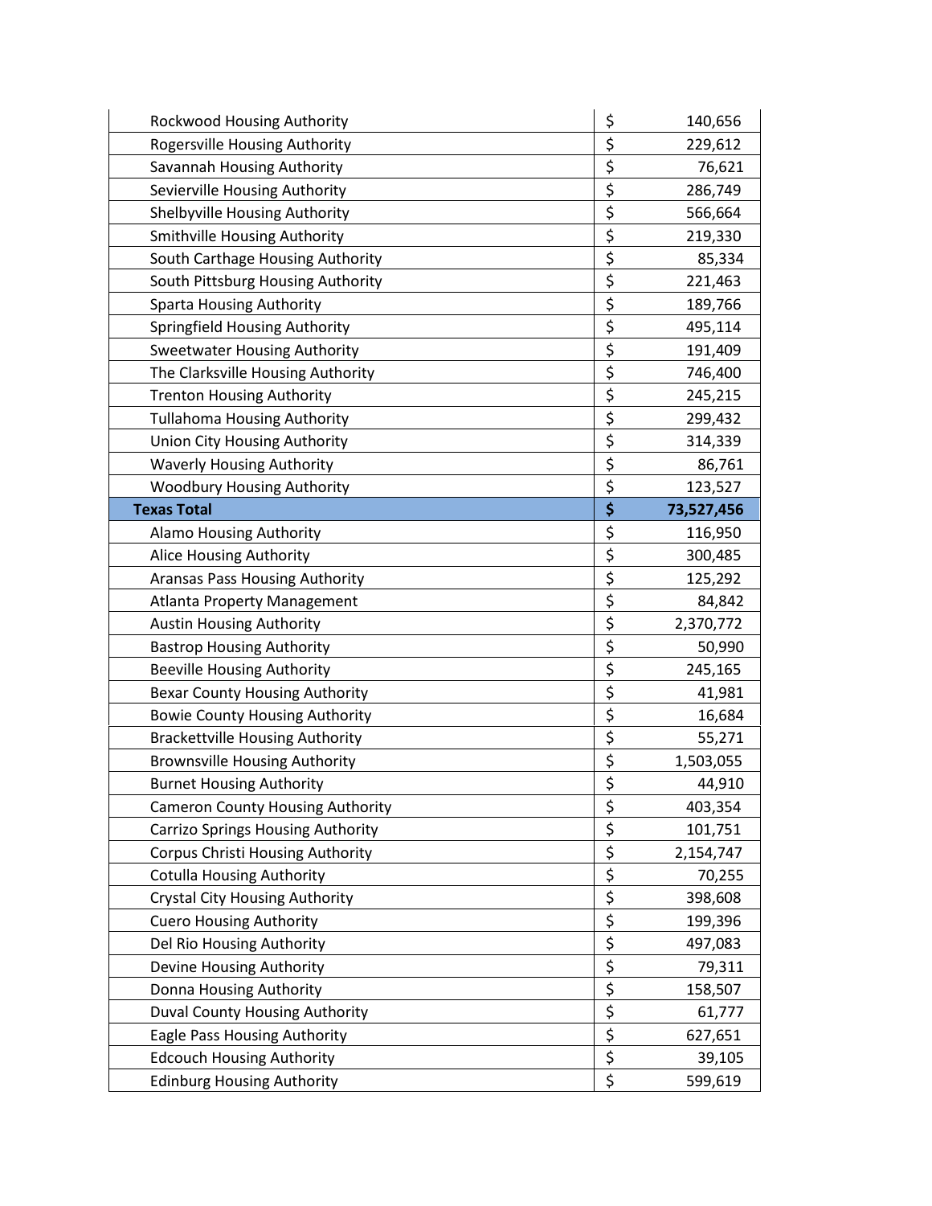| | | |
|---|---|---|
| Rockwood Housing Authority | $ | 140,656 |
| Rogersville Housing Authority | $ | 229,612 |
| Savannah Housing Authority | $ | 76,621 |
| Sevierville Housing Authority | $ | 286,749 |
| Shelbyville Housing Authority | $ | 566,664 |
| Smithville Housing Authority | $ | 219,330 |
| South Carthage Housing Authority | $ | 85,334 |
| South Pittsburg Housing Authority | $ | 221,463 |
| Sparta Housing Authority | $ | 189,766 |
| Springfield Housing Authority | $ | 495,114 |
| Sweetwater Housing Authority | $ | 191,409 |
| The Clarksville Housing Authority | $ | 746,400 |
| Trenton Housing Authority | $ | 245,215 |
| Tullahoma Housing Authority | $ | 299,432 |
| Union City Housing Authority | $ | 314,339 |
| Waverly Housing Authority | $ | 86,761 |
| Woodbury Housing Authority | $ | 123,527 |
| **Texas Total** | **$** | **73,527,456** |
| Alamo Housing Authority | $ | 116,950 |
| Alice Housing Authority | $ | 300,485 |
| Aransas Pass Housing Authority | $ | 125,292 |
| Atlanta Property Management | $ | 84,842 |
| Austin Housing Authority | $ | 2,370,772 |
| Bastrop Housing Authority | $ | 50,990 |
| Beeville Housing Authority | $ | 245,165 |
| Bexar County Housing Authority | $ | 41,981 |
| Bowie County Housing Authority | $ | 16,684 |
| Brackettville Housing Authority | $ | 55,271 |
| Brownsville Housing Authority | $ | 1,503,055 |
| Burnet Housing Authority | $ | 44,910 |
| Cameron County Housing Authority | $ | 403,354 |
| Carrizo Springs Housing Authority | $ | 101,751 |
| Corpus Christi Housing Authority | $ | 2,154,747 |
| Cotulla Housing Authority | $ | 70,255 |
| Crystal City Housing Authority | $ | 398,608 |
| Cuero Housing Authority | $ | 199,396 |
| Del Rio Housing Authority | $ | 497,083 |
| Devine Housing Authority | $ | 79,311 |
| Donna Housing Authority | $ | 158,507 |
| Duval County Housing Authority | $ | 61,777 |
| Eagle Pass Housing Authority | $ | 627,651 |
| Edcouch Housing Authority | $ | 39,105 |
| Edinburg Housing Authority | $ | 599,619 |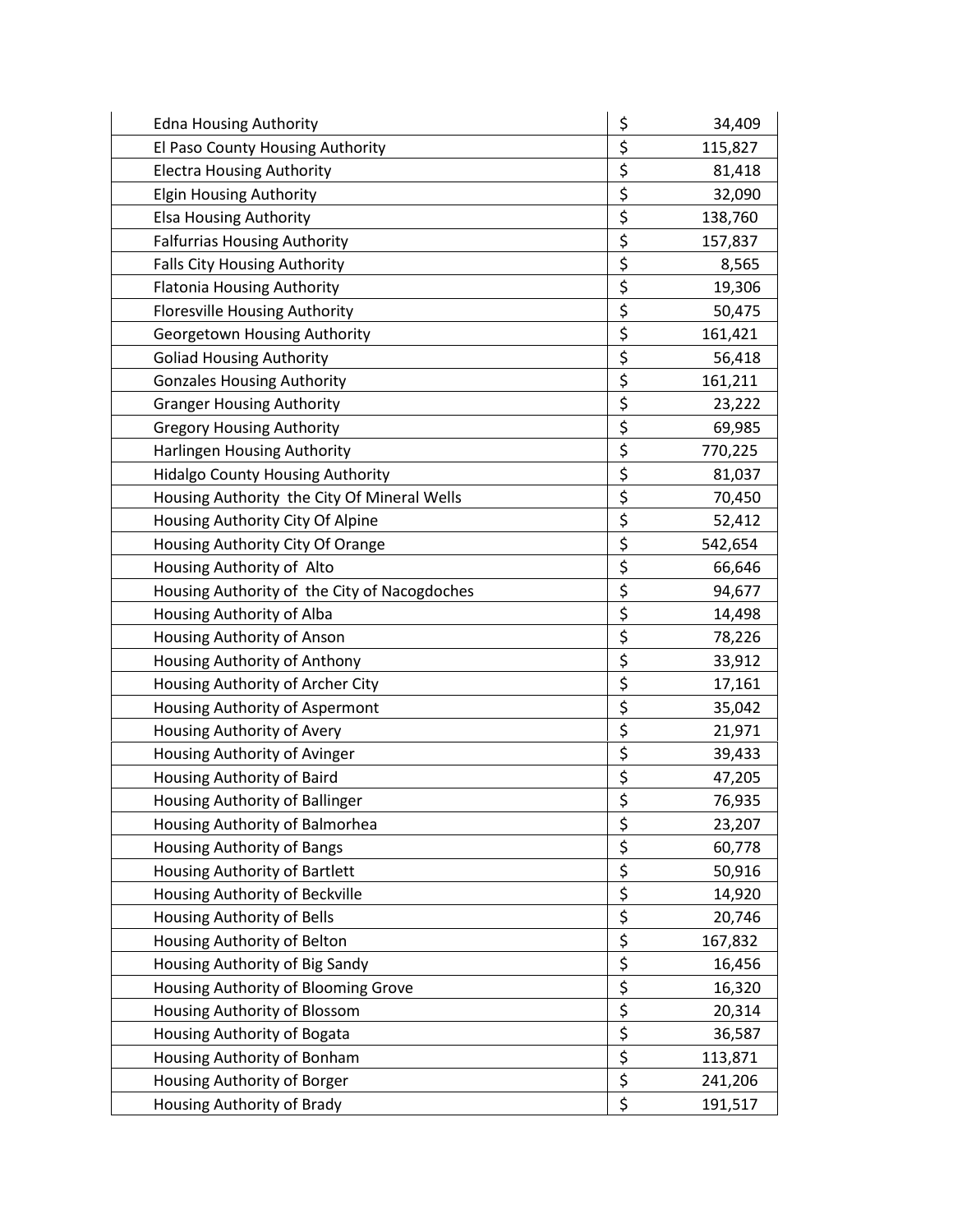| | |
|---|---|
| Edna Housing Authority | $ 34,409 |
| El Paso County Housing Authority | $ 115,827 |
| Electra Housing Authority | $ 81,418 |
| Elgin Housing Authority | $ 32,090 |
| Elsa Housing Authority | $ 138,760 |
| Falfurrias Housing Authority | $ 157,837 |
| Falls City Housing Authority | $ 8,565 |
| Flatonia Housing Authority | $ 19,306 |
| Floresville Housing Authority | $ 50,475 |
| Georgetown Housing Authority | $ 161,421 |
| Goliad Housing Authority | $ 56,418 |
| Gonzales Housing Authority | $ 161,211 |
| Granger Housing Authority | $ 23,222 |
| Gregory Housing Authority | $ 69,985 |
| Harlingen Housing Authority | $ 770,225 |
| Hidalgo County Housing Authority | $ 81,037 |
| Housing Authority the City Of Mineral Wells | $ 70,450 |
| Housing Authority City Of Alpine | $ 52,412 |
| Housing Authority City Of Orange | $ 542,654 |
| Housing Authority of Alto | $ 66,646 |
| Housing Authority of the City of Nacogdoches | $ 94,677 |
| Housing Authority of Alba | $ 14,498 |
| Housing Authority of Anson | $ 78,226 |
| Housing Authority of Anthony | $ 33,912 |
| Housing Authority of Archer City | $ 17,161 |
| Housing Authority of Aspermont | $ 35,042 |
| Housing Authority of Avery | $ 21,971 |
| Housing Authority of Avinger | $ 39,433 |
| Housing Authority of Baird | $ 47,205 |
| Housing Authority of Ballinger | $ 76,935 |
| Housing Authority of Balmorhea | $ 23,207 |
| Housing Authority of Bangs | $ 60,778 |
| Housing Authority of Bartlett | $ 50,916 |
| Housing Authority of Beckville | $ 14,920 |
| Housing Authority of Bells | $ 20,746 |
| Housing Authority of Belton | $ 167,832 |
| Housing Authority of Big Sandy | $ 16,456 |
| Housing Authority of Blooming Grove | $ 16,320 |
| Housing Authority of Blossom | $ 20,314 |
| Housing Authority of Bogata | $ 36,587 |
| Housing Authority of Bonham | $ 113,871 |
| Housing Authority of Borger | $ 241,206 |
| Housing Authority of Brady | $ 191,517 |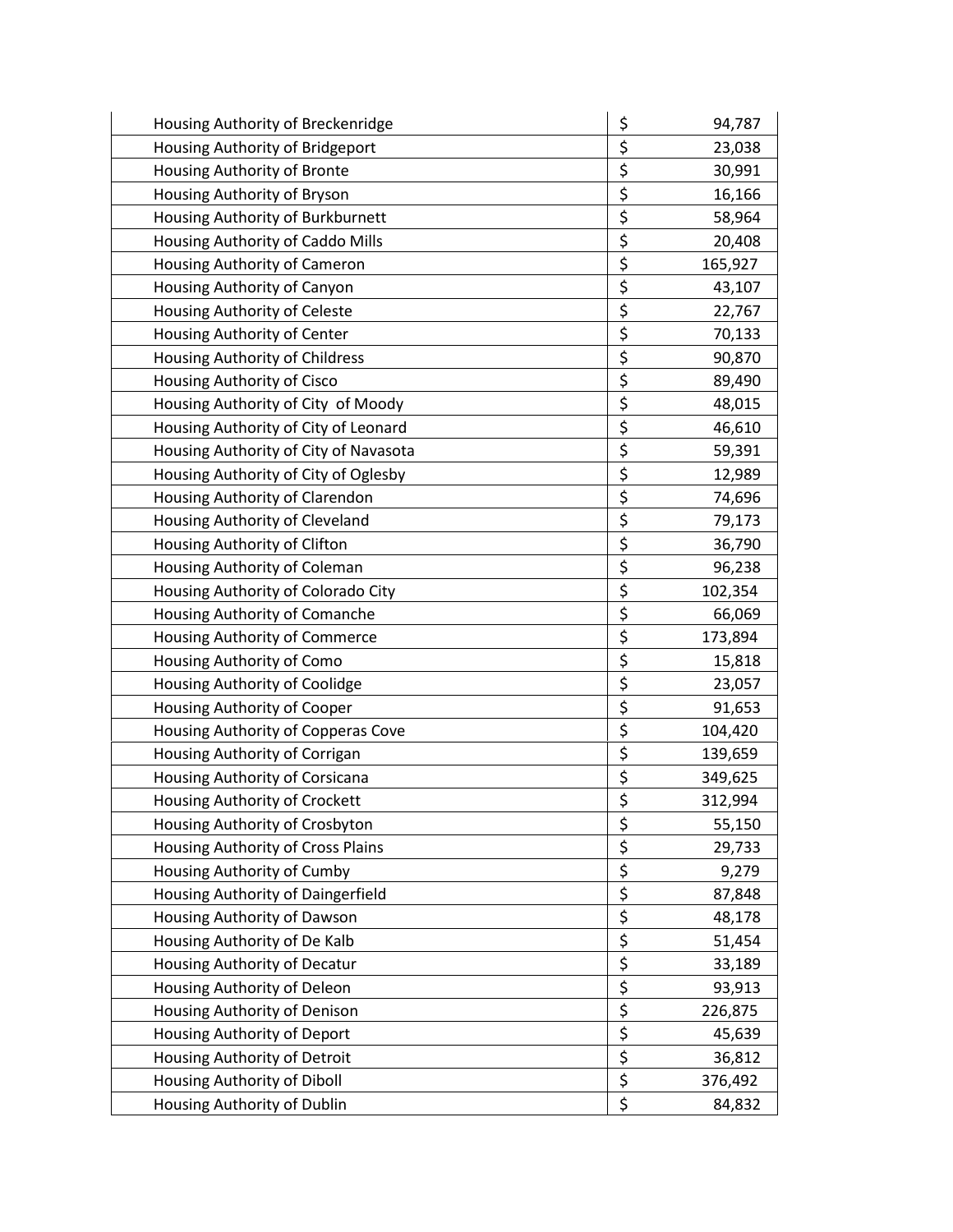| | | |
|---|---|---|
| Housing Authority of Breckenridge | $ | 94,787 |
| Housing Authority of Bridgeport | $ | 23,038 |
| Housing Authority of Bronte | $ | 30,991 |
| Housing Authority of Bryson | $ | 16,166 |
| Housing Authority of Burkburnett | $ | 58,964 |
| Housing Authority of Caddo Mills | $ | 20,408 |
| Housing Authority of Cameron | $ | 165,927 |
| Housing Authority of Canyon | $ | 43,107 |
| Housing Authority of Celeste | $ | 22,767 |
| Housing Authority of Center | $ | 70,133 |
| Housing Authority of Childress | $ | 90,870 |
| Housing Authority of Cisco | $ | 89,490 |
| Housing Authority of City  of Moody | $ | 48,015 |
| Housing Authority of City of Leonard | $ | 46,610 |
| Housing Authority of City of Navasota | $ | 59,391 |
| Housing Authority of City of Oglesby | $ | 12,989 |
| Housing Authority of Clarendon | $ | 74,696 |
| Housing Authority of Cleveland | $ | 79,173 |
| Housing Authority of Clifton | $ | 36,790 |
| Housing Authority of Coleman | $ | 96,238 |
| Housing Authority of Colorado City | $ | 102,354 |
| Housing Authority of Comanche | $ | 66,069 |
| Housing Authority of Commerce | $ | 173,894 |
| Housing Authority of Como | $ | 15,818 |
| Housing Authority of Coolidge | $ | 23,057 |
| Housing Authority of Cooper | $ | 91,653 |
| Housing Authority of Copperas Cove | $ | 104,420 |
| Housing Authority of Corrigan | $ | 139,659 |
| Housing Authority of Corsicana | $ | 349,625 |
| Housing Authority of Crockett | $ | 312,994 |
| Housing Authority of Crosbyton | $ | 55,150 |
| Housing Authority of Cross Plains | $ | 29,733 |
| Housing Authority of Cumby | $ | 9,279 |
| Housing Authority of Daingerfield | $ | 87,848 |
| Housing Authority of Dawson | $ | 48,178 |
| Housing Authority of De Kalb | $ | 51,454 |
| Housing Authority of Decatur | $ | 33,189 |
| Housing Authority of Deleon | $ | 93,913 |
| Housing Authority of Denison | $ | 226,875 |
| Housing Authority of Deport | $ | 45,639 |
| Housing Authority of Detroit | $ | 36,812 |
| Housing Authority of Diboll | $ | 376,492 |
| Housing Authority of Dublin | $ | 84,832 |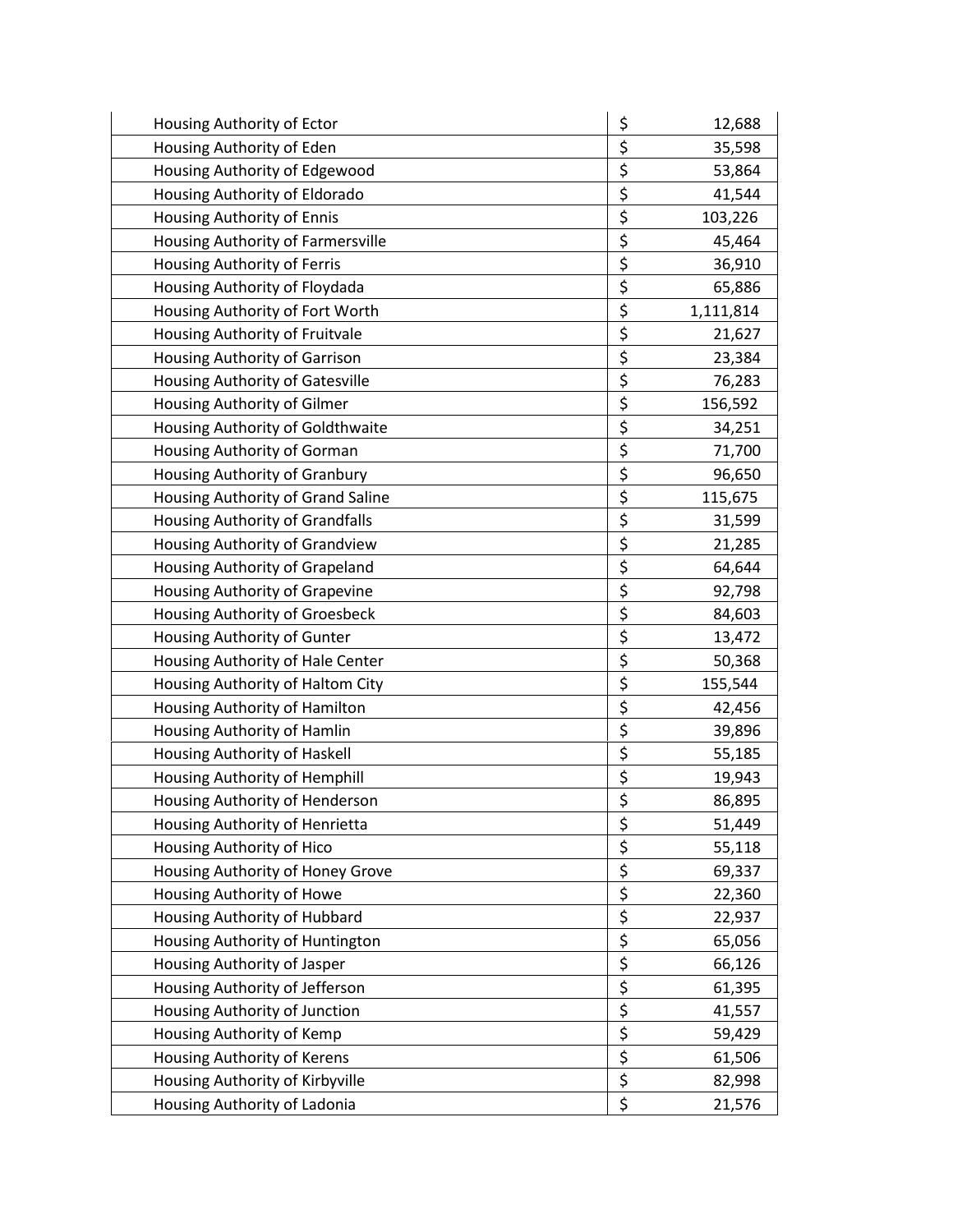| | |
|---|---|
| Housing Authority of Ector | $ 12,688 |
| Housing Authority of Eden | $ 35,598 |
| Housing Authority of Edgewood | $ 53,864 |
| Housing Authority of Eldorado | $ 41,544 |
| Housing Authority of Ennis | $ 103,226 |
| Housing Authority of Farmersville | $ 45,464 |
| Housing Authority of Ferris | $ 36,910 |
| Housing Authority of Floydada | $ 65,886 |
| Housing Authority of Fort Worth | $ 1,111,814 |
| Housing Authority of Fruitvale | $ 21,627 |
| Housing Authority of Garrison | $ 23,384 |
| Housing Authority of Gatesville | $ 76,283 |
| Housing Authority of Gilmer | $ 156,592 |
| Housing Authority of Goldthwaite | $ 34,251 |
| Housing Authority of Gorman | $ 71,700 |
| Housing Authority of Granbury | $ 96,650 |
| Housing Authority of Grand Saline | $ 115,675 |
| Housing Authority of Grandfalls | $ 31,599 |
| Housing Authority of Grandview | $ 21,285 |
| Housing Authority of Grapeland | $ 64,644 |
| Housing Authority of Grapevine | $ 92,798 |
| Housing Authority of Groesbeck | $ 84,603 |
| Housing Authority of Gunter | $ 13,472 |
| Housing Authority of Hale Center | $ 50,368 |
| Housing Authority of Haltom City | $ 155,544 |
| Housing Authority of Hamilton | $ 42,456 |
| Housing Authority of Hamlin | $ 39,896 |
| Housing Authority of Haskell | $ 55,185 |
| Housing Authority of Hemphill | $ 19,943 |
| Housing Authority of Henderson | $ 86,895 |
| Housing Authority of Henrietta | $ 51,449 |
| Housing Authority of Hico | $ 55,118 |
| Housing Authority of Honey Grove | $ 69,337 |
| Housing Authority of Howe | $ 22,360 |
| Housing Authority of Hubbard | $ 22,937 |
| Housing Authority of Huntington | $ 65,056 |
| Housing Authority of Jasper | $ 66,126 |
| Housing Authority of Jefferson | $ 61,395 |
| Housing Authority of Junction | $ 41,557 |
| Housing Authority of Kemp | $ 59,429 |
| Housing Authority of Kerens | $ 61,506 |
| Housing Authority of Kirbyville | $ 82,998 |
| Housing Authority of Ladonia | $ 21,576 |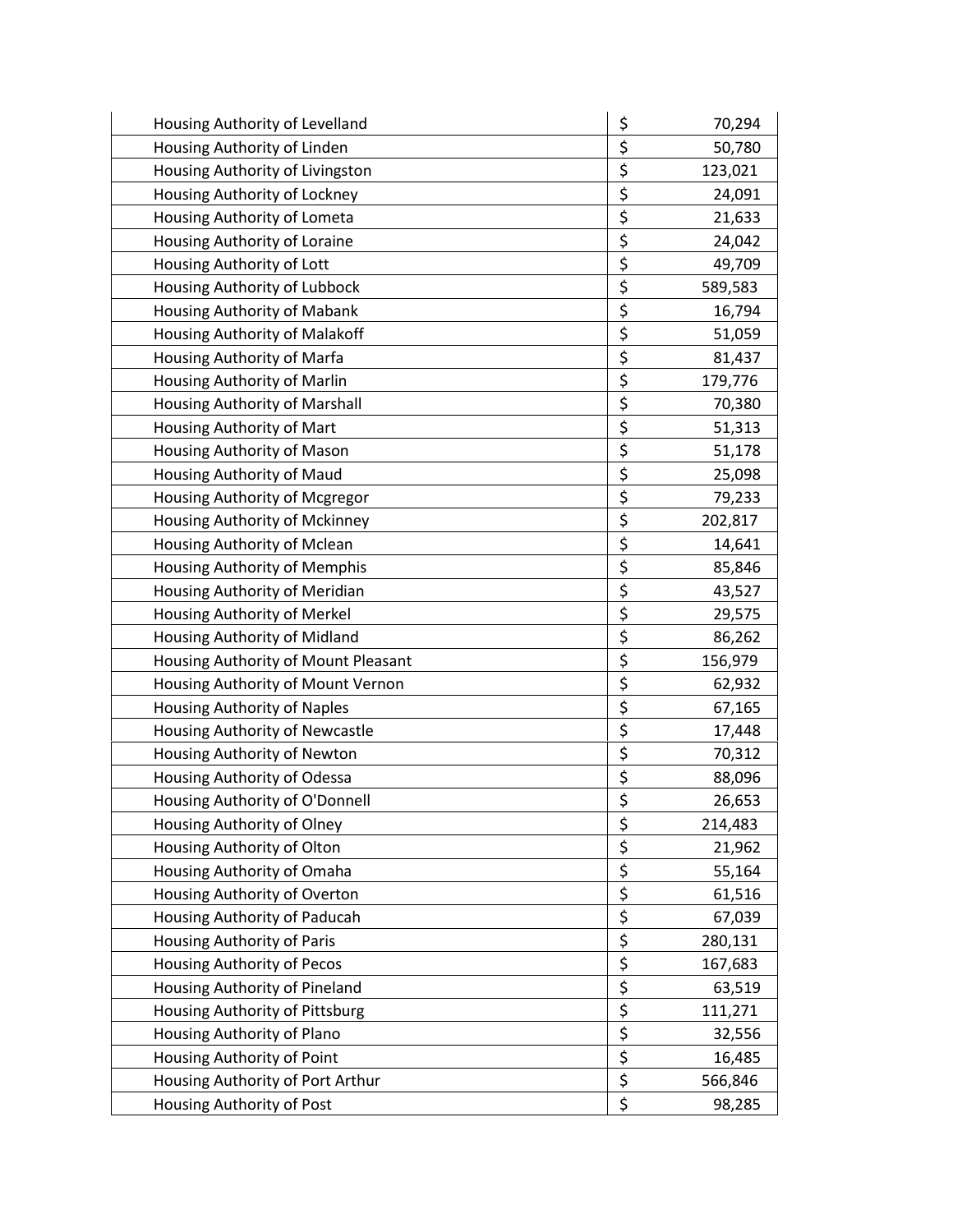| | | |
|---|---|---|
| Housing Authority of Levelland | $ | 70,294 |
| Housing Authority of Linden | $ | 50,780 |
| Housing Authority of Livingston | $ | 123,021 |
| Housing Authority of Lockney | $ | 24,091 |
| Housing Authority of Lometa | $ | 21,633 |
| Housing Authority of Loraine | $ | 24,042 |
| Housing Authority of Lott | $ | 49,709 |
| Housing Authority of Lubbock | $ | 589,583 |
| Housing Authority of Mabank | $ | 16,794 |
| Housing Authority of Malakoff | $ | 51,059 |
| Housing Authority of Marfa | $ | 81,437 |
| Housing Authority of Marlin | $ | 179,776 |
| Housing Authority of Marshall | $ | 70,380 |
| Housing Authority of Mart | $ | 51,313 |
| Housing Authority of Mason | $ | 51,178 |
| Housing Authority of Maud | $ | 25,098 |
| Housing Authority of Mcgregor | $ | 79,233 |
| Housing Authority of Mckinney | $ | 202,817 |
| Housing Authority of Mclean | $ | 14,641 |
| Housing Authority of Memphis | $ | 85,846 |
| Housing Authority of Meridian | $ | 43,527 |
| Housing Authority of Merkel | $ | 29,575 |
| Housing Authority of Midland | $ | 86,262 |
| Housing Authority of Mount Pleasant | $ | 156,979 |
| Housing Authority of Mount Vernon | $ | 62,932 |
| Housing Authority of Naples | $ | 67,165 |
| Housing Authority of Newcastle | $ | 17,448 |
| Housing Authority of Newton | $ | 70,312 |
| Housing Authority of Odessa | $ | 88,096 |
| Housing Authority of O'Donnell | $ | 26,653 |
| Housing Authority of Olney | $ | 214,483 |
| Housing Authority of Olton | $ | 21,962 |
| Housing Authority of Omaha | $ | 55,164 |
| Housing Authority of Overton | $ | 61,516 |
| Housing Authority of Paducah | $ | 67,039 |
| Housing Authority of Paris | $ | 280,131 |
| Housing Authority of Pecos | $ | 167,683 |
| Housing Authority of Pineland | $ | 63,519 |
| Housing Authority of Pittsburg | $ | 111,271 |
| Housing Authority of Plano | $ | 32,556 |
| Housing Authority of Point | $ | 16,485 |
| Housing Authority of Port Arthur | $ | 566,846 |
| Housing Authority of Post | $ | 98,285 |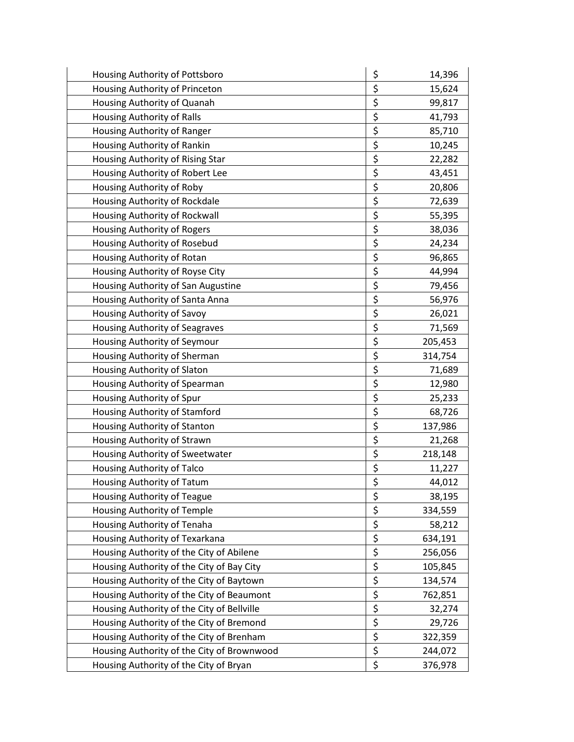| | | |
|---|---|---|
| Housing Authority of Pottsboro | $ | 14,396 |
| Housing Authority of Princeton | $ | 15,624 |
| Housing Authority of Quanah | $ | 99,817 |
| Housing Authority of Ralls | $ | 41,793 |
| Housing Authority of Ranger | $ | 85,710 |
| Housing Authority of Rankin | $ | 10,245 |
| Housing Authority of Rising Star | $ | 22,282 |
| Housing Authority of Robert Lee | $ | 43,451 |
| Housing Authority of Roby | $ | 20,806 |
| Housing Authority of Rockdale | $ | 72,639 |
| Housing Authority of Rockwall | $ | 55,395 |
| Housing Authority of Rogers | $ | 38,036 |
| Housing Authority of Rosebud | $ | 24,234 |
| Housing Authority of Rotan | $ | 96,865 |
| Housing Authority of Royse City | $ | 44,994 |
| Housing Authority of San Augustine | $ | 79,456 |
| Housing Authority of Santa Anna | $ | 56,976 |
| Housing Authority of Savoy | $ | 26,021 |
| Housing Authority of Seagraves | $ | 71,569 |
| Housing Authority of Seymour | $ | 205,453 |
| Housing Authority of Sherman | $ | 314,754 |
| Housing Authority of Slaton | $ | 71,689 |
| Housing Authority of Spearman | $ | 12,980 |
| Housing Authority of Spur | $ | 25,233 |
| Housing Authority of Stamford | $ | 68,726 |
| Housing Authority of Stanton | $ | 137,986 |
| Housing Authority of Strawn | $ | 21,268 |
| Housing Authority of Sweetwater | $ | 218,148 |
| Housing Authority of Talco | $ | 11,227 |
| Housing Authority of Tatum | $ | 44,012 |
| Housing Authority of Teague | $ | 38,195 |
| Housing Authority of Temple | $ | 334,559 |
| Housing Authority of Tenaha | $ | 58,212 |
| Housing Authority of Texarkana | $ | 634,191 |
| Housing Authority of the City of Abilene | $ | 256,056 |
| Housing Authority of the City of Bay City | $ | 105,845 |
| Housing Authority of the City of Baytown | $ | 134,574 |
| Housing Authority of the City of Beaumont | $ | 762,851 |
| Housing Authority of the City of Bellville | $ | 32,274 |
| Housing Authority of the City of Bremond | $ | 29,726 |
| Housing Authority of the City of Brenham | $ | 322,359 |
| Housing Authority of the City of Brownwood | $ | 244,072 |
| Housing Authority of the City of Bryan | $ | 376,978 |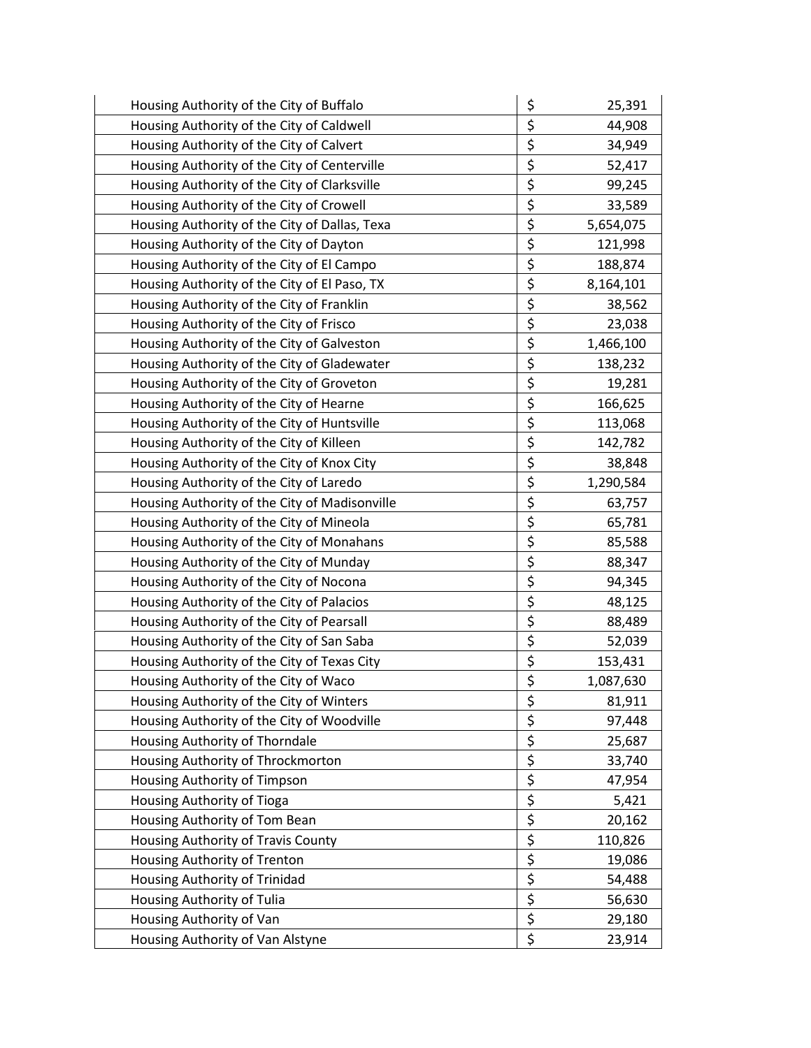| | | |
|---|---|---|
| Housing Authority of the City of Buffalo | $ | 25,391 |
| Housing Authority of the City of Caldwell | $ | 44,908 |
| Housing Authority of the City of Calvert | $ | 34,949 |
| Housing Authority of the City of Centerville | $ | 52,417 |
| Housing Authority of the City of Clarksville | $ | 99,245 |
| Housing Authority of the City of Crowell | $ | 33,589 |
| Housing Authority of the City of Dallas, Texa | $ | 5,654,075 |
| Housing Authority of the City of Dayton | $ | 121,998 |
| Housing Authority of the City of El Campo | $ | 188,874 |
| Housing Authority of the City of El Paso, TX | $ | 8,164,101 |
| Housing Authority of the City of Franklin | $ | 38,562 |
| Housing Authority of the City of Frisco | $ | 23,038 |
| Housing Authority of the City of Galveston | $ | 1,466,100 |
| Housing Authority of the City of Gladewater | $ | 138,232 |
| Housing Authority of the City of Groveton | $ | 19,281 |
| Housing Authority of the City of Hearne | $ | 166,625 |
| Housing Authority of the City of Huntsville | $ | 113,068 |
| Housing Authority of the City of Killeen | $ | 142,782 |
| Housing Authority of the City of Knox City | $ | 38,848 |
| Housing Authority of the City of Laredo | $ | 1,290,584 |
| Housing Authority of the City of Madisonville | $ | 63,757 |
| Housing Authority of the City of Mineola | $ | 65,781 |
| Housing Authority of the City of Monahans | $ | 85,588 |
| Housing Authority of the City of Munday | $ | 88,347 |
| Housing Authority of the City of Nocona | $ | 94,345 |
| Housing Authority of the City of Palacios | $ | 48,125 |
| Housing Authority of the City of Pearsall | $ | 88,489 |
| Housing Authority of the City of San Saba | $ | 52,039 |
| Housing Authority of the City of Texas City | $ | 153,431 |
| Housing Authority of the City of Waco | $ | 1,087,630 |
| Housing Authority of the City of Winters | $ | 81,911 |
| Housing Authority of the City of Woodville | $ | 97,448 |
| Housing Authority of Thorndale | $ | 25,687 |
| Housing Authority of Throckmorton | $ | 33,740 |
| Housing Authority of Timpson | $ | 47,954 |
| Housing Authority of Tioga | $ | 5,421 |
| Housing Authority of Tom Bean | $ | 20,162 |
| Housing Authority of Travis County | $ | 110,826 |
| Housing Authority of Trenton | $ | 19,086 |
| Housing Authority of Trinidad | $ | 54,488 |
| Housing Authority of Tulia | $ | 56,630 |
| Housing Authority of Van | $ | 29,180 |
| Housing Authority of Van Alstyne | $ | 23,914 |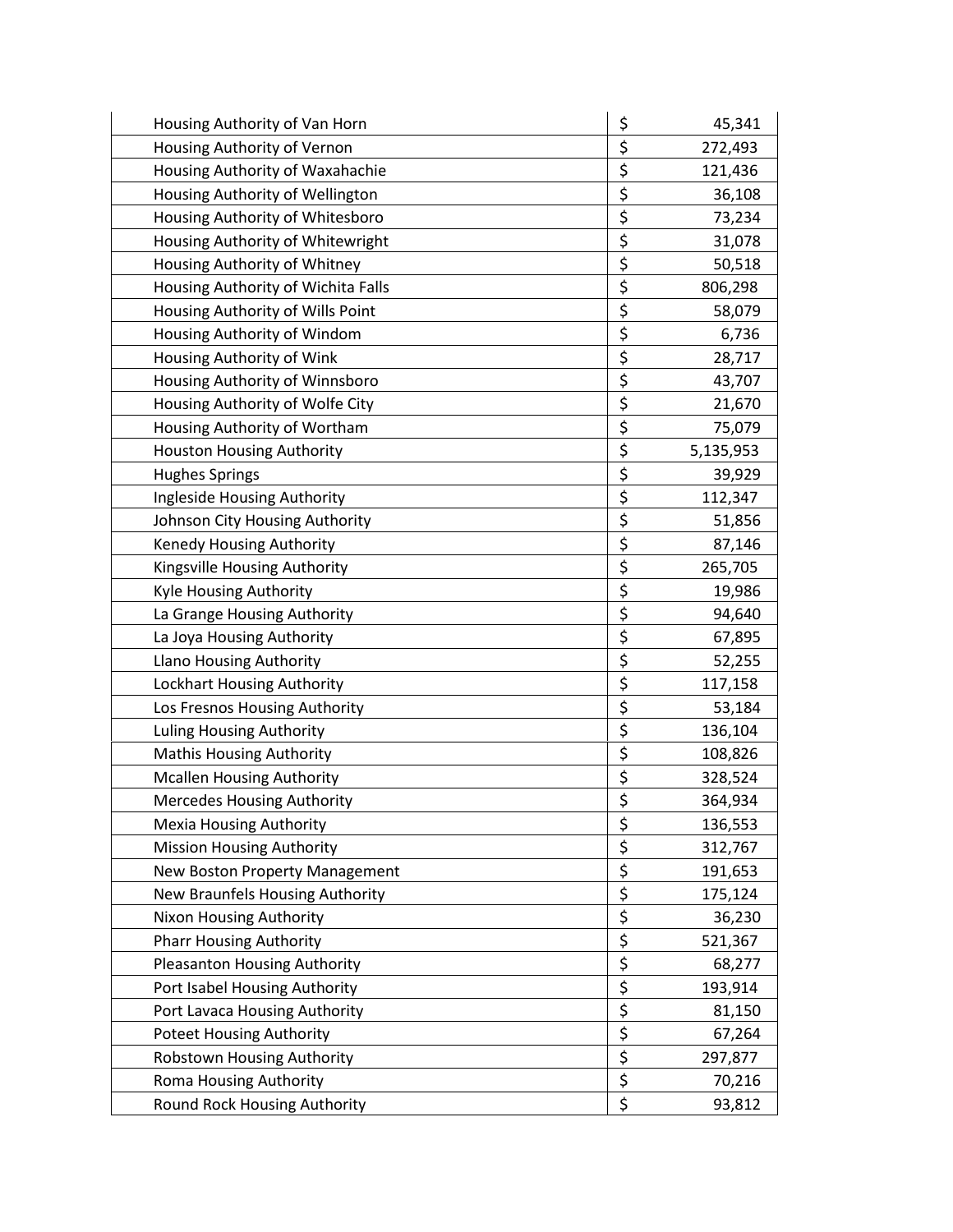| | |
|---|---|
| Housing Authority of Van Horn | $ 45,341 |
| Housing Authority of Vernon | $ 272,493 |
| Housing Authority of Waxahachie | $ 121,436 |
| Housing Authority of Wellington | $ 36,108 |
| Housing Authority of Whitesboro | $ 73,234 |
| Housing Authority of Whitewright | $ 31,078 |
| Housing Authority of Whitney | $ 50,518 |
| Housing Authority of Wichita Falls | $ 806,298 |
| Housing Authority of Wills Point | $ 58,079 |
| Housing Authority of Windom | $ 6,736 |
| Housing Authority of Wink | $ 28,717 |
| Housing Authority of Winnsboro | $ 43,707 |
| Housing Authority of Wolfe City | $ 21,670 |
| Housing Authority of Wortham | $ 75,079 |
| Houston Housing Authority | $ 5,135,953 |
| Hughes Springs | $ 39,929 |
| Ingleside Housing Authority | $ 112,347 |
| Johnson City Housing Authority | $ 51,856 |
| Kenedy Housing Authority | $ 87,146 |
| Kingsville Housing Authority | $ 265,705 |
| Kyle Housing Authority | $ 19,986 |
| La Grange Housing Authority | $ 94,640 |
| La Joya Housing Authority | $ 67,895 |
| Llano Housing Authority | $ 52,255 |
| Lockhart Housing Authority | $ 117,158 |
| Los Fresnos Housing Authority | $ 53,184 |
| Luling Housing Authority | $ 136,104 |
| Mathis Housing Authority | $ 108,826 |
| Mcallen Housing Authority | $ 328,524 |
| Mercedes Housing Authority | $ 364,934 |
| Mexia Housing Authority | $ 136,553 |
| Mission Housing Authority | $ 312,767 |
| New Boston Property Management | $ 191,653 |
| New Braunfels Housing Authority | $ 175,124 |
| Nixon Housing Authority | $ 36,230 |
| Pharr Housing Authority | $ 521,367 |
| Pleasanton Housing Authority | $ 68,277 |
| Port Isabel Housing Authority | $ 193,914 |
| Port Lavaca Housing Authority | $ 81,150 |
| Poteet Housing Authority | $ 67,264 |
| Robstown Housing Authority | $ 297,877 |
| Roma Housing Authority | $ 70,216 |
| Round Rock Housing Authority | $ 93,812 |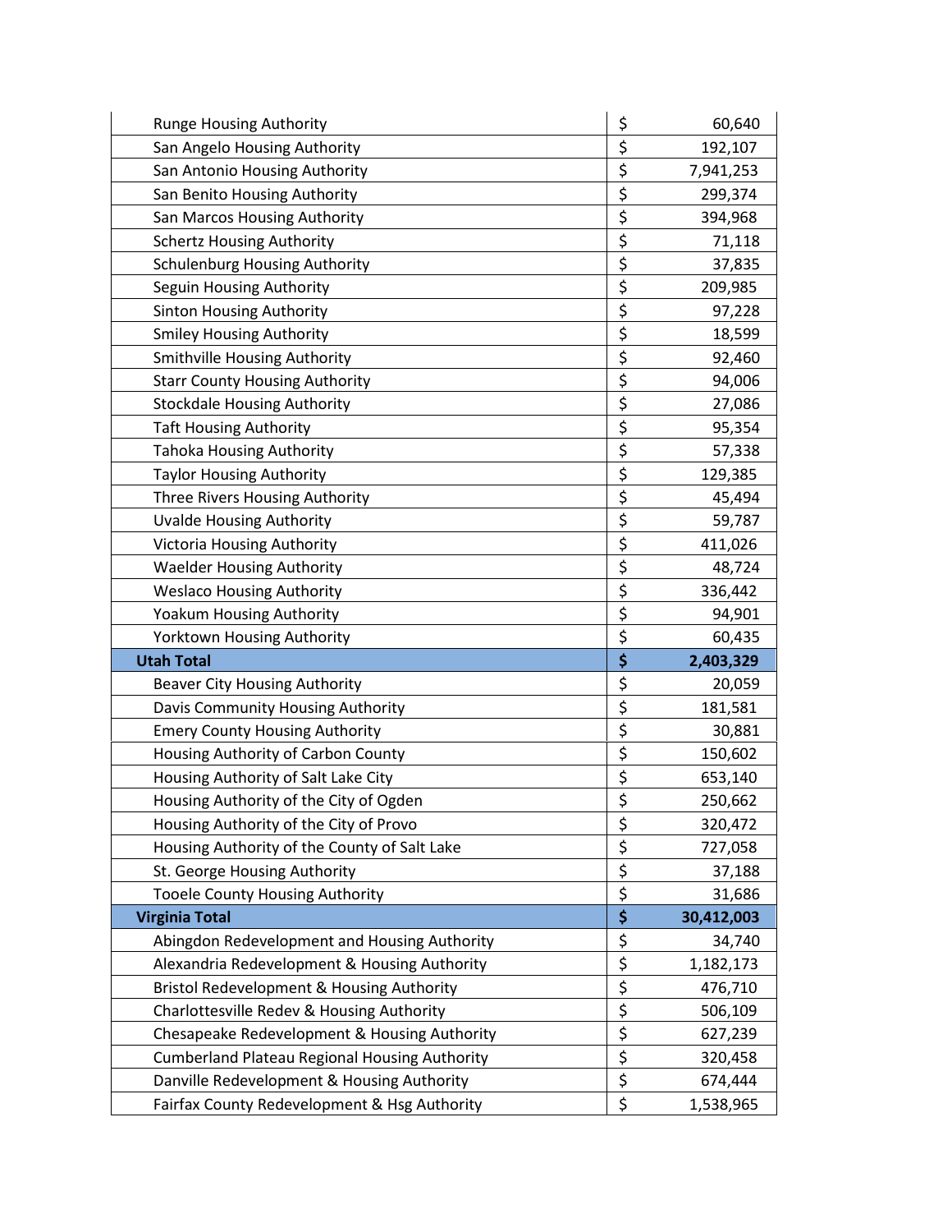| | | |
|---|---|---|
| Runge Housing Authority | $ | 60,640 |
| San Angelo Housing Authority | $ | 192,107 |
| San Antonio Housing Authority | $ | 7,941,253 |
| San Benito Housing Authority | $ | 299,374 |
| San Marcos Housing Authority | $ | 394,968 |
| Schertz Housing Authority | $ | 71,118 |
| Schulenburg Housing Authority | $ | 37,835 |
| Seguin Housing Authority | $ | 209,985 |
| Sinton Housing Authority | $ | 97,228 |
| Smiley Housing Authority | $ | 18,599 |
| Smithville Housing Authority | $ | 92,460 |
| Starr County Housing Authority | $ | 94,006 |
| Stockdale Housing Authority | $ | 27,086 |
| Taft Housing Authority | $ | 95,354 |
| Tahoka Housing Authority | $ | 57,338 |
| Taylor Housing Authority | $ | 129,385 |
| Three Rivers Housing Authority | $ | 45,494 |
| Uvalde Housing Authority | $ | 59,787 |
| Victoria Housing Authority | $ | 411,026 |
| Waelder Housing Authority | $ | 48,724 |
| Weslaco Housing Authority | $ | 336,442 |
| Yoakum Housing Authority | $ | 94,901 |
| Yorktown Housing Authority | $ | 60,435 |
| **Utah Total** | **$** | **2,403,329** |
| Beaver City Housing Authority | $ | 20,059 |
| Davis Community Housing Authority | $ | 181,581 |
| Emery County Housing Authority | $ | 30,881 |
| Housing Authority of Carbon County | $ | 150,602 |
| Housing Authority of Salt Lake City | $ | 653,140 |
| Housing Authority of the City of Ogden | $ | 250,662 |
| Housing Authority of the City of Provo | $ | 320,472 |
| Housing Authority of the County of Salt Lake | $ | 727,058 |
| St. George Housing Authority | $ | 37,188 |
| Tooele County Housing Authority | $ | 31,686 |
| **Virginia Total** | **$** | **30,412,003** |
| Abingdon Redevelopment and Housing Authority | $ | 34,740 |
| Alexandria Redevelopment & Housing Authority | $ | 1,182,173 |
| Bristol Redevelopment & Housing Authority | $ | 476,710 |
| Charlottesville Redev & Housing Authority | $ | 506,109 |
| Chesapeake Redevelopment & Housing Authority | $ | 627,239 |
| Cumberland Plateau Regional Housing Authority | $ | 320,458 |
| Danville Redevelopment & Housing Authority | $ | 674,444 |
| Fairfax County Redevelopment & Hsg Authority | $ | 1,538,965 |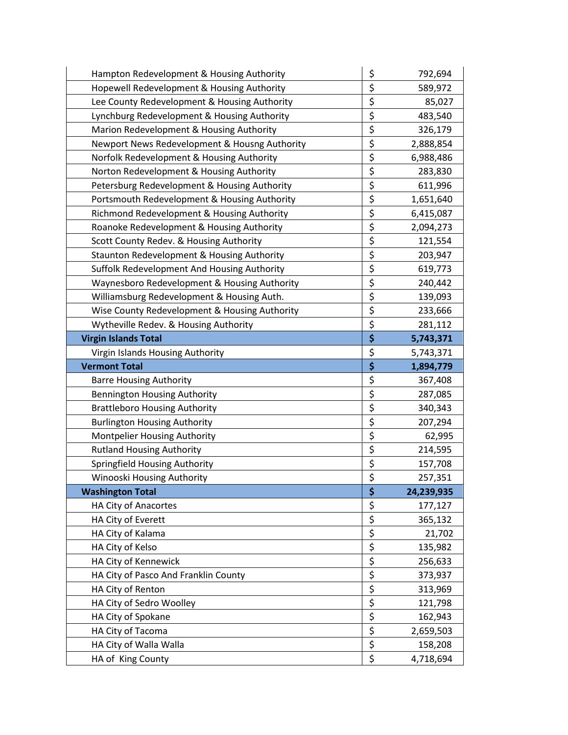| | | |
|---|---|---|
| Hampton Redevelopment & Housing Authority | $ | 792,694 |
| Hopewell Redevelopment & Housing Authority | $ | 589,972 |
| Lee County Redevelopment & Housing Authority | $ | 85,027 |
| Lynchburg Redevelopment & Housing Authority | $ | 483,540 |
| Marion Redevelopment & Housing Authority | $ | 326,179 |
| Newport News Redevelopment & Housng Authority | $ | 2,888,854 |
| Norfolk Redevelopment & Housing Authority | $ | 6,988,486 |
| Norton Redevelopment & Housing Authority | $ | 283,830 |
| Petersburg Redevelopment & Housing Authority | $ | 611,996 |
| Portsmouth Redevelopment & Housing Authority | $ | 1,651,640 |
| Richmond Redevelopment & Housing Authority | $ | 6,415,087 |
| Roanoke Redevelopment & Housing Authority | $ | 2,094,273 |
| Scott County Redev. & Housing Authority | $ | 121,554 |
| Staunton Redevelopment & Housing Authority | $ | 203,947 |
| Suffolk Redevelopment And Housing Authority | $ | 619,773 |
| Waynesboro Redevelopment & Housing Authority | $ | 240,442 |
| Williamsburg Redevelopment & Housing Auth. | $ | 139,093 |
| Wise County Redevelopment & Housing Authority | $ | 233,666 |
| Wytheville Redev. & Housing Authority | $ | 281,112 |
| **Virgin Islands Total** | **$** | **5,743,371** |
| Virgin Islands Housing Authority | $ | 5,743,371 |
| **Vermont Total** | **$** | **1,894,779** |
| Barre Housing Authority | $ | 367,408 |
| Bennington Housing Authority | $ | 287,085 |
| Brattleboro Housing Authority | $ | 340,343 |
| Burlington Housing Authority | $ | 207,294 |
| Montpelier Housing Authority | $ | 62,995 |
| Rutland Housing Authority | $ | 214,595 |
| Springfield Housing Authority | $ | 157,708 |
| Winooski Housing Authority | $ | 257,351 |
| **Washington Total** | **$** | **24,239,935** |
| HA City of Anacortes | $ | 177,127 |
| HA City of Everett | $ | 365,132 |
| HA City of Kalama | $ | 21,702 |
| HA City of Kelso | $ | 135,982 |
| HA City of Kennewick | $ | 256,633 |
| HA City of Pasco And Franklin County | $ | 373,937 |
| HA City of Renton | $ | 313,969 |
| HA City of Sedro Woolley | $ | 121,798 |
| HA City of Spokane | $ | 162,943 |
| HA City of Tacoma | $ | 2,659,503 |
| HA City of Walla Walla | $ | 158,208 |
| HA of King County | $ | 4,718,694 |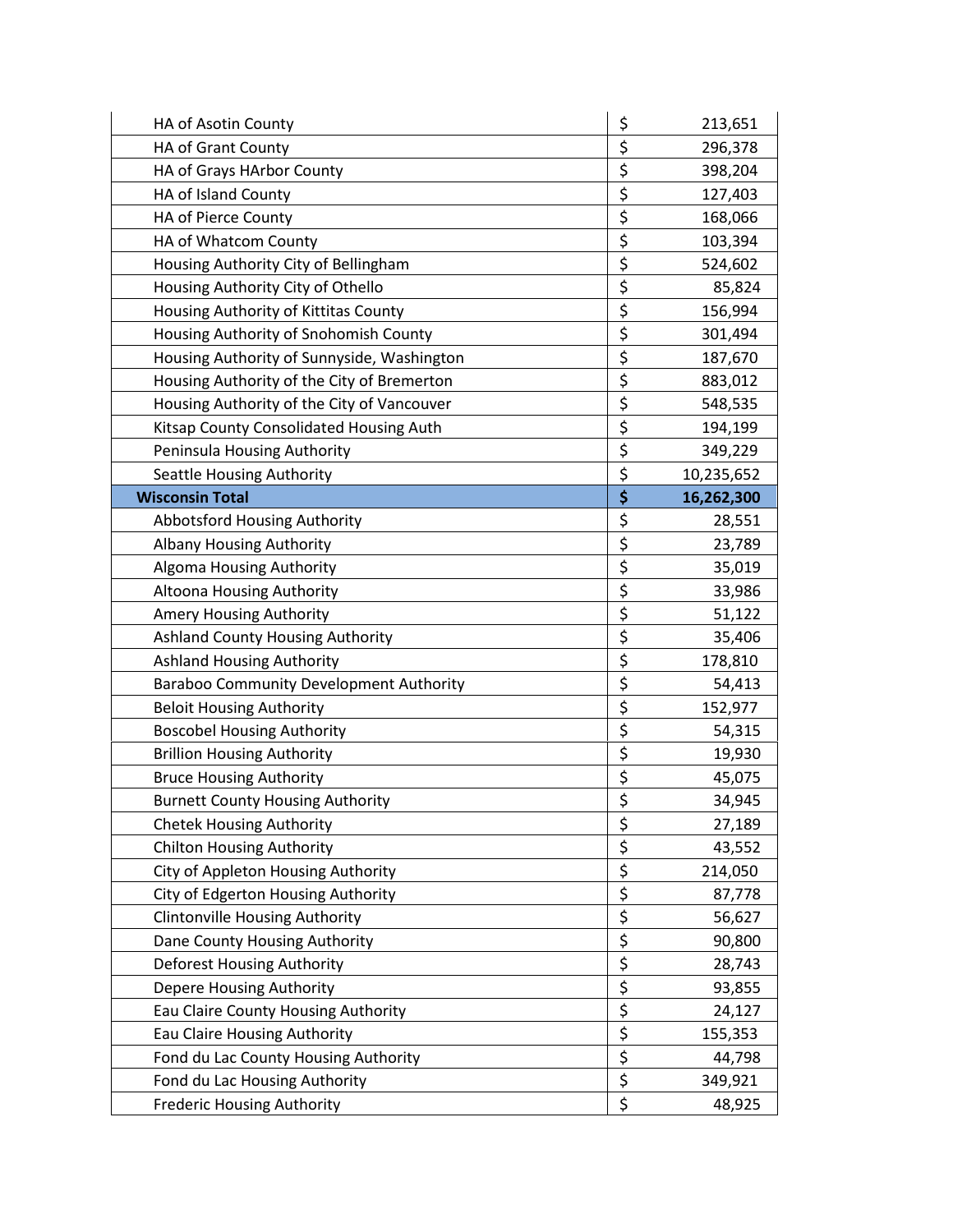| | | |
|---|---|---|
| HA of Asotin County | $ | 213,651 |
| HA of Grant County | $ | 296,378 |
| HA of Grays HArbor County | $ | 398,204 |
| HA of Island County | $ | 127,403 |
| HA of Pierce County | $ | 168,066 |
| HA of Whatcom County | $ | 103,394 |
| Housing Authority City of Bellingham | $ | 524,602 |
| Housing Authority City of Othello | $ | 85,824 |
| Housing Authority of Kittitas County | $ | 156,994 |
| Housing Authority of Snohomish County | $ | 301,494 |
| Housing Authority of Sunnyside, Washington | $ | 187,670 |
| Housing Authority of the City of Bremerton | $ | 883,012 |
| Housing Authority of the City of Vancouver | $ | 548,535 |
| Kitsap County Consolidated Housing Auth | $ | 194,199 |
| Peninsula Housing Authority | $ | 349,229 |
| Seattle Housing Authority | $ | 10,235,652 |
| **Wisconsin Total** | **$** | **16,262,300** |
| Abbotsford Housing Authority | $ | 28,551 |
| Albany Housing Authority | $ | 23,789 |
| Algoma Housing Authority | $ | 35,019 |
| Altoona Housing Authority | $ | 33,986 |
| Amery Housing Authority | $ | 51,122 |
| Ashland County Housing Authority | $ | 35,406 |
| Ashland Housing Authority | $ | 178,810 |
| Baraboo Community Development Authority | $ | 54,413 |
| Beloit Housing Authority | $ | 152,977 |
| Boscobel Housing Authority | $ | 54,315 |
| Brillion Housing Authority | $ | 19,930 |
| Bruce Housing Authority | $ | 45,075 |
| Burnett County Housing Authority | $ | 34,945 |
| Chetek Housing Authority | $ | 27,189 |
| Chilton Housing Authority | $ | 43,552 |
| City of Appleton Housing Authority | $ | 214,050 |
| City of Edgerton Housing Authority | $ | 87,778 |
| Clintonville Housing Authority | $ | 56,627 |
| Dane County Housing Authority | $ | 90,800 |
| Deforest Housing Authority | $ | 28,743 |
| Depere Housing Authority | $ | 93,855 |
| Eau Claire County Housing Authority | $ | 24,127 |
| Eau Claire Housing Authority | $ | 155,353 |
| Fond du Lac County Housing Authority | $ | 44,798 |
| Fond du Lac Housing Authority | $ | 349,921 |
| Frederic Housing Authority | $ | 48,925 |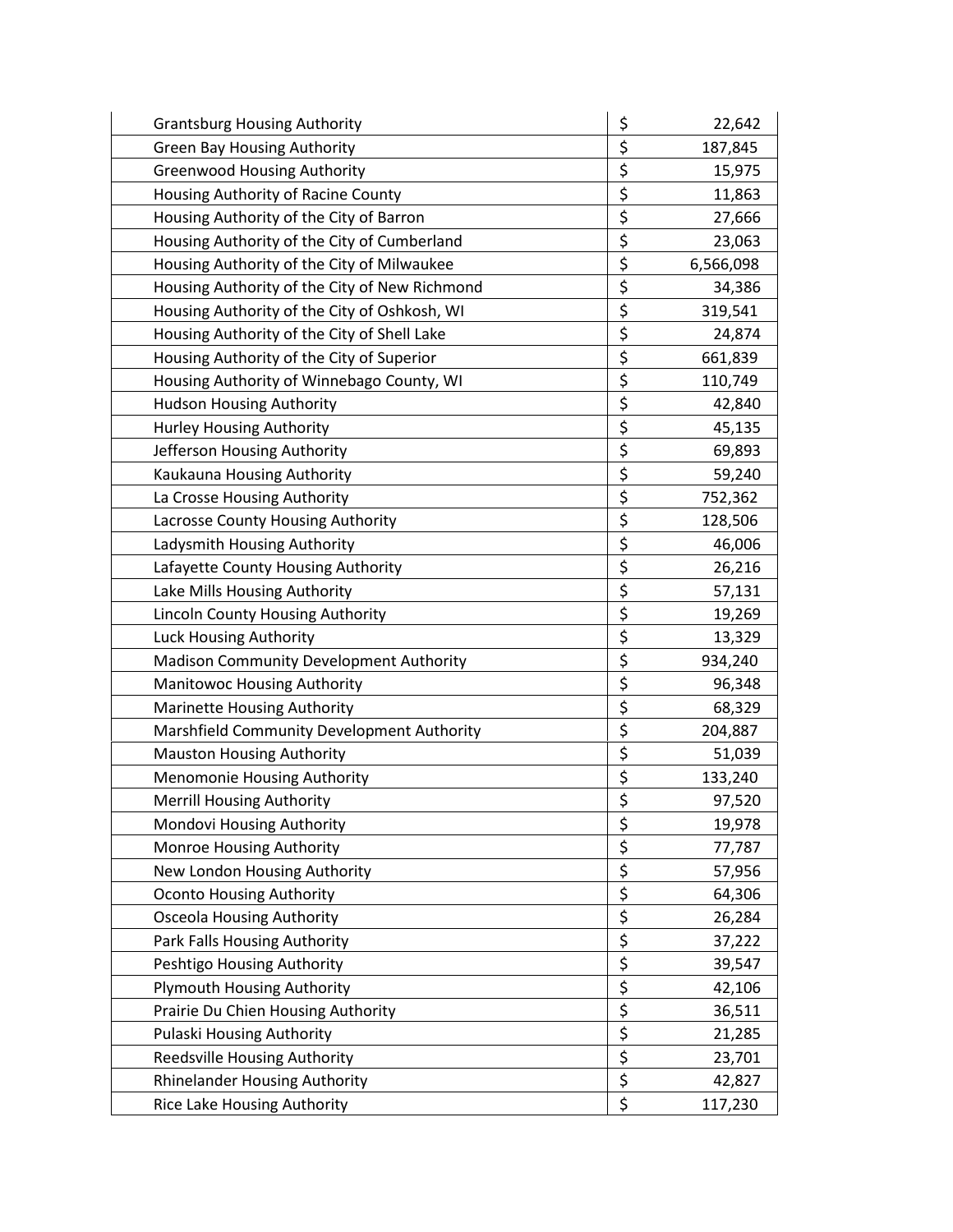| | | |
|---|---|---|
| Grantsburg Housing Authority | $ | 22,642 |
| Green Bay Housing Authority | $ | 187,845 |
| Greenwood Housing Authority | $ | 15,975 |
| Housing Authority of Racine County | $ | 11,863 |
| Housing Authority of the City of Barron | $ | 27,666 |
| Housing Authority of the City of Cumberland | $ | 23,063 |
| Housing Authority of the City of Milwaukee | $ | 6,566,098 |
| Housing Authority of the City of New Richmond | $ | 34,386 |
| Housing Authority of the City of Oshkosh, WI | $ | 319,541 |
| Housing Authority of the City of Shell Lake | $ | 24,874 |
| Housing Authority of the City of Superior | $ | 661,839 |
| Housing Authority of Winnebago County, WI | $ | 110,749 |
| Hudson Housing Authority | $ | 42,840 |
| Hurley Housing Authority | $ | 45,135 |
| Jefferson Housing Authority | $ | 69,893 |
| Kaukauna Housing Authority | $ | 59,240 |
| La Crosse Housing Authority | $ | 752,362 |
| Lacrosse County Housing Authority | $ | 128,506 |
| Ladysmith Housing Authority | $ | 46,006 |
| Lafayette County Housing Authority | $ | 26,216 |
| Lake Mills Housing Authority | $ | 57,131 |
| Lincoln County Housing Authority | $ | 19,269 |
| Luck Housing Authority | $ | 13,329 |
| Madison Community Development Authority | $ | 934,240 |
| Manitowoc Housing Authority | $ | 96,348 |
| Marinette Housing Authority | $ | 68,329 |
| Marshfield Community Development Authority | $ | 204,887 |
| Mauston Housing Authority | $ | 51,039 |
| Menomonie Housing Authority | $ | 133,240 |
| Merrill Housing Authority | $ | 97,520 |
| Mondovi Housing Authority | $ | 19,978 |
| Monroe Housing Authority | $ | 77,787 |
| New London Housing Authority | $ | 57,956 |
| Oconto Housing Authority | $ | 64,306 |
| Osceola Housing Authority | $ | 26,284 |
| Park Falls Housing Authority | $ | 37,222 |
| Peshtigo Housing Authority | $ | 39,547 |
| Plymouth Housing Authority | $ | 42,106 |
| Prairie Du Chien Housing Authority | $ | 36,511 |
| Pulaski Housing Authority | $ | 21,285 |
| Reedsville Housing Authority | $ | 23,701 |
| Rhinelander Housing Authority | $ | 42,827 |
| Rice Lake Housing Authority | $ | 117,230 |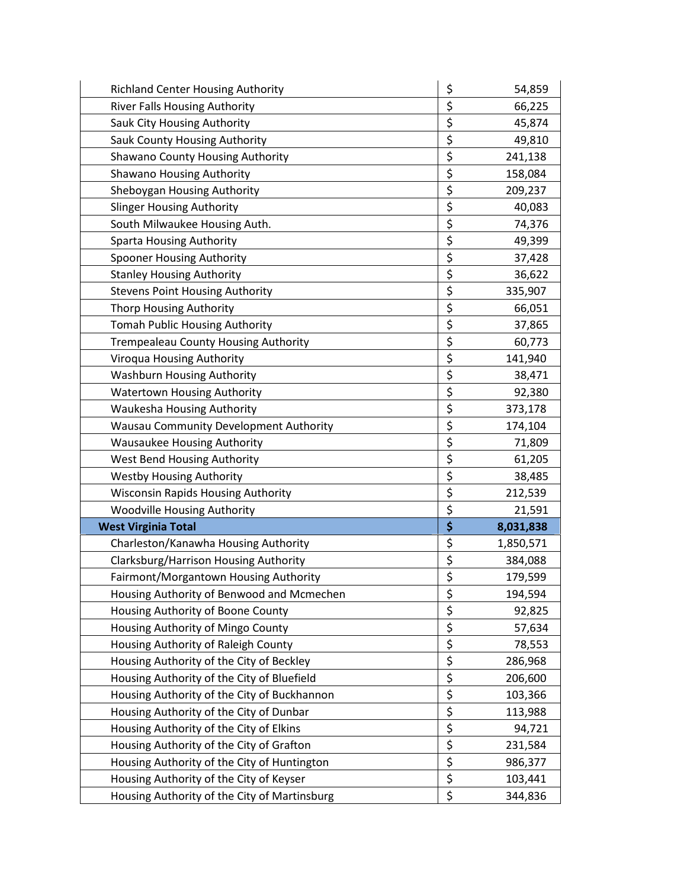| | | |
|---|---|---|
| Richland Center Housing Authority | $ | 54,859 |
| River Falls Housing Authority | $ | 66,225 |
| Sauk City Housing Authority | $ | 45,874 |
| Sauk County Housing Authority | $ | 49,810 |
| Shawano County Housing Authority | $ | 241,138 |
| Shawano Housing Authority | $ | 158,084 |
| Sheboygan Housing Authority | $ | 209,237 |
| Slinger Housing Authority | $ | 40,083 |
| South Milwaukee Housing Auth. | $ | 74,376 |
| Sparta Housing Authority | $ | 49,399 |
| Spooner Housing Authority | $ | 37,428 |
| Stanley Housing Authority | $ | 36,622 |
| Stevens Point Housing Authority | $ | 335,907 |
| Thorp Housing Authority | $ | 66,051 |
| Tomah Public Housing Authority | $ | 37,865 |
| Trempealeau County Housing Authority | $ | 60,773 |
| Viroqua Housing Authority | $ | 141,940 |
| Washburn Housing Authority | $ | 38,471 |
| Watertown Housing Authority | $ | 92,380 |
| Waukesha Housing Authority | $ | 373,178 |
| Wausau Community Development Authority | $ | 174,104 |
| Wausaukee Housing Authority | $ | 71,809 |
| West Bend Housing Authority | $ | 61,205 |
| Westby Housing Authority | $ | 38,485 |
| Wisconsin Rapids Housing Authority | $ | 212,539 |
| Woodville Housing Authority | $ | 21,591 |
| **West Virginia Total** | **$** | **8,031,838** |
| Charleston/Kanawha Housing Authority | $ | 1,850,571 |
| Clarksburg/Harrison Housing Authority | $ | 384,088 |
| Fairmont/Morgantown Housing Authority | $ | 179,599 |
| Housing Authority of Benwood and Mcmechen | $ | 194,594 |
| Housing Authority of Boone County | $ | 92,825 |
| Housing Authority of Mingo County | $ | 57,634 |
| Housing Authority of Raleigh County | $ | 78,553 |
| Housing Authority of the City of Beckley | $ | 286,968 |
| Housing Authority of the City of Bluefield | $ | 206,600 |
| Housing Authority of the City of Buckhannon | $ | 103,366 |
| Housing Authority of the City of Dunbar | $ | 113,988 |
| Housing Authority of the City of Elkins | $ | 94,721 |
| Housing Authority of the City of Grafton | $ | 231,584 |
| Housing Authority of the City of Huntington | $ | 986,377 |
| Housing Authority of the City of Keyser | $ | 103,441 |
| Housing Authority of the City of Martinsburg | $ | 344,836 |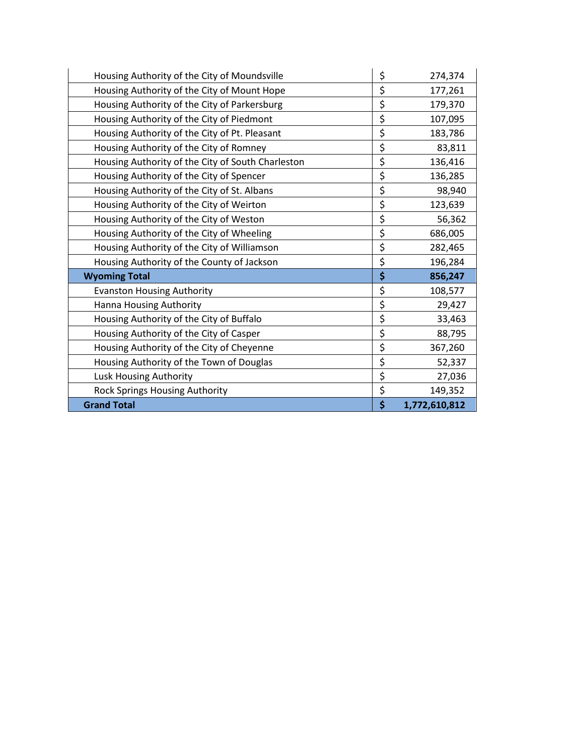| | | |
|---|---|---|
| Housing Authority of the City of Moundsville | $ | 274,374 |
| Housing Authority of the City of Mount Hope | $ | 177,261 |
| Housing Authority of the City of Parkersburg | $ | 179,370 |
| Housing Authority of the City of Piedmont | $ | 107,095 |
| Housing Authority of the City of Pt. Pleasant | $ | 183,786 |
| Housing Authority of the City of Romney | $ | 83,811 |
| Housing Authority of the City of South Charleston | $ | 136,416 |
| Housing Authority of the City of Spencer | $ | 136,285 |
| Housing Authority of the City of St. Albans | $ | 98,940 |
| Housing Authority of the City of Weirton | $ | 123,639 |
| Housing Authority of the City of Weston | $ | 56,362 |
| Housing Authority of the City of Wheeling | $ | 686,005 |
| Housing Authority of the City of Williamson | $ | 282,465 |
| Housing Authority of the County of Jackson | $ | 196,284 |
| **Wyoming Total** | **$** | **856,247** |
| Evanston Housing Authority | $ | 108,577 |
| Hanna Housing Authority | $ | 29,427 |
| Housing Authority of the City of Buffalo | $ | 33,463 |
| Housing Authority of the City of Casper | $ | 88,795 |
| Housing Authority of the City of Cheyenne | $ | 367,260 |
| Housing Authority of the Town of Douglas | $ | 52,337 |
| Lusk Housing Authority | $ | 27,036 |
| Rock Springs Housing Authority | $ | 149,352 |
| **Grand Total** | **$** | **1,772,610,812** |